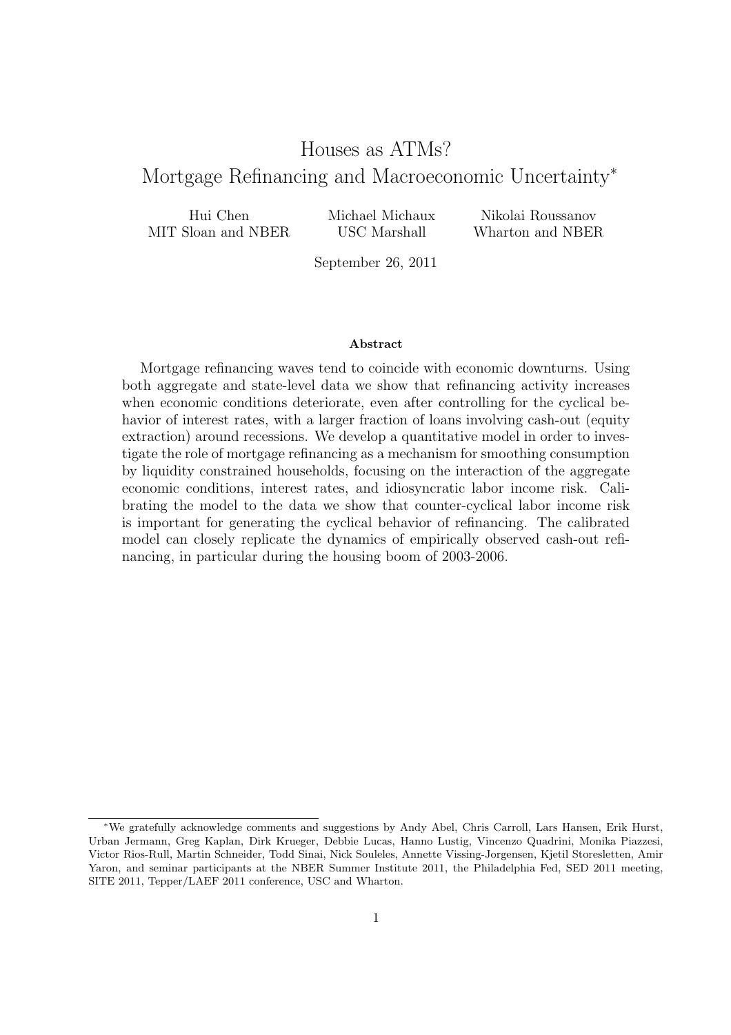# Houses as ATMs? Mortgage Refinancing and Macroeconomic Uncertainty*

Hui Chen — MIT Sloan and NBER

Michael Michaux — USC Marshall

Nikolai Roussanov — Wharton and NBER

September 26, 2011

### Abstract

Mortgage refinancing waves tend to coincide with economic downturns. Using both aggregate and state-level data we show that refinancing activity increases when economic conditions deteriorate, even after controlling for the cyclical behavior of interest rates, with a larger fraction of loans involving cash-out (equity extraction) around recessions. We develop a quantitative model in order to investigate the role of mortgage refinancing as a mechanism for smoothing consumption by liquidity constrained households, focusing on the interaction of the aggregate economic conditions, interest rates, and idiosyncratic labor income risk. Calibrating the model to the data we show that counter-cyclical labor income risk is important for generating the cyclical behavior of refinancing. The calibrated model can closely replicate the dynamics of empirically observed cash-out refinancing, in particular during the housing boom of 2003-2006.

---

*We gratefully acknowledge comments and suggestions by Andy Abel, Chris Carroll, Lars Hansen, Erik Hurst, Urban Jermann, Greg Kaplan, Dirk Krueger, Debbie Lucas, Hanno Lustig, Vincenzo Quadrini, Monika Piazzesi, Victor Rios-Rull, Martin Schneider, Todd Sinai, Nick Souleles, Annette Vissing-Jorgensen, Kjetil Storesletten, Amir Yaron, and seminar participants at the NBER Summer Institute 2011, the Philadelphia Fed, SED 2011 meeting, SITE 2011, Tepper/LAEF 2011 conference, USC and Wharton.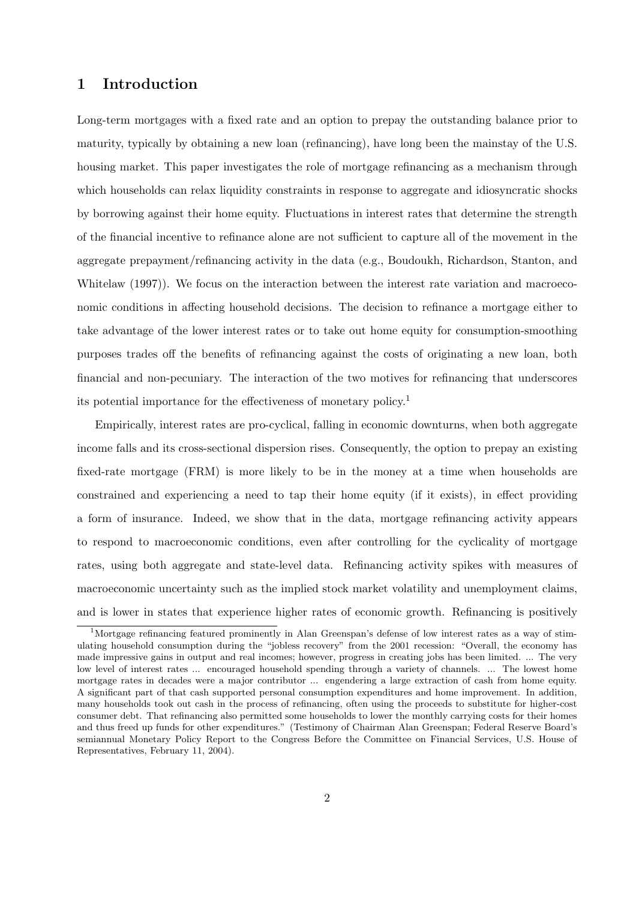# 1 Introduction

Long-term mortgages with a fixed rate and an option to prepay the outstanding balance prior to maturity, typically by obtaining a new loan (refinancing), have long been the mainstay of the U.S. housing market. This paper investigates the role of mortgage refinancing as a mechanism through which households can relax liquidity constraints in response to aggregate and idiosyncratic shocks by borrowing against their home equity. Fluctuations in interest rates that determine the strength of the financial incentive to refinance alone are not sufficient to capture all of the movement in the aggregate prepayment/refinancing activity in the data (e.g., Boudoukh, Richardson, Stanton, and Whitelaw (1997)). We focus on the interaction between the interest rate variation and macroeconomic conditions in affecting household decisions. The decision to refinance a mortgage either to take advantage of the lower interest rates or to take out home equity for consumption-smoothing purposes trades off the benefits of refinancing against the costs of originating a new loan, both financial and non-pecuniary. The interaction of the two motives for refinancing that underscores its potential importance for the effectiveness of monetary policy.[1]

Empirically, interest rates are pro-cyclical, falling in economic downturns, when both aggregate income falls and its cross-sectional dispersion rises. Consequently, the option to prepay an existing fixed-rate mortgage (FRM) is more likely to be in the money at a time when households are constrained and experiencing a need to tap their home equity (if it exists), in effect providing a form of insurance. Indeed, we show that in the data, mortgage refinancing activity appears to respond to macroeconomic conditions, even after controlling for the cyclicality of mortgage rates, using both aggregate and state-level data. Refinancing activity spikes with measures of macroeconomic uncertainty such as the implied stock market volatility and unemployment claims, and is lower in states that experience higher rates of economic growth. Refinancing is positively

[1] Mortgage refinancing featured prominently in Alan Greenspan's defense of low interest rates as a way of stimulating household consumption during the "jobless recovery" from the 2001 recession: "Overall, the economy has made impressive gains in output and real incomes; however, progress in creating jobs has been limited. ... The very low level of interest rates ... encouraged household spending through a variety of channels. ... The lowest home mortgage rates in decades were a major contributor ... engendering a large extraction of cash from home equity. A significant part of that cash supported personal consumption expenditures and home improvement. In addition, many households took out cash in the process of refinancing, often using the proceeds to substitute for higher-cost consumer debt. That refinancing also permitted some households to lower the monthly carrying costs for their homes and thus freed up funds for other expenditures." (Testimony of Chairman Alan Greenspan; Federal Reserve Board's semiannual Monetary Policy Report to the Congress Before the Committee on Financial Services, U.S. House of Representatives, February 11, 2004).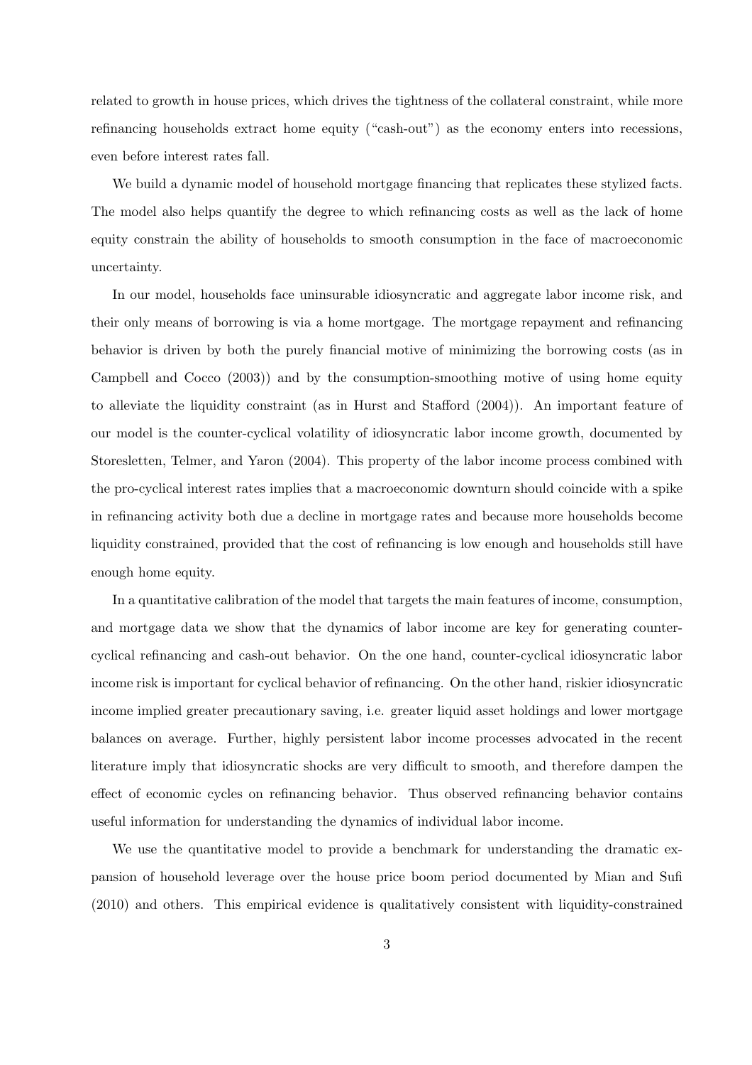related to growth in house prices, which drives the tightness of the collateral constraint, while more refinancing households extract home equity ("cash-out") as the economy enters into recessions, even before interest rates fall.

We build a dynamic model of household mortgage financing that replicates these stylized facts. The model also helps quantify the degree to which refinancing costs as well as the lack of home equity constrain the ability of households to smooth consumption in the face of macroeconomic uncertainty.

In our model, households face uninsurable idiosyncratic and aggregate labor income risk, and their only means of borrowing is via a home mortgage. The mortgage repayment and refinancing behavior is driven by both the purely financial motive of minimizing the borrowing costs (as in Campbell and Cocco (2003)) and by the consumption-smoothing motive of using home equity to alleviate the liquidity constraint (as in Hurst and Stafford (2004)). An important feature of our model is the counter-cyclical volatility of idiosyncratic labor income growth, documented by Storesletten, Telmer, and Yaron (2004). This property of the labor income process combined with the pro-cyclical interest rates implies that a macroeconomic downturn should coincide with a spike in refinancing activity both due a decline in mortgage rates and because more households become liquidity constrained, provided that the cost of refinancing is low enough and households still have enough home equity.

In a quantitative calibration of the model that targets the main features of income, consumption, and mortgage data we show that the dynamics of labor income are key for generating counter-cyclical refinancing and cash-out behavior. On the one hand, counter-cyclical idiosyncratic labor income risk is important for cyclical behavior of refinancing. On the other hand, riskier idiosyncratic income implied greater precautionary saving, i.e. greater liquid asset holdings and lower mortgage balances on average. Further, highly persistent labor income processes advocated in the recent literature imply that idiosyncratic shocks are very difficult to smooth, and therefore dampen the effect of economic cycles on refinancing behavior. Thus observed refinancing behavior contains useful information for understanding the dynamics of individual labor income.

We use the quantitative model to provide a benchmark for understanding the dramatic expansion of household leverage over the house price boom period documented by Mian and Sufi (2010) and others. This empirical evidence is qualitatively consistent with liquidity-constrained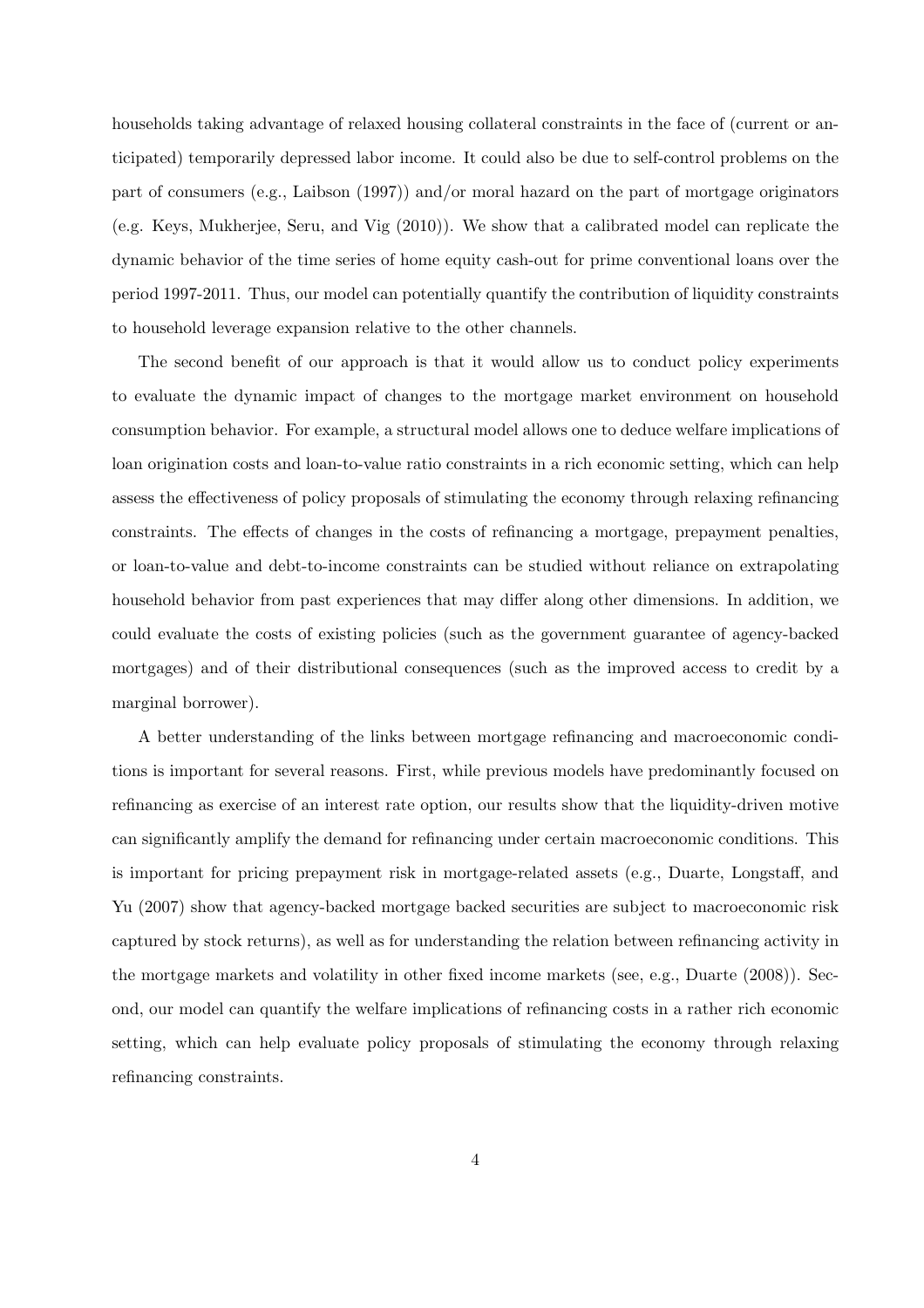households taking advantage of relaxed housing collateral constraints in the face of (current or anticipated) temporarily depressed labor income. It could also be due to self-control problems on the part of consumers (e.g., Laibson (1997)) and/or moral hazard on the part of mortgage originators (e.g. Keys, Mukherjee, Seru, and Vig (2010)). We show that a calibrated model can replicate the dynamic behavior of the time series of home equity cash-out for prime conventional loans over the period 1997-2011. Thus, our model can potentially quantify the contribution of liquidity constraints to household leverage expansion relative to the other channels.

The second benefit of our approach is that it would allow us to conduct policy experiments to evaluate the dynamic impact of changes to the mortgage market environment on household consumption behavior. For example, a structural model allows one to deduce welfare implications of loan origination costs and loan-to-value ratio constraints in a rich economic setting, which can help assess the effectiveness of policy proposals of stimulating the economy through relaxing refinancing constraints. The effects of changes in the costs of refinancing a mortgage, prepayment penalties, or loan-to-value and debt-to-income constraints can be studied without reliance on extrapolating household behavior from past experiences that may differ along other dimensions. In addition, we could evaluate the costs of existing policies (such as the government guarantee of agency-backed mortgages) and of their distributional consequences (such as the improved access to credit by a marginal borrower).

A better understanding of the links between mortgage refinancing and macroeconomic conditions is important for several reasons. First, while previous models have predominantly focused on refinancing as exercise of an interest rate option, our results show that the liquidity-driven motive can significantly amplify the demand for refinancing under certain macroeconomic conditions. This is important for pricing prepayment risk in mortgage-related assets (e.g., Duarte, Longstaff, and Yu (2007) show that agency-backed mortgage backed securities are subject to macroeconomic risk captured by stock returns), as well as for understanding the relation between refinancing activity in the mortgage markets and volatility in other fixed income markets (see, e.g., Duarte (2008)). Second, our model can quantify the welfare implications of refinancing costs in a rather rich economic setting, which can help evaluate policy proposals of stimulating the economy through relaxing refinancing constraints.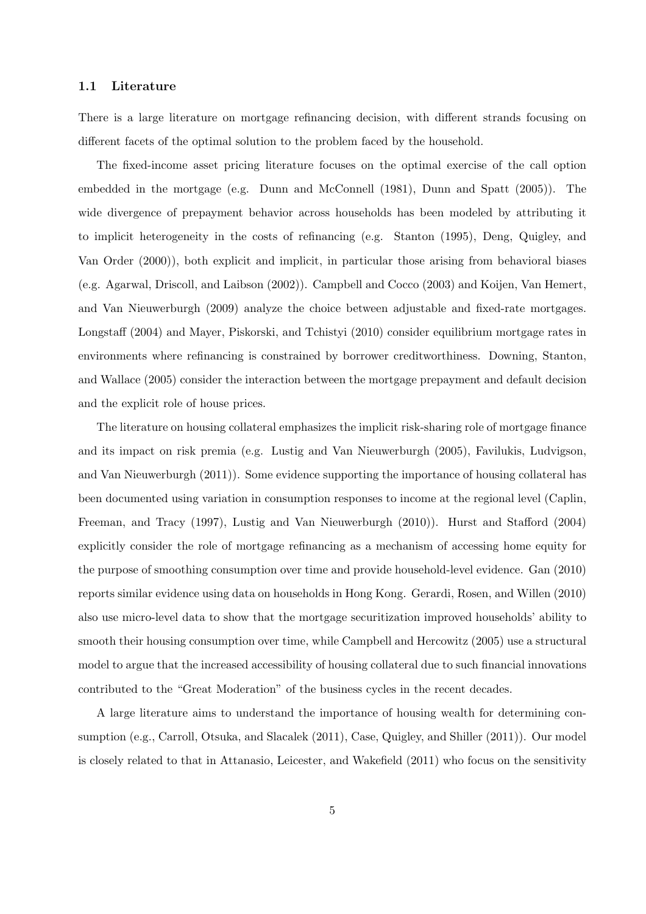### 1.1 Literature

There is a large literature on mortgage refinancing decision, with different strands focusing on different facets of the optimal solution to the problem faced by the household.

The fixed-income asset pricing literature focuses on the optimal exercise of the call option embedded in the mortgage (e.g. Dunn and McConnell (1981), Dunn and Spatt (2005)). The wide divergence of prepayment behavior across households has been modeled by attributing it to implicit heterogeneity in the costs of refinancing (e.g. Stanton (1995), Deng, Quigley, and Van Order (2000)), both explicit and implicit, in particular those arising from behavioral biases (e.g. Agarwal, Driscoll, and Laibson (2002)). Campbell and Cocco (2003) and Koijen, Van Hemert, and Van Nieuwerburgh (2009) analyze the choice between adjustable and fixed-rate mortgages. Longstaff (2004) and Mayer, Piskorski, and Tchistyi (2010) consider equilibrium mortgage rates in environments where refinancing is constrained by borrower creditworthiness. Downing, Stanton, and Wallace (2005) consider the interaction between the mortgage prepayment and default decision and the explicit role of house prices.

The literature on housing collateral emphasizes the implicit risk-sharing role of mortgage finance and its impact on risk premia (e.g. Lustig and Van Nieuwerburgh (2005), Favilukis, Ludvigson, and Van Nieuwerburgh (2011)). Some evidence supporting the importance of housing collateral has been documented using variation in consumption responses to income at the regional level (Caplin, Freeman, and Tracy (1997), Lustig and Van Nieuwerburgh (2010)). Hurst and Stafford (2004) explicitly consider the role of mortgage refinancing as a mechanism of accessing home equity for the purpose of smoothing consumption over time and provide household-level evidence. Gan (2010) reports similar evidence using data on households in Hong Kong. Gerardi, Rosen, and Willen (2010) also use micro-level data to show that the mortgage securitization improved households' ability to smooth their housing consumption over time, while Campbell and Hercowitz (2005) use a structural model to argue that the increased accessibility of housing collateral due to such financial innovations contributed to the "Great Moderation" of the business cycles in the recent decades.

A large literature aims to understand the importance of housing wealth for determining consumption (e.g., Carroll, Otsuka, and Slacalek (2011), Case, Quigley, and Shiller (2011)). Our model is closely related to that in Attanasio, Leicester, and Wakefield (2011) who focus on the sensitivity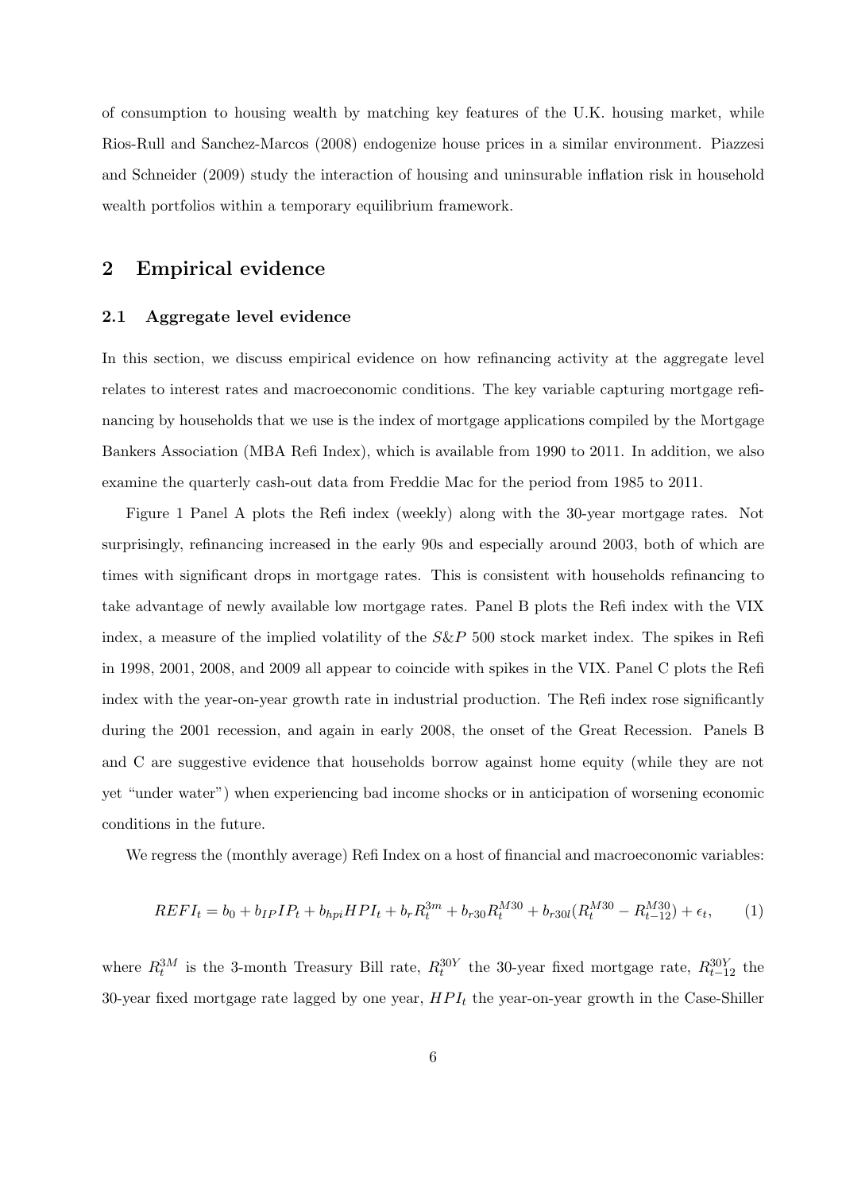of consumption to housing wealth by matching key features of the U.K. housing market, while Rios-Rull and Sanchez-Marcos (2008) endogenize house prices in a similar environment. Piazzesi and Schneider (2009) study the interaction of housing and uninsurable inflation risk in household wealth portfolios within a temporary equilibrium framework.

## 2 Empirical evidence

### 2.1 Aggregate level evidence

In this section, we discuss empirical evidence on how refinancing activity at the aggregate level relates to interest rates and macroeconomic conditions. The key variable capturing mortgage refinancing by households that we use is the index of mortgage applications compiled by the Mortgage Bankers Association (MBA Refi Index), which is available from 1990 to 2011. In addition, we also examine the quarterly cash-out data from Freddie Mac for the period from 1985 to 2011.

Figure 1 Panel A plots the Refi index (weekly) along with the 30-year mortgage rates. Not surprisingly, refinancing increased in the early 90s and especially around 2003, both of which are times with significant drops in mortgage rates. This is consistent with households refinancing to take advantage of newly available low mortgage rates. Panel B plots the Refi index with the VIX index, a measure of the implied volatility of the $S\&P$ 500 stock market index. The spikes in Refi in 1998, 2001, 2008, and 2009 all appear to coincide with spikes in the VIX. Panel C plots the Refi index with the year-on-year growth rate in industrial production. The Refi index rose significantly during the 2001 recession, and again in early 2008, the onset of the Great Recession. Panels B and C are suggestive evidence that households borrow against home equity (while they are not yet "under water") when experiencing bad income shocks or in anticipation of worsening economic conditions in the future.

We regress the (monthly average) Refi Index on a host of financial and macroeconomic variables:

$$REFI_t = b_0 + b_{IP} IP_t + b_{hpi} HPI_t + b_r R_t^{3m} + b_{r30} R_t^{M30} + b_{r30l}(R_t^{M30} - R_{t-12}^{M30}) + \epsilon_t, \qquad (1)$$

where $R_t^{3M}$ is the 3-month Treasury Bill rate, $R_t^{30Y}$ the 30-year fixed mortgage rate, $R_{t-12}^{30Y}$ the 30-year fixed mortgage rate lagged by one year, $HPI_t$ the year-on-year growth in the Case-Shiller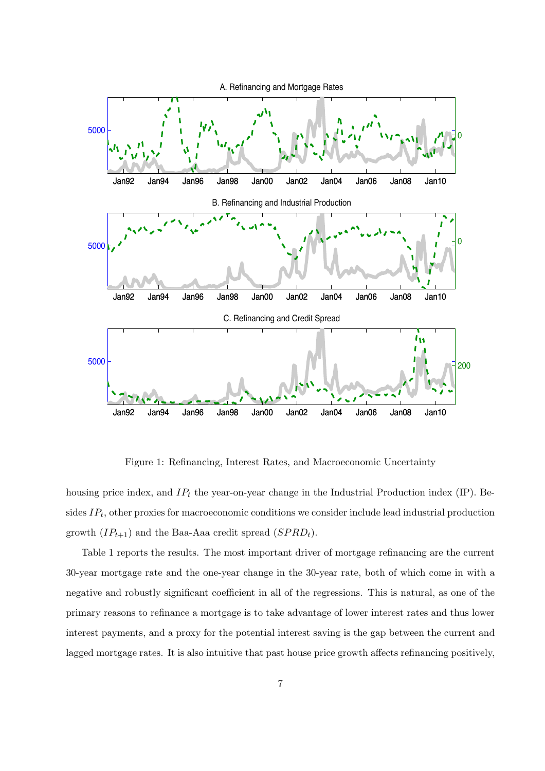Figure 1: Refinancing, Interest Rates, and Macroeconomic Uncertainty

housing price index, and $IP_t$ the year-on-year change in the Industrial Production index (IP). Besides $IP_t$, other proxies for macroeconomic conditions we consider include lead industrial production growth ($IP_{t+1}$) and the Baa-Aaa credit spread ($SPRD_t$).

Table 1 reports the results. The most important driver of mortgage refinancing are the current 30-year mortgage rate and the one-year change in the 30-year rate, both of which come in with a negative and robustly significant coefficient in all of the regressions. This is natural, as one of the primary reasons to refinance a mortgage is to take advantage of lower interest rates and thus lower interest payments, and a proxy for the potential interest saving is the gap between the current and lagged mortgage rates. It is also intuitive that past house price growth affects refinancing positively,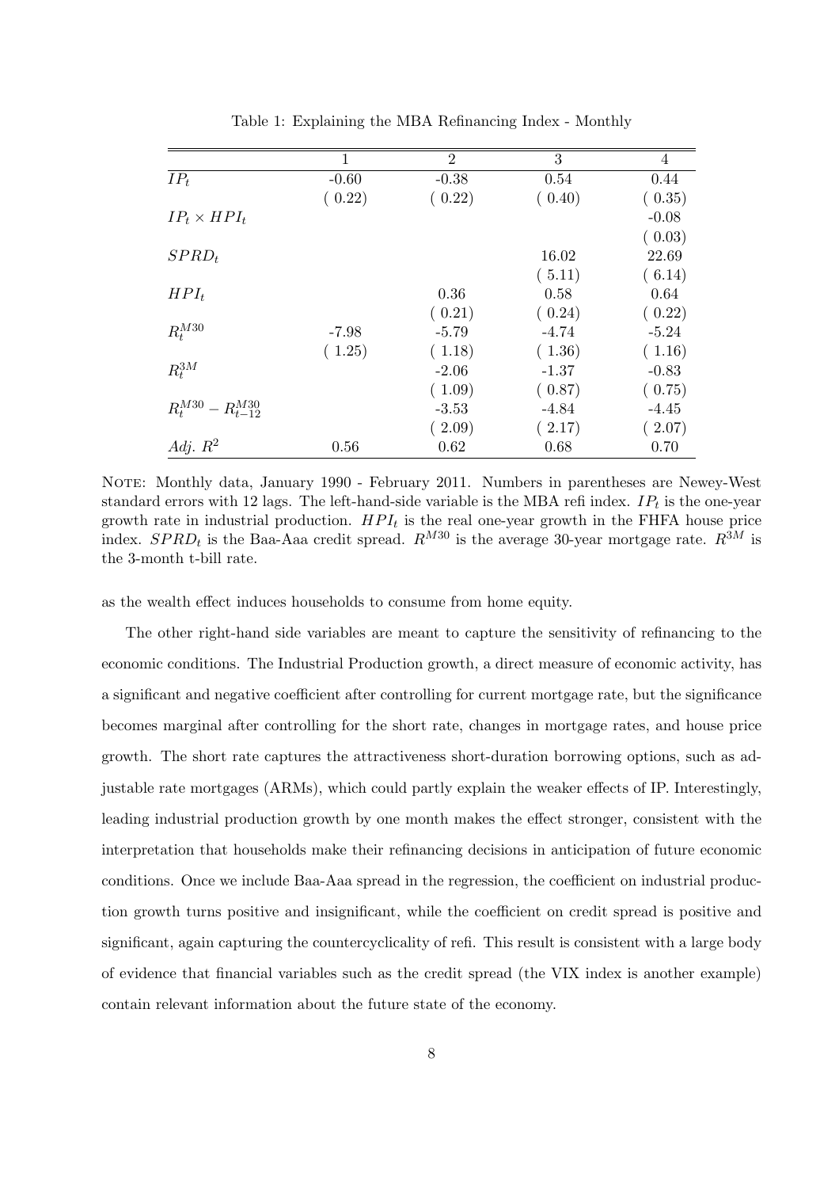Table 1: Explaining the MBA Refinancing Index - Monthly

| | 1 | 2 | 3 | 4 |
|---|---|---|---|---|
| $IP_t$ | -0.60 | -0.38 | 0.54 | 0.44 |
| | ( 0.22) | ( 0.22) | ( 0.40) | ( 0.35) |
| $IP_t \times HPI_t$ | | | | -0.08 |
| | | | | ( 0.03) |
| $SPRD_t$ | | | 16.02 | 22.69 |
| | | | ( 5.11) | ( 6.14) |
| $HPI_t$ | | 0.36 | 0.58 | 0.64 |
| | | ( 0.21) | ( 0.24) | ( 0.22) |
| $R_t^{M30}$ | -7.98 | -5.79 | -4.74 | -5.24 |
| | ( 1.25) | ( 1.18) | ( 1.36) | ( 1.16) |
| $R_t^{3M}$ | | -2.06 | -1.37 | -0.83 |
| | | ( 1.09) | ( 0.87) | ( 0.75) |
| $R_t^{M30} - R_{t-12}^{M30}$ | | -3.53 | -4.84 | -4.45 |
| | | ( 2.09) | ( 2.17) | ( 2.07) |
| *Adj.* $R^2$ | 0.56 | 0.62 | 0.68 | 0.70 |

NOTE: Monthly data, January 1990 - February 2011. Numbers in parentheses are Newey-West standard errors with 12 lags. The left-hand-side variable is the MBA refi index. $IP_t$ is the one-year growth rate in industrial production. $HPI_t$ is the real one-year growth in the FHFA house price index. $SPRD_t$ is the Baa-Aaa credit spread. $R^{M30}$ is the average 30-year mortgage rate. $R^{3M}$ is the 3-month t-bill rate.

as the wealth effect induces households to consume from home equity.

The other right-hand side variables are meant to capture the sensitivity of refinancing to the economic conditions. The Industrial Production growth, a direct measure of economic activity, has a significant and negative coefficient after controlling for current mortgage rate, but the significance becomes marginal after controlling for the short rate, changes in mortgage rates, and house price growth. The short rate captures the attractiveness short-duration borrowing options, such as adjustable rate mortgages (ARMs), which could partly explain the weaker effects of IP. Interestingly, leading industrial production growth by one month makes the effect stronger, consistent with the interpretation that households make their refinancing decisions in anticipation of future economic conditions. Once we include Baa-Aaa spread in the regression, the coefficient on industrial production growth turns positive and insignificant, while the coefficient on credit spread is positive and significant, again capturing the countercyclicality of refi. This result is consistent with a large body of evidence that financial variables such as the credit spread (the VIX index is another example) contain relevant information about the future state of the economy.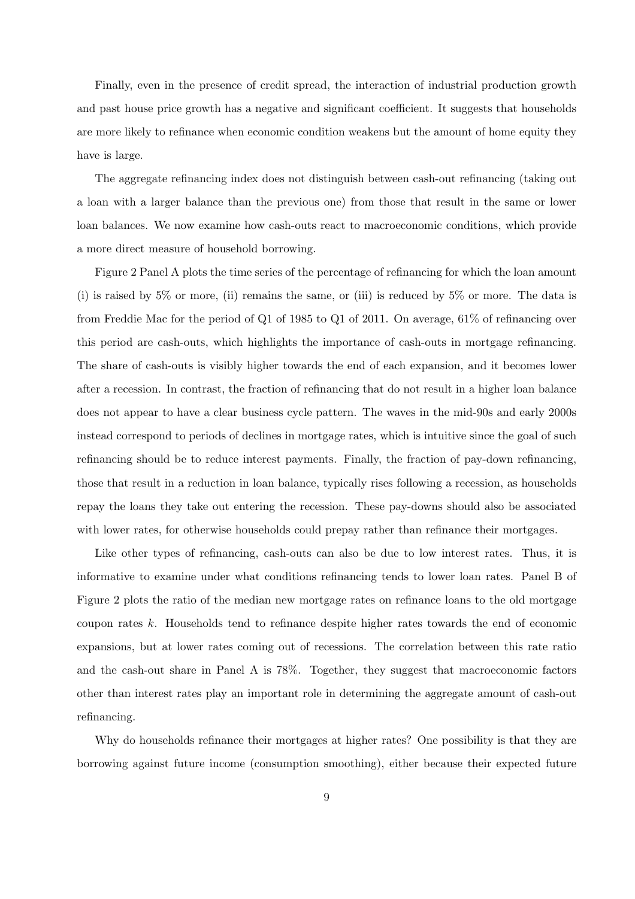Finally, even in the presence of credit spread, the interaction of industrial production growth and past house price growth has a negative and significant coefficient. It suggests that households are more likely to refinance when economic condition weakens but the amount of home equity they have is large.

The aggregate refinancing index does not distinguish between cash-out refinancing (taking out a loan with a larger balance than the previous one) from those that result in the same or lower loan balances. We now examine how cash-outs react to macroeconomic conditions, which provide a more direct measure of household borrowing.

Figure 2 Panel A plots the time series of the percentage of refinancing for which the loan amount (i) is raised by 5% or more, (ii) remains the same, or (iii) is reduced by 5% or more. The data is from Freddie Mac for the period of Q1 of 1985 to Q1 of 2011. On average, 61% of refinancing over this period are cash-outs, which highlights the importance of cash-outs in mortgage refinancing. The share of cash-outs is visibly higher towards the end of each expansion, and it becomes lower after a recession. In contrast, the fraction of refinancing that do not result in a higher loan balance does not appear to have a clear business cycle pattern. The waves in the mid-90s and early 2000s instead correspond to periods of declines in mortgage rates, which is intuitive since the goal of such refinancing should be to reduce interest payments. Finally, the fraction of pay-down refinancing, those that result in a reduction in loan balance, typically rises following a recession, as households repay the loans they take out entering the recession. These pay-downs should also be associated with lower rates, for otherwise households could prepay rather than refinance their mortgages.

Like other types of refinancing, cash-outs can also be due to low interest rates. Thus, it is informative to examine under what conditions refinancing tends to lower loan rates. Panel B of Figure 2 plots the ratio of the median new mortgage rates on refinance loans to the old mortgage coupon rates $k$. Households tend to refinance despite higher rates towards the end of economic expansions, but at lower rates coming out of recessions. The correlation between this rate ratio and the cash-out share in Panel A is 78%. Together, they suggest that macroeconomic factors other than interest rates play an important role in determining the aggregate amount of cash-out refinancing.

Why do households refinance their mortgages at higher rates? One possibility is that they are borrowing against future income (consumption smoothing), either because their expected future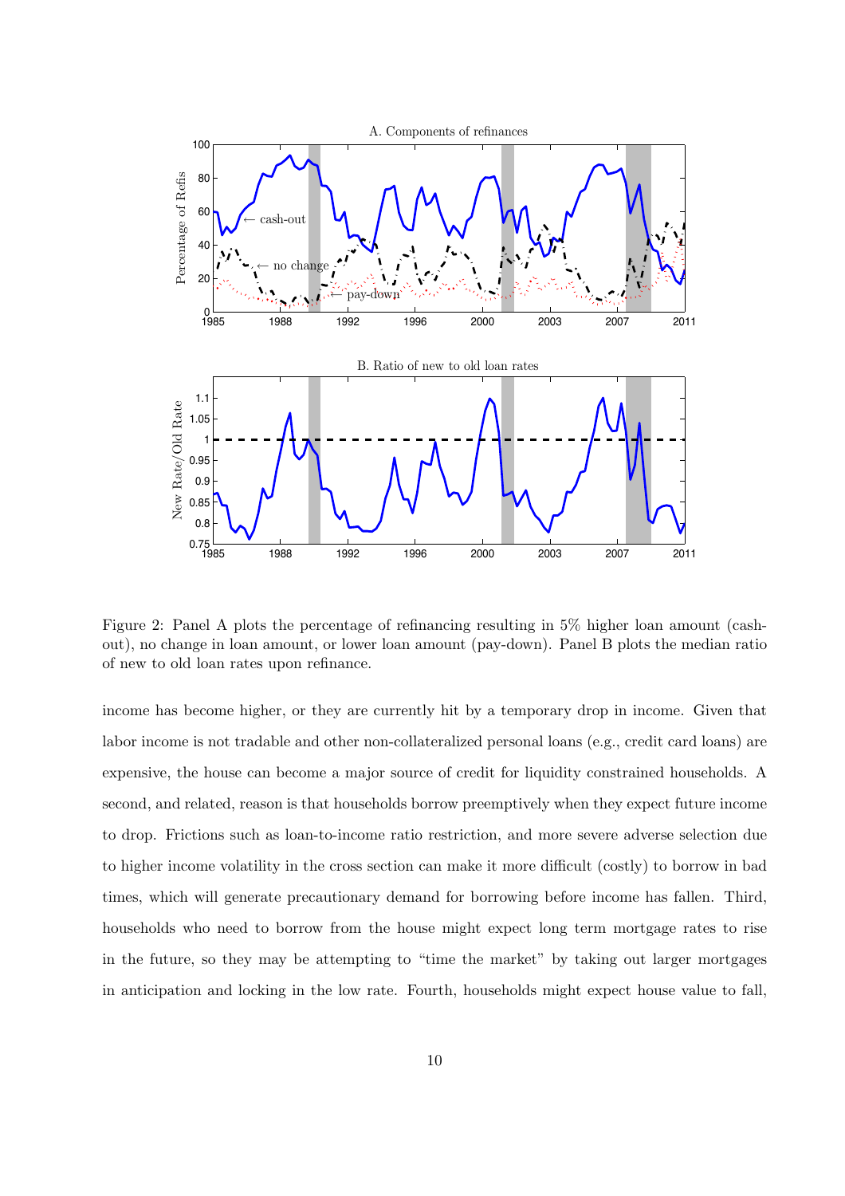Figure 2: Panel A plots the percentage of refinancing resulting in 5% higher loan amount (cash-out), no change in loan amount, or lower loan amount (pay-down). Panel B plots the median ratio of new to old loan rates upon refinance.

income has become higher, or they are currently hit by a temporary drop in income. Given that labor income is not tradable and other non-collateralized personal loans (e.g., credit card loans) are expensive, the house can become a major source of credit for liquidity constrained households. A second, and related, reason is that households borrow preemptively when they expect future income to drop. Frictions such as loan-to-income ratio restriction, and more severe adverse selection due to higher income volatility in the cross section can make it more difficult (costly) to borrow in bad times, which will generate precautionary demand for borrowing before income has fallen. Third, households who need to borrow from the house might expect long term mortgage rates to rise in the future, so they may be attempting to "time the market" by taking out larger mortgages in anticipation and locking in the low rate. Fourth, households might expect house value to fall,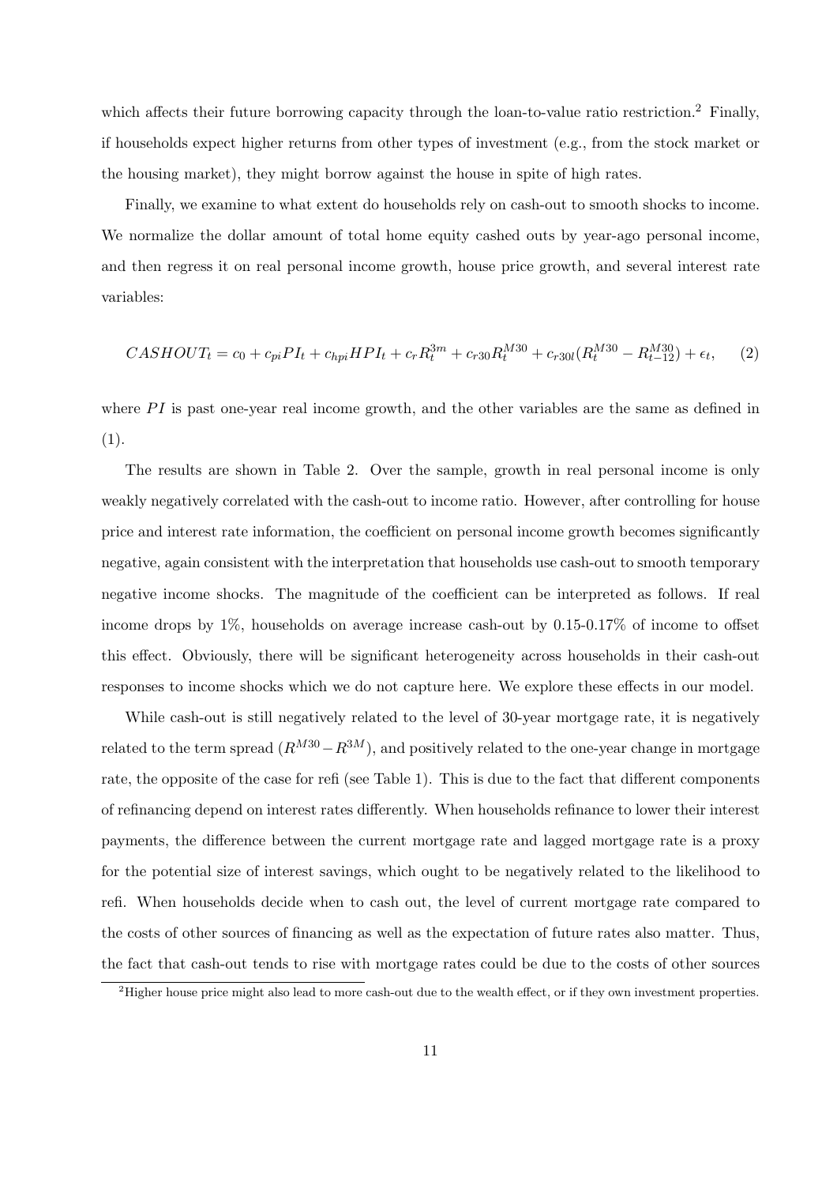which affects their future borrowing capacity through the loan-to-value ratio restriction.[2] Finally, if households expect higher returns from other types of investment (e.g., from the stock market or the housing market), they might borrow against the house in spite of high rates.

Finally, we examine to what extent do households rely on cash-out to smooth shocks to income. We normalize the dollar amount of total home equity cashed outs by year-ago personal income, and then regress it on real personal income growth, house price growth, and several interest rate variables:

$$CASHOUT_t = c_0 + c_{pi} PI_t + c_{hpi} HPI_t + c_r R_t^{3m} + c_{r30} R_t^{M30} + c_{r30l}(R_t^{M30} - R_{t-12}^{M30}) + \epsilon_t, \quad (2)$$

where $PI$ is past one-year real income growth, and the other variables are the same as defined in (1).

The results are shown in Table 2. Over the sample, growth in real personal income is only weakly negatively correlated with the cash-out to income ratio. However, after controlling for house price and interest rate information, the coefficient on personal income growth becomes significantly negative, again consistent with the interpretation that households use cash-out to smooth temporary negative income shocks. The magnitude of the coefficient can be interpreted as follows. If real income drops by 1%, households on average increase cash-out by 0.15-0.17% of income to offset this effect. Obviously, there will be significant heterogeneity across households in their cash-out responses to income shocks which we do not capture here. We explore these effects in our model.

While cash-out is still negatively related to the level of 30-year mortgage rate, it is negatively related to the term spread ($R^{M30} - R^{3M}$), and positively related to the one-year change in mortgage rate, the opposite of the case for refi (see Table 1). This is due to the fact that different components of refinancing depend on interest rates differently. When households refinance to lower their interest payments, the difference between the current mortgage rate and lagged mortgage rate is a proxy for the potential size of interest savings, which ought to be negatively related to the likelihood to refi. When households decide when to cash out, the level of current mortgage rate compared to the costs of other sources of financing as well as the expectation of future rates also matter. Thus, the fact that cash-out tends to rise with mortgage rates could be due to the costs of other sources

[2] Higher house price might also lead to more cash-out due to the wealth effect, or if they own investment properties.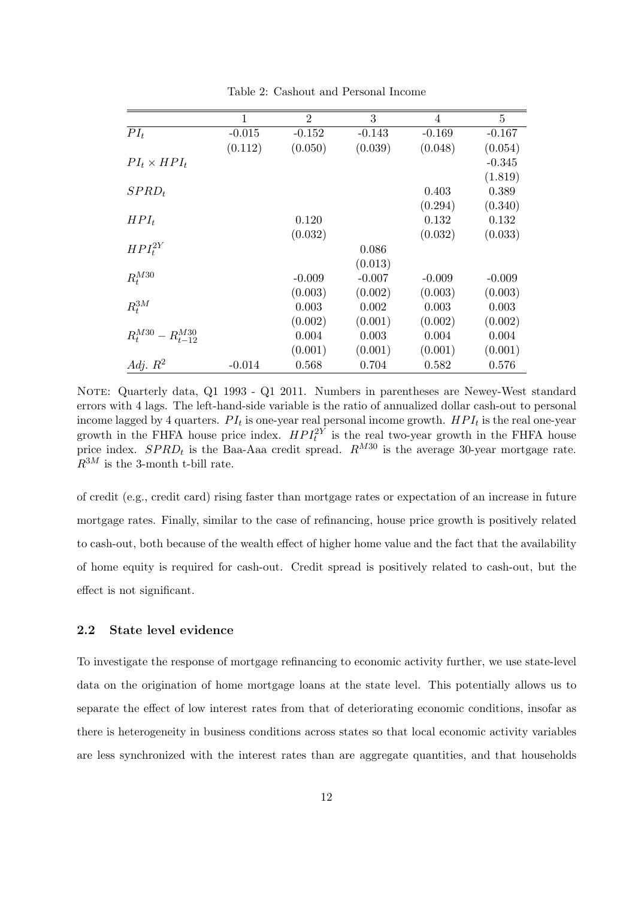Table 2: Cashout and Personal Income

| | 1 | 2 | 3 | 4 | 5 |
|---|---|---|---|---|---|
| $PI_t$ | -0.015 | -0.152 | -0.143 | -0.169 | -0.167 |
| | (0.112) | (0.050) | (0.039) | (0.048) | (0.054) |
| $PI_t \times HPI_t$ | | | | | -0.345 |
| | | | | | (1.819) |
| $SPRD_t$ | | | | 0.403 | 0.389 |
| | | | | (0.294) | (0.340) |
| $HPI_t$ | | 0.120 | | 0.132 | 0.132 |
| | | (0.032) | | (0.032) | (0.033) |
| $HPI_t^{2Y}$ | | | 0.086 | | |
| | | | (0.013) | | |
| $R_t^{M30}$ | | -0.009 | -0.007 | -0.009 | -0.009 |
| | | (0.003) | (0.002) | (0.003) | (0.003) |
| $R_t^{3M}$ | | 0.003 | 0.002 | 0.003 | 0.003 |
| | | (0.002) | (0.001) | (0.002) | (0.002) |
| $R_t^{M30} - R_{t-12}^{M30}$ | | 0.004 | 0.003 | 0.004 | 0.004 |
| | | (0.001) | (0.001) | (0.001) | (0.001) |
| *Adj.* $R^2$ | -0.014 | 0.568 | 0.704 | 0.582 | 0.576 |

NOTE: Quarterly data, Q1 1993 - Q1 2011. Numbers in parentheses are Newey-West standard errors with 4 lags. The left-hand-side variable is the ratio of annualized dollar cash-out to personal income lagged by 4 quarters. $PI_t$ is one-year real personal income growth. $HPI_t$ is the real one-year growth in the FHFA house price index. $HPI_t^{2Y}$ is the real two-year growth in the FHFA house price index. $SPRD_t$ is the Baa-Aaa credit spread. $R^{M30}$ is the average 30-year mortgage rate. $R^{3M}$ is the 3-month t-bill rate.

of credit (e.g., credit card) rising faster than mortgage rates or expectation of an increase in future mortgage rates. Finally, similar to the case of refinancing, house price growth is positively related to cash-out, both because of the wealth effect of higher home value and the fact that the availability of home equity is required for cash-out. Credit spread is positively related to cash-out, but the effect is not significant.

### 2.2 State level evidence

To investigate the response of mortgage refinancing to economic activity further, we use state-level data on the origination of home mortgage loans at the state level. This potentially allows us to separate the effect of low interest rates from that of deteriorating economic conditions, insofar as there is heterogeneity in business conditions across states so that local economic activity variables are less synchronized with the interest rates than are aggregate quantities, and that households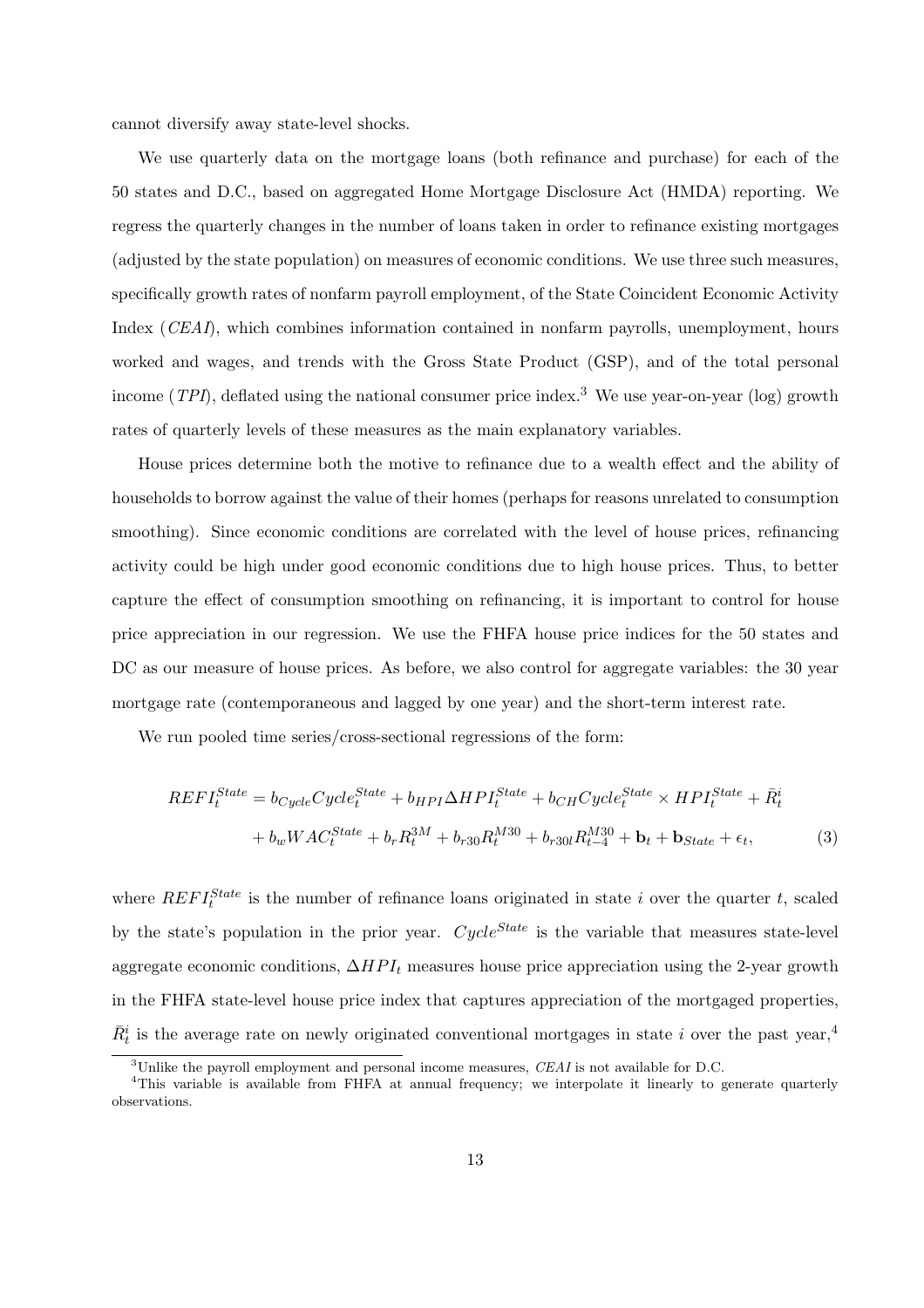cannot diversify away state-level shocks.

We use quarterly data on the mortgage loans (both refinance and purchase) for each of the 50 states and D.C., based on aggregated Home Mortgage Disclosure Act (HMDA) reporting. We regress the quarterly changes in the number of loans taken in order to refinance existing mortgages (adjusted by the state population) on measures of economic conditions. We use three such measures, specifically growth rates of nonfarm payroll employment, of the State Coincident Economic Activity Index (*CEAI*), which combines information contained in nonfarm payrolls, unemployment, hours worked and wages, and trends with the Gross State Product (GSP), and of the total personal income (*TPI*), deflated using the national consumer price index.[3] We use year-on-year (log) growth rates of quarterly levels of these measures as the main explanatory variables.

House prices determine both the motive to refinance due to a wealth effect and the ability of households to borrow against the value of their homes (perhaps for reasons unrelated to consumption smoothing). Since economic conditions are correlated with the level of house prices, refinancing activity could be high under good economic conditions due to high house prices. Thus, to better capture the effect of consumption smoothing on refinancing, it is important to control for house price appreciation in our regression. We use the FHFA house price indices for the 50 states and DC as our measure of house prices. As before, we also control for aggregate variables: the 30 year mortgage rate (contemporaneous and lagged by one year) and the short-term interest rate.

We run pooled time series/cross-sectional regressions of the form:

$$
\begin{aligned}
REFI_t^{State} &= b_{Cycle}Cycle_t^{State} + b_{HPI}\Delta HPI_t^{State} + b_{CH}Cycle_t^{State} \times HPI_t^{State} + \bar{R}_t^i \\
&+ b_w WAC_t^{State} + b_r R_t^{3M} + b_{r30} R_t^{M30} + b_{r30l} R_{t-4}^{M30} + \mathbf{b}_t + \mathbf{b}_{State} + \epsilon_t,
\end{aligned}
\tag{3}
$$

where $REFI_t^{State}$ is the number of refinance loans originated in state $i$ over the quarter $t$, scaled by the state's population in the prior year. $Cycle^{State}$ is the variable that measures state-level aggregate economic conditions, $\Delta HPI_t$ measures house price appreciation using the 2-year growth in the FHFA state-level house price index that captures appreciation of the mortgaged properties, $\bar{R}_t^i$ is the average rate on newly originated conventional mortgages in state $i$ over the past year,[4]

[3] Unlike the payroll employment and personal income measures, *CEAI* is not available for D.C.

[4] This variable is available from FHFA at annual frequency; we interpolate it linearly to generate quarterly observations.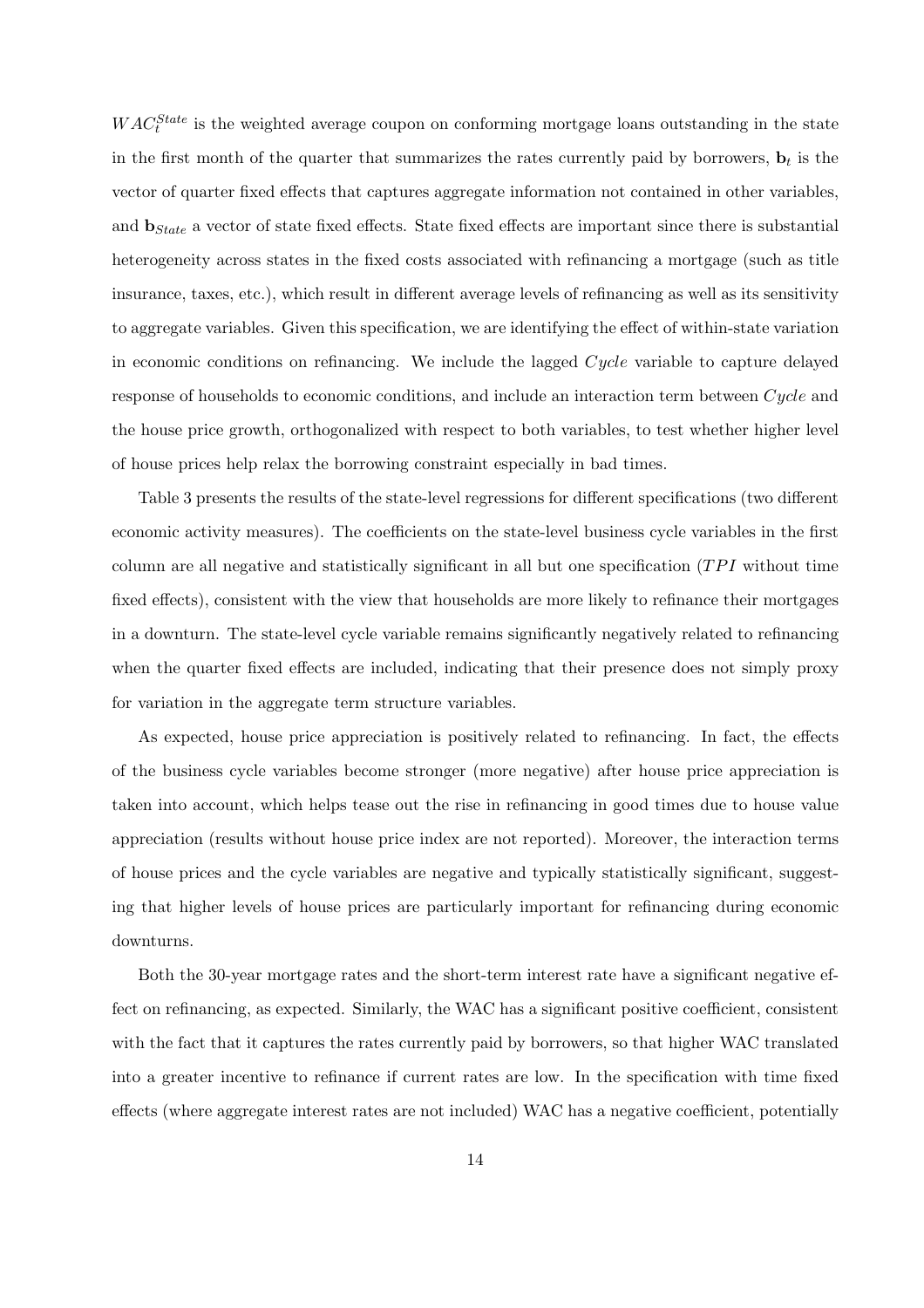$WAC_t^{State}$ is the weighted average coupon on conforming mortgage loans outstanding in the state in the first month of the quarter that summarizes the rates currently paid by borrowers, $\mathbf{b}_t$ is the vector of quarter fixed effects that captures aggregate information not contained in other variables, and $\mathbf{b}_{State}$ a vector of state fixed effects. State fixed effects are important since there is substantial heterogeneity across states in the fixed costs associated with refinancing a mortgage (such as title insurance, taxes, etc.), which result in different average levels of refinancing as well as its sensitivity to aggregate variables. Given this specification, we are identifying the effect of within-state variation in economic conditions on refinancing. We include the lagged $Cycle$ variable to capture delayed response of households to economic conditions, and include an interaction term between $Cycle$ and the house price growth, orthogonalized with respect to both variables, to test whether higher level of house prices help relax the borrowing constraint especially in bad times.

Table 3 presents the results of the state-level regressions for different specifications (two different economic activity measures). The coefficients on the state-level business cycle variables in the first column are all negative and statistically significant in all but one specification ($TPI$ without time fixed effects), consistent with the view that households are more likely to refinance their mortgages in a downturn. The state-level cycle variable remains significantly negatively related to refinancing when the quarter fixed effects are included, indicating that their presence does not simply proxy for variation in the aggregate term structure variables.

As expected, house price appreciation is positively related to refinancing. In fact, the effects of the business cycle variables become stronger (more negative) after house price appreciation is taken into account, which helps tease out the rise in refinancing in good times due to house value appreciation (results without house price index are not reported). Moreover, the interaction terms of house prices and the cycle variables are negative and typically statistically significant, suggesting that higher levels of house prices are particularly important for refinancing during economic downturns.

Both the 30-year mortgage rates and the short-term interest rate have a significant negative effect on refinancing, as expected. Similarly, the WAC has a significant positive coefficient, consistent with the fact that it captures the rates currently paid by borrowers, so that higher WAC translated into a greater incentive to refinance if current rates are low. In the specification with time fixed effects (where aggregate interest rates are not included) WAC has a negative coefficient, potentially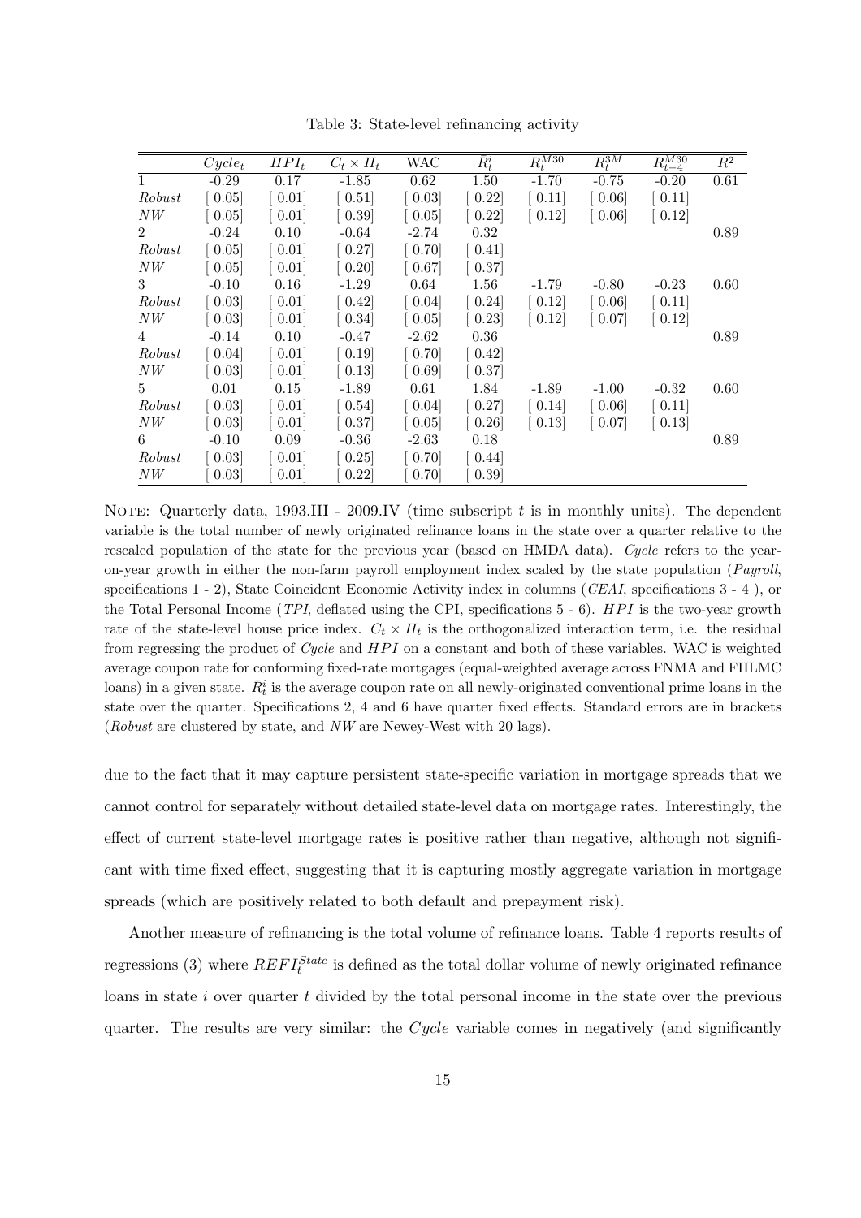Table 3: State-level refinancing activity

| | $Cycle_t$ | $HPI_t$ | $C_t \times H_t$ | WAC | $\bar{R}_t^i$ | $R_t^{M30}$ | $R_t^{3M}$ | $R_{t-4}^{M30}$ | $R^2$ |
|---|---|---|---|---|---|---|---|---|---|
| 1 | -0.29 | 0.17 | -1.85 | 0.62 | 1.50 | -1.70 | -0.75 | -0.20 | 0.61 |
| *Robust* | [ 0.05] | [ 0.01] | [ 0.51] | [ 0.03] | [ 0.22] | [ 0.11] | [ 0.06] | [ 0.11] | |
| *NW* | [ 0.05] | [ 0.01] | [ 0.39] | [ 0.05] | [ 0.22] | [ 0.12] | [ 0.06] | [ 0.12] | |
| 2 | -0.24 | 0.10 | -0.64 | -2.74 | 0.32 | | | | 0.89 |
| *Robust* | [ 0.05] | [ 0.01] | [ 0.27] | [ 0.70] | [ 0.41] | | | | |
| *NW* | [ 0.05] | [ 0.01] | [ 0.20] | [ 0.67] | [ 0.37] | | | | |
| 3 | -0.10 | 0.16 | -1.29 | 0.64 | 1.56 | -1.79 | -0.80 | -0.23 | 0.60 |
| *Robust* | [ 0.03] | [ 0.01] | [ 0.42] | [ 0.04] | [ 0.24] | [ 0.12] | [ 0.06] | [ 0.11] | |
| *NW* | [ 0.03] | [ 0.01] | [ 0.34] | [ 0.05] | [ 0.23] | [ 0.12] | [ 0.07] | [ 0.12] | |
| 4 | -0.14 | 0.10 | -0.47 | -2.62 | 0.36 | | | | 0.89 |
| *Robust* | [ 0.04] | [ 0.01] | [ 0.19] | [ 0.70] | [ 0.42] | | | | |
| *NW* | [ 0.03] | [ 0.01] | [ 0.13] | [ 0.69] | [ 0.37] | | | | |
| 5 | 0.01 | 0.15 | -1.89 | 0.61 | 1.84 | -1.89 | -1.00 | -0.32 | 0.60 |
| *Robust* | [ 0.03] | [ 0.01] | [ 0.54] | [ 0.04] | [ 0.27] | [ 0.14] | [ 0.06] | [ 0.11] | |
| *NW* | [ 0.03] | [ 0.01] | [ 0.37] | [ 0.05] | [ 0.26] | [ 0.13] | [ 0.07] | [ 0.13] | |
| 6 | -0.10 | 0.09 | -0.36 | -2.63 | 0.18 | | | | 0.89 |
| *Robust* | [ 0.03] | [ 0.01] | [ 0.25] | [ 0.70] | [ 0.44] | | | | |
| *NW* | [ 0.03] | [ 0.01] | [ 0.22] | [ 0.70] | [ 0.39] | | | | |

NOTE: Quarterly data, 1993.III - 2009.IV (time subscript $t$ is in monthly units). The dependent variable is the total number of newly originated refinance loans in the state over a quarter relative to the rescaled population of the state for the previous year (based on HMDA data). *Cycle* refers to the year-on-year growth in either the non-farm payroll employment index scaled by the state population (*Payroll*, specifications 1 - 2), State Coincident Economic Activity index in columns (*CEAI*, specifications 3 - 4 ), or the Total Personal Income (*TPI*, deflated using the CPI, specifications 5 - 6). $HPI$ is the two-year growth rate of the state-level house price index. $C_t \times H_t$ is the orthogonalized interaction term, i.e. the residual from regressing the product of *Cycle* and $HPI$ on a constant and both of these variables. WAC is weighted average coupon rate for conforming fixed-rate mortgages (equal-weighted average across FNMA and FHLMC loans) in a given state. $\bar{R}_t^i$ is the average coupon rate on all newly-originated conventional prime loans in the state over the quarter. Specifications 2, 4 and 6 have quarter fixed effects. Standard errors are in brackets (*Robust* are clustered by state, and *NW* are Newey-West with 20 lags).

due to the fact that it may capture persistent state-specific variation in mortgage spreads that we cannot control for separately without detailed state-level data on mortgage rates. Interestingly, the effect of current state-level mortgage rates is positive rather than negative, although not significant with time fixed effect, suggesting that it is capturing mostly aggregate variation in mortgage spreads (which are positively related to both default and prepayment risk).

Another measure of refinancing is the total volume of refinance loans. Table 4 reports results of regressions (3) where $REFI_t^{State}$ is defined as the total dollar volume of newly originated refinance loans in state $i$ over quarter $t$ divided by the total personal income in the state over the previous quarter. The results are very similar: the $Cycle$ variable comes in negatively (and significantly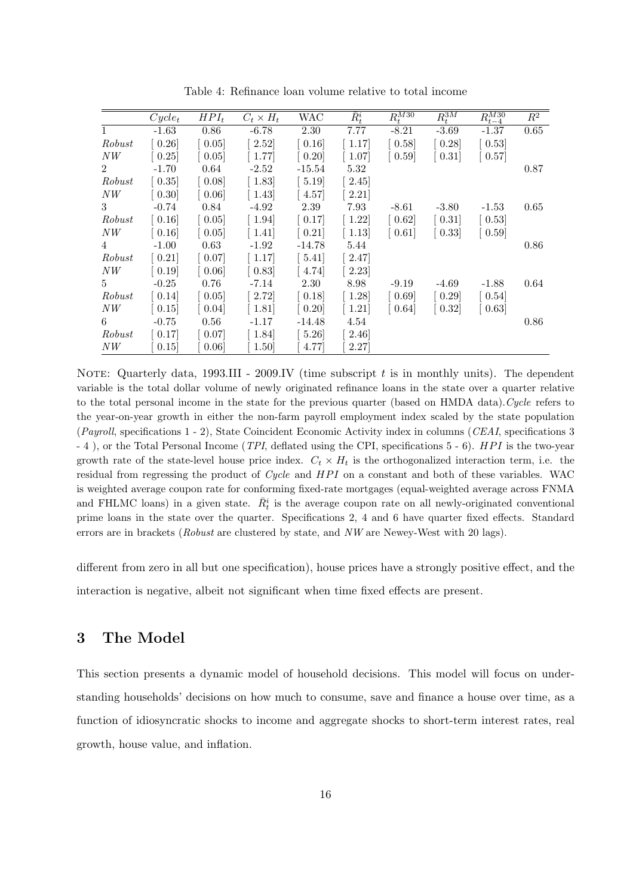Table 4: Refinance loan volume relative to total income

| | $Cycle_t$ | $HPI_t$ | $C_t \times H_t$ | WAC | $\bar{R}_t^i$ | $R_t^{M30}$ | $R_t^{3M}$ | $R_{t-4}^{M30}$ | $R^2$ |
|---|---|---|---|---|---|---|---|---|---|
| 1 | -1.63 | 0.86 | -6.78 | 2.30 | 7.77 | -8.21 | -3.69 | -1.37 | 0.65 |
| *Robust* | [ 0.26] | [ 0.05] | [ 2.52] | [ 0.16] | [ 1.17] | [ 0.58] | [ 0.28] | [ 0.53] | |
| *NW* | [ 0.25] | [ 0.05] | [ 1.77] | [ 0.20] | [ 1.07] | [ 0.59] | [ 0.31] | [ 0.57] | |
| 2 | -1.70 | 0.64 | -2.52 | -15.54 | 5.32 | | | | 0.87 |
| *Robust* | [ 0.35] | [ 0.08] | [ 1.83] | [ 5.19] | [ 2.45] | | | | |
| *NW* | [ 0.30] | [ 0.06] | [ 1.43] | [ 4.57] | [ 2.21] | | | | |
| 3 | -0.74 | 0.84 | -4.92 | 2.39 | 7.93 | -8.61 | -3.80 | -1.53 | 0.65 |
| *Robust* | [ 0.16] | [ 0.05] | [ 1.94] | [ 0.17] | [ 1.22] | [ 0.62] | [ 0.31] | [ 0.53] | |
| *NW* | [ 0.16] | [ 0.05] | [ 1.41] | [ 0.21] | [ 1.13] | [ 0.61] | [ 0.33] | [ 0.59] | |
| 4 | -1.00 | 0.63 | -1.92 | -14.78 | 5.44 | | | | 0.86 |
| *Robust* | [ 0.21] | [ 0.07] | [ 1.17] | [ 5.41] | [ 2.47] | | | | |
| *NW* | [ 0.19] | [ 0.06] | [ 0.83] | [ 4.74] | [ 2.23] | | | | |
| 5 | -0.25 | 0.76 | -7.14 | 2.30 | 8.98 | -9.19 | -4.69 | -1.88 | 0.64 |
| *Robust* | [ 0.14] | [ 0.05] | [ 2.72] | [ 0.18] | [ 1.28] | [ 0.69] | [ 0.29] | [ 0.54] | |
| *NW* | [ 0.15] | [ 0.04] | [ 1.81] | [ 0.20] | [ 1.21] | [ 0.64] | [ 0.32] | [ 0.63] | |
| 6 | -0.75 | 0.56 | -1.17 | -14.48 | 4.54 | | | | 0.86 |
| *Robust* | [ 0.17] | [ 0.07] | [ 1.84] | [ 5.26] | [ 2.46] | | | | |
| *NW* | [ 0.15] | [ 0.06] | [ 1.50] | [ 4.77] | [ 2.27] | | | | |

NOTE: Quarterly data, 1993.III - 2009.IV (time subscript $t$ is in monthly units). The dependent variable is the total dollar volume of newly originated refinance loans in the state over a quarter relative to the total personal income in the state for the previous quarter (based on HMDA data). *Cycle* refers to the year-on-year growth in either the non-farm payroll employment index scaled by the state population (*Payroll*, specifications 1 - 2), State Coincident Economic Activity index in columns (*CEAI*, specifications 3 - 4 ), or the Total Personal Income (*TPI*, deflated using the CPI, specifications 5 - 6). $HPI$ is the two-year growth rate of the state-level house price index. $C_t \times H_t$ is the orthogonalized interaction term, i.e. the residual from regressing the product of *Cycle* and $HPI$ on a constant and both of these variables. WAC is weighted average coupon rate for conforming fixed-rate mortgages (equal-weighted average across FNMA and FHLMC loans) in a given state. $\bar{R}_t^i$ is the average coupon rate on all newly-originated conventional prime loans in the state over the quarter. Specifications 2, 4 and 6 have quarter fixed effects. Standard errors are in brackets (*Robust* are clustered by state, and *NW* are Newey-West with 20 lags).

different from zero in all but one specification), house prices have a strongly positive effect, and the interaction is negative, albeit not significant when time fixed effects are present.

## 3 The Model

This section presents a dynamic model of household decisions. This model will focus on understanding households' decisions on how much to consume, save and finance a house over time, as a function of idiosyncratic shocks to income and aggregate shocks to short-term interest rates, real growth, house value, and inflation.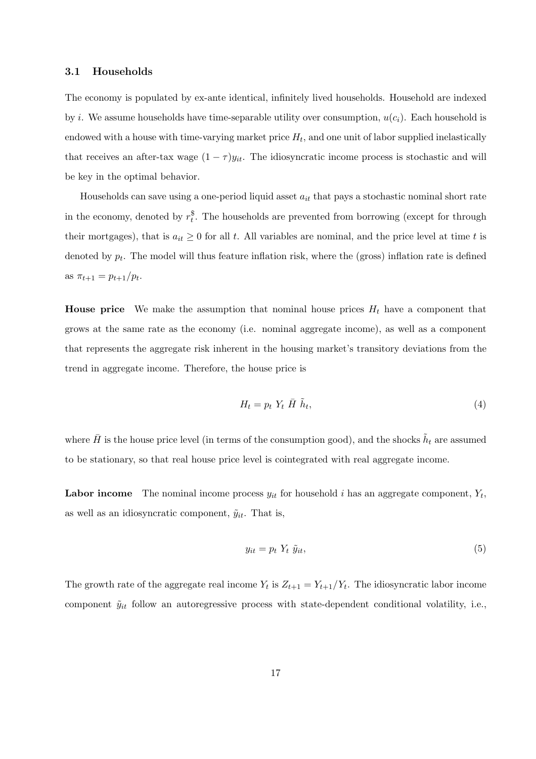### 3.1 Households

The economy is populated by ex-ante identical, infinitely lived households. Household are indexed by $i$. We assume households have time-separable utility over consumption, $u(c_i)$. Each household is endowed with a house with time-varying market price $H_t$, and one unit of labor supplied inelastically that receives an after-tax wage $(1-\tau)y_{it}$. The idiosyncratic income process is stochastic and will be key in the optimal behavior.

Households can save using a one-period liquid asset $a_{it}$ that pays a stochastic nominal short rate in the economy, denoted by $r_t^{\$}$. The households are prevented from borrowing (except for through their mortgages), that is $a_{it} \geq 0$ for all $t$. All variables are nominal, and the price level at time $t$ is denoted by $p_t$. The model will thus feature inflation risk, where the (gross) inflation rate is defined as $\pi_{t+1} = p_{t+1}/p_t$.

**House price** We make the assumption that nominal house prices $H_t$ have a component that grows at the same rate as the economy (i.e. nominal aggregate income), as well as a component that represents the aggregate risk inherent in the housing market's transitory deviations from the trend in aggregate income. Therefore, the house price is

$$H_t = p_t \; Y_t \; \bar{H} \; \tilde{h}_t, \tag{4}$$

where $\bar{H}$ is the house price level (in terms of the consumption good), and the shocks $\tilde{h}_t$ are assumed to be stationary, so that real house price level is cointegrated with real aggregate income.

**Labor income** The nominal income process $y_{it}$ for household $i$ has an aggregate component, $Y_t$, as well as an idiosyncratic component, $\tilde{y}_{it}$. That is,

$$y_{it} = p_t \; Y_t \; \tilde{y}_{it}, \tag{5}$$

The growth rate of the aggregate real income $Y_t$ is $Z_{t+1} = Y_{t+1}/Y_t$. The idiosyncratic labor income component $\tilde{y}_{it}$ follow an autoregressive process with state-dependent conditional volatility, i.e.,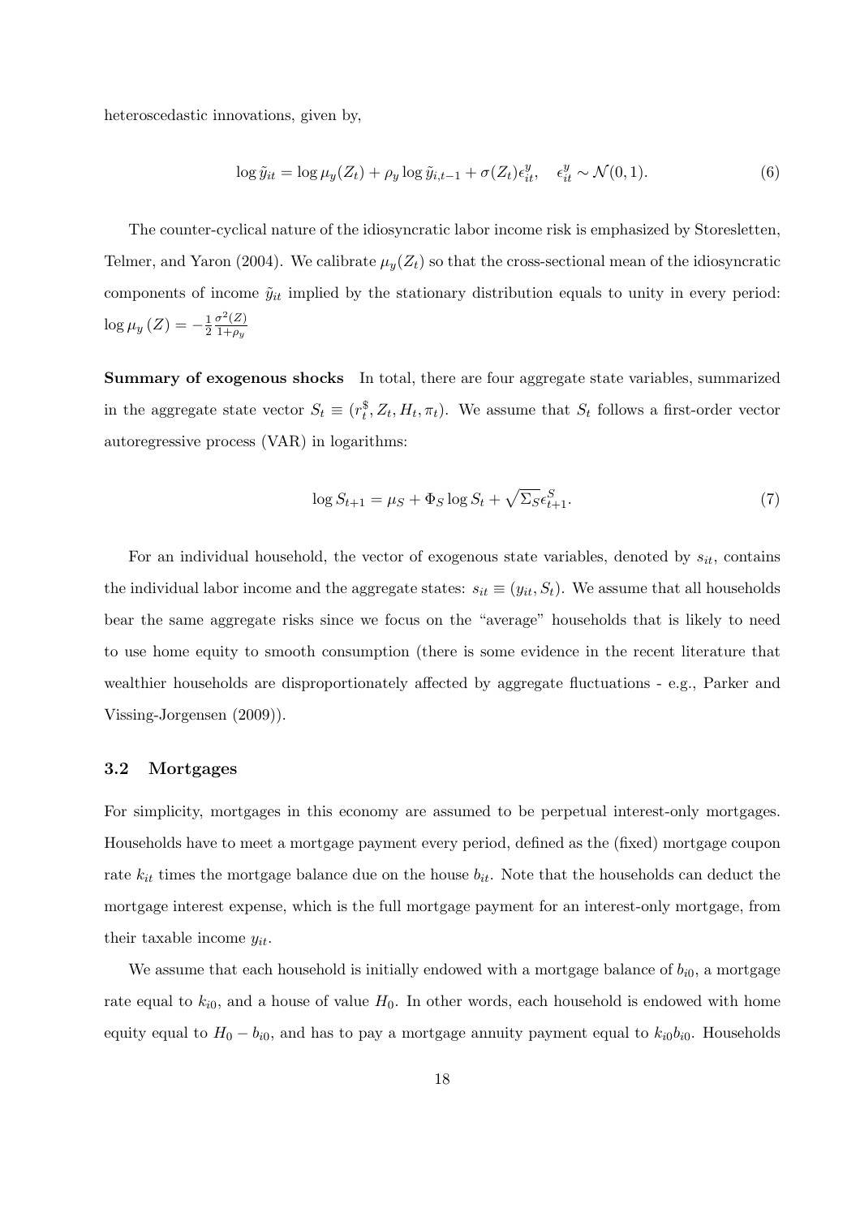heteroscedastic innovations, given by,

$$\log \tilde{y}_{it} = \log \mu_y(Z_t) + \rho_y \log \tilde{y}_{i,t-1} + \sigma(Z_t)\epsilon^y_{it}, \quad \epsilon^y_{it} \sim \mathcal{N}(0,1). \tag{6}$$

The counter-cyclical nature of the idiosyncratic labor income risk is emphasized by Storesletten, Telmer, and Yaron (2004). We calibrate $\mu_y(Z_t)$ so that the cross-sectional mean of the idiosyncratic components of income $\tilde{y}_{it}$ implied by the stationary distribution equals to unity in every period: $\log \mu_y(Z) = -\frac{1}{2}\frac{\sigma^2(Z)}{1+\rho_y}$

**Summary of exogenous shocks** In total, there are four aggregate state variables, summarized in the aggregate state vector $S_t \equiv (r^{\$}_t, Z_t, H_t, \pi_t)$. We assume that $S_t$ follows a first-order vector autoregressive process (VAR) in logarithms:

$$\log S_{t+1} = \mu_S + \Phi_S \log S_t + \sqrt{\Sigma_S}\epsilon^S_{t+1}. \tag{7}$$

For an individual household, the vector of exogenous state variables, denoted by $s_{it}$, contains the individual labor income and the aggregate states: $s_{it} \equiv (y_{it}, S_t)$. We assume that all households bear the same aggregate risks since we focus on the "average" households that is likely to need to use home equity to smooth consumption (there is some evidence in the recent literature that wealthier households are disproportionately affected by aggregate fluctuations - e.g., Parker and Vissing-Jorgensen (2009)).

### 3.2 Mortgages

For simplicity, mortgages in this economy are assumed to be perpetual interest-only mortgages. Households have to meet a mortgage payment every period, defined as the (fixed) mortgage coupon rate $k_{it}$ times the mortgage balance due on the house $b_{it}$. Note that the households can deduct the mortgage interest expense, which is the full mortgage payment for an interest-only mortgage, from their taxable income $y_{it}$.

We assume that each household is initially endowed with a mortgage balance of $b_{i0}$, a mortgage rate equal to $k_{i0}$, and a house of value $H_0$. In other words, each household is endowed with home equity equal to $H_0 - b_{i0}$, and has to pay a mortgage annuity payment equal to $k_{i0}b_{i0}$. Households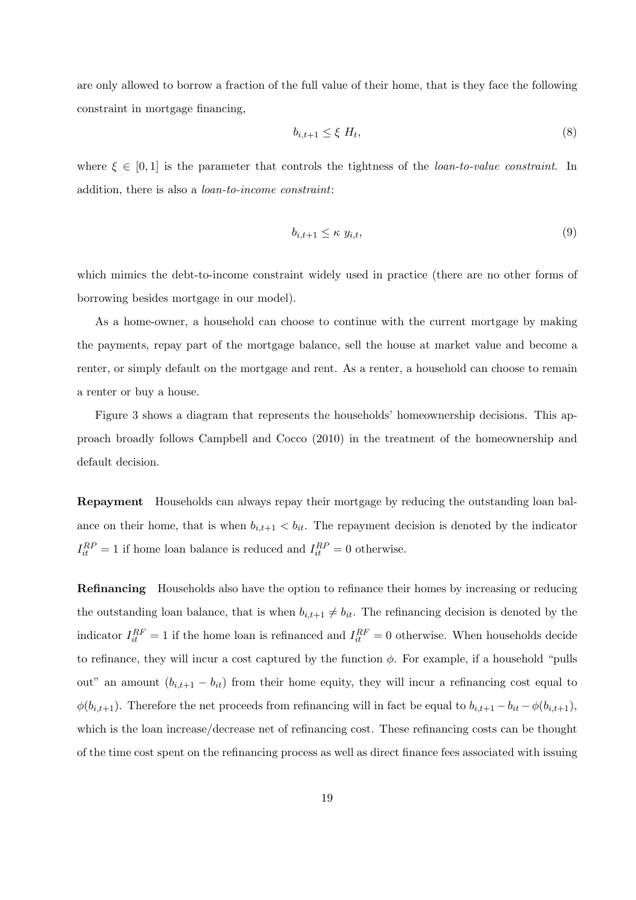are only allowed to borrow a fraction of the full value of their home, that is they face the following constraint in mortgage financing,

$$b_{i,t+1} \leq \xi \ H_t, \tag{8}$$

where $\xi \in [0, 1]$ is the parameter that controls the tightness of the *loan-to-value constraint*. In addition, there is also a *loan-to-income constraint*:

$$b_{i,t+1} \leq \kappa \ y_{i,t}, \tag{9}$$

which mimics the debt-to-income constraint widely used in practice (there are no other forms of borrowing besides mortgage in our model).

As a home-owner, a household can choose to continue with the current mortgage by making the payments, repay part of the mortgage balance, sell the house at market value and become a renter, or simply default on the mortgage and rent. As a renter, a household can choose to remain a renter or buy a house.

Figure 3 shows a diagram that represents the households' homeownership decisions. This approach broadly follows Campbell and Cocco (2010) in the treatment of the homeownership and default decision.

**Repayment** Households can always repay their mortgage by reducing the outstanding loan balance on their home, that is when $b_{i,t+1} < b_{it}$. The repayment decision is denoted by the indicator $I^{RP}_{it} = 1$ if home loan balance is reduced and $I^{RP}_{it} = 0$ otherwise.

**Refinancing** Households also have the option to refinance their homes by increasing or reducing the outstanding loan balance, that is when $b_{i,t+1} \neq b_{it}$. The refinancing decision is denoted by the indicator $I^{RF}_{it} = 1$ if the home loan is refinanced and $I^{RF}_{it} = 0$ otherwise. When households decide to refinance, they will incur a cost captured by the function $\phi$. For example, if a household "pulls out" an amount $(b_{i,t+1} - b_{it})$ from their home equity, they will incur a refinancing cost equal to $\phi(b_{i,t+1})$. Therefore the net proceeds from refinancing will in fact be equal to $b_{i,t+1} - b_{it} - \phi(b_{i,t+1})$, which is the loan increase/decrease net of refinancing cost. These refinancing costs can be thought of the time cost spent on the refinancing process as well as direct finance fees associated with issuing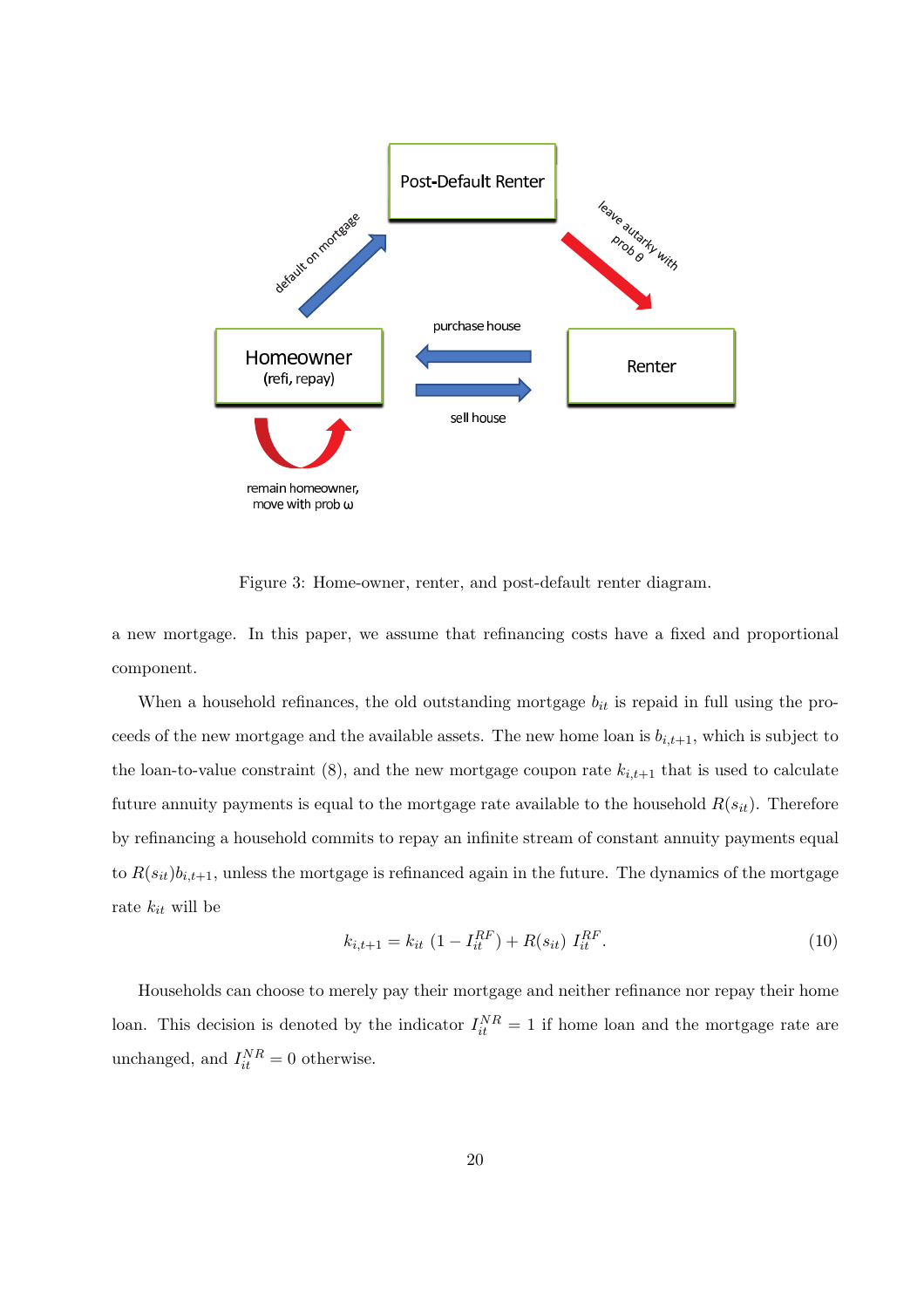Figure 3: Home-owner, renter, and post-default renter diagram.

a new mortgage. In this paper, we assume that refinancing costs have a fixed and proportional component.

When a household refinances, the old outstanding mortgage $b_{it}$ is repaid in full using the proceeds of the new mortgage and the available assets. The new home loan is $b_{i,t+1}$, which is subject to the loan-to-value constraint (8), and the new mortgage coupon rate $k_{i,t+1}$ that is used to calculate future annuity payments is equal to the mortgage rate available to the household $R(s_{it})$. Therefore by refinancing a household commits to repay an infinite stream of constant annuity payments equal to $R(s_{it})b_{i,t+1}$, unless the mortgage is refinanced again in the future. The dynamics of the mortgage rate $k_{it}$ will be

$$k_{i,t+1} = k_{it} \; (1 - I_{it}^{RF}) + R(s_{it}) \; I_{it}^{RF}. \tag{10}$$

Households can choose to merely pay their mortgage and neither refinance nor repay their home loan. This decision is denoted by the indicator $I_{it}^{NR} = 1$ if home loan and the mortgage rate are unchanged, and $I_{it}^{NR} = 0$ otherwise.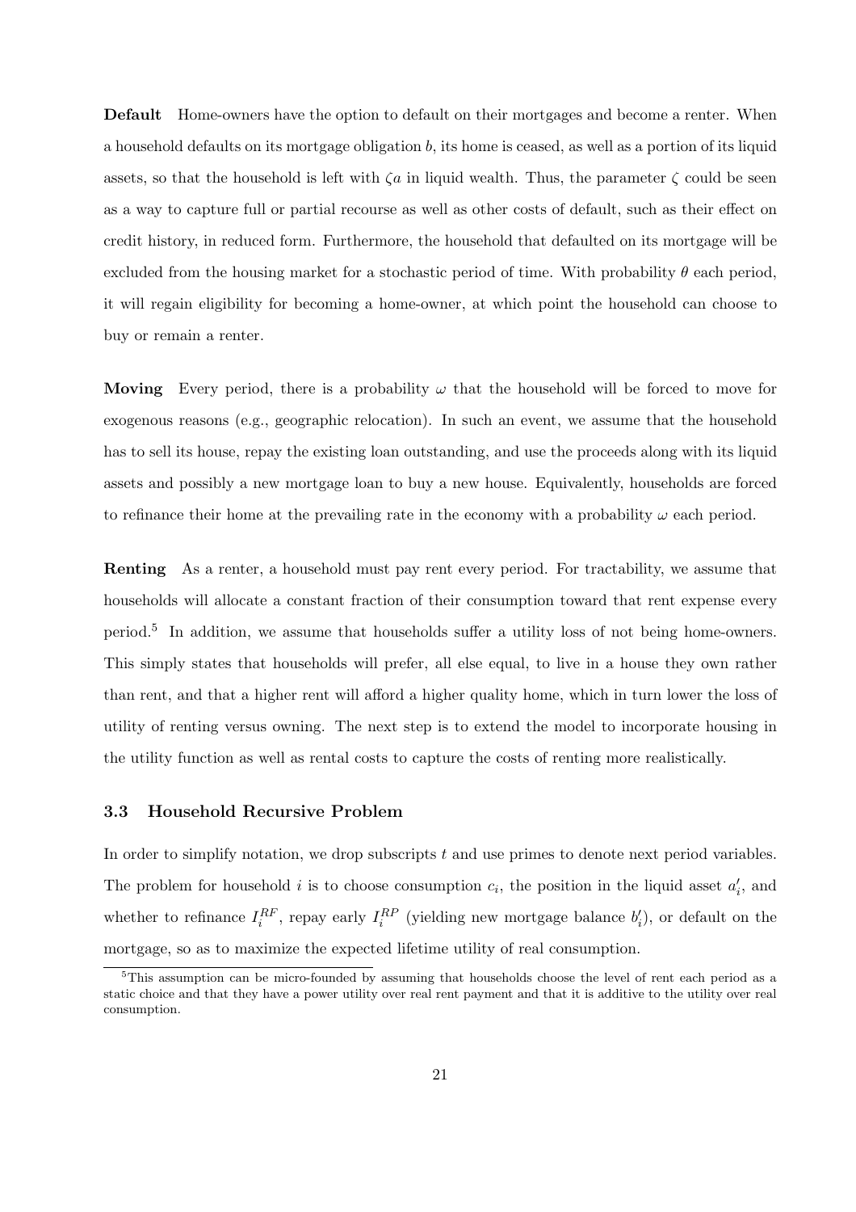**Default** Home-owners have the option to default on their mortgages and become a renter. When a household defaults on its mortgage obligation $b$, its home is ceased, as well as a portion of its liquid assets, so that the household is left with $\zeta a$ in liquid wealth. Thus, the parameter $\zeta$ could be seen as a way to capture full or partial recourse as well as other costs of default, such as their effect on credit history, in reduced form. Furthermore, the household that defaulted on its mortgage will be excluded from the housing market for a stochastic period of time. With probability $\theta$ each period, it will regain eligibility for becoming a home-owner, at which point the household can choose to buy or remain a renter.

**Moving** Every period, there is a probability $\omega$ that the household will be forced to move for exogenous reasons (e.g., geographic relocation). In such an event, we assume that the household has to sell its house, repay the existing loan outstanding, and use the proceeds along with its liquid assets and possibly a new mortgage loan to buy a new house. Equivalently, households are forced to refinance their home at the prevailing rate in the economy with a probability $\omega$ each period.

**Renting** As a renter, a household must pay rent every period. For tractability, we assume that households will allocate a constant fraction of their consumption toward that rent expense every period.[5] In addition, we assume that households suffer a utility loss of not being home-owners. This simply states that households will prefer, all else equal, to live in a house they own rather than rent, and that a higher rent will afford a higher quality home, which in turn lower the loss of utility of renting versus owning. The next step is to extend the model to incorporate housing in the utility function as well as rental costs to capture the costs of renting more realistically.

### 3.3 Household Recursive Problem

In order to simplify notation, we drop subscripts $t$ and use primes to denote next period variables. The problem for household $i$ is to choose consumption $c_i$, the position in the liquid asset $a_i'$, and whether to refinance $I_i^{RF}$, repay early $I_i^{RP}$ (yielding new mortgage balance $b_i'$), or default on the mortgage, so as to maximize the expected lifetime utility of real consumption.

[5] This assumption can be micro-founded by assuming that households choose the level of rent each period as a static choice and that they have a power utility over real rent payment and that it is additive to the utility over real consumption.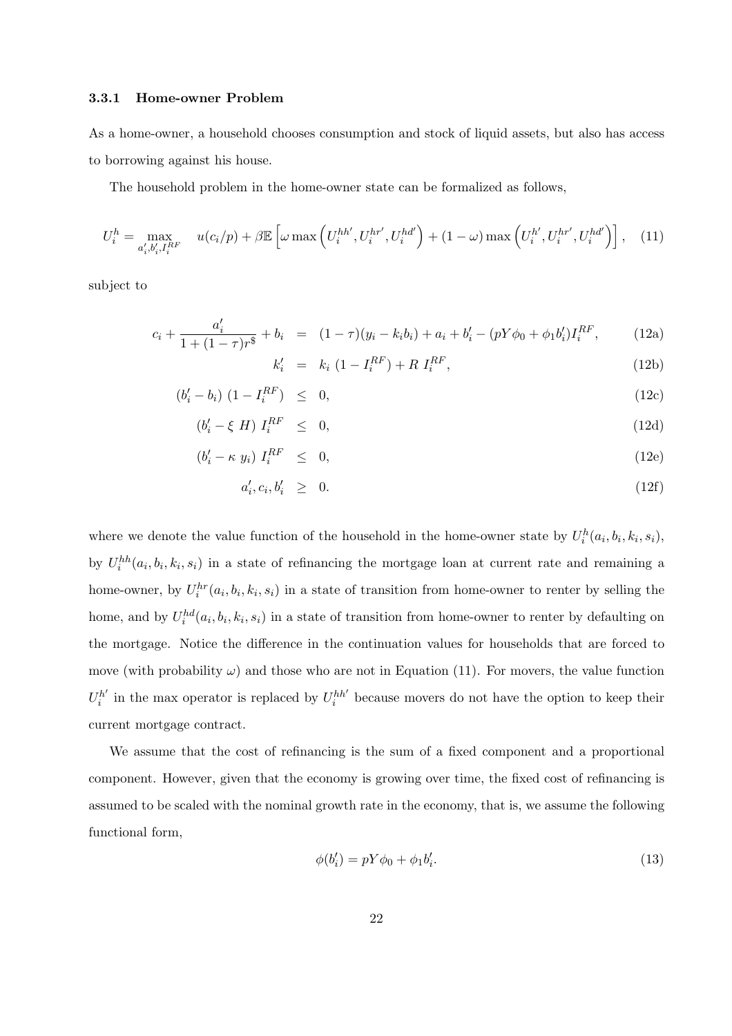### 3.3.1 Home-owner Problem

As a home-owner, a household chooses consumption and stock of liquid assets, but also has access to borrowing against his house.

The household problem in the home-owner state can be formalized as follows,

$$U_i^h = \max_{a_i', b_i', I_i^{RF}} \quad u(c_i/p) + \beta \mathbb{E}\left[\omega \max\left(U_i^{hh'}, U_i^{hr'}, U_i^{hd'}\right) + (1-\omega)\max\left(U_i^{h'}, U_i^{hr'}, U_i^{hd'}\right)\right], \quad (11)$$

subject to

$$c_i + \frac{a_i'}{1+(1-\tau)r^{\$}} + b_i = (1-\tau)(y_i - k_i b_i) + a_i + b_i' - (pY\phi_0 + \phi_1 b_i') I_i^{RF}, \quad (12a)$$

$$k_i' = k_i\,(1 - I_i^{RF}) + R\; I_i^{RF}, \quad (12b)$$

$$(b_i' - b_i)\,(1 - I_i^{RF}) \leq 0, \quad (12c)$$

$$(b_i' - \xi\; H)\; I_i^{RF} \leq 0, \quad (12d)$$

$$(b_i' - \kappa\; y_i)\; I_i^{RF} \leq 0, \quad (12e)$$

$$a_i', c_i, b_i' \geq 0. \quad (12f)$$

where we denote the value function of the household in the home-owner state by $U_i^h(a_i, b_i, k_i, s_i)$, by $U_i^{hh}(a_i, b_i, k_i, s_i)$ in a state of refinancing the mortgage loan at current rate and remaining a home-owner, by $U_i^{hr}(a_i, b_i, k_i, s_i)$ in a state of transition from home-owner to renter by selling the home, and by $U_i^{hd}(a_i, b_i, k_i, s_i)$ in a state of transition from home-owner to renter by defaulting on the mortgage. Notice the difference in the continuation values for households that are forced to move (with probability $\omega$) and those who are not in Equation (11). For movers, the value function $U_i^{h'}$ in the max operator is replaced by $U_i^{hh'}$ because movers do not have the option to keep their current mortgage contract.

We assume that the cost of refinancing is the sum of a fixed component and a proportional component. However, given that the economy is growing over time, the fixed cost of refinancing is assumed to be scaled with the nominal growth rate in the economy, that is, we assume the following functional form,

$$\phi(b_i') = pY\phi_0 + \phi_1 b_i'. \quad (13)$$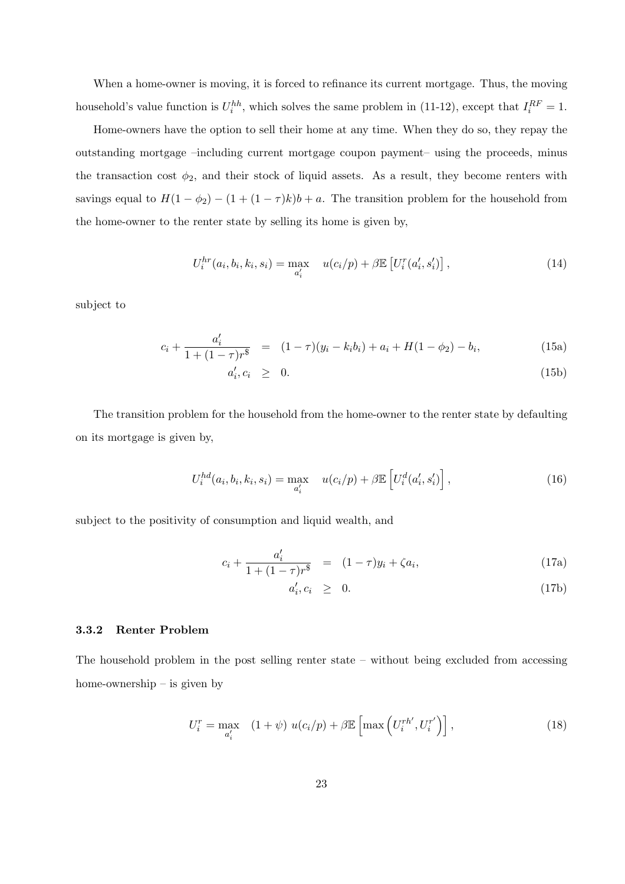When a home-owner is moving, it is forced to refinance its current mortgage. Thus, the moving household's value function is $U_i^{hh}$, which solves the same problem in (11-12), except that $I_i^{RF} = 1$.

Home-owners have the option to sell their home at any time. When they do so, they repay the outstanding mortgage –including current mortgage coupon payment– using the proceeds, minus the transaction cost $\phi_2$, and their stock of liquid assets. As a result, they become renters with savings equal to $H(1 - \phi_2) - (1 + (1 - \tau)k)b + a$. The transition problem for the household from the home-owner to the renter state by selling its home is given by,

$$U_i^{hr}(a_i, b_i, k_i, s_i) = \max_{a_i'} \quad u(c_i/p) + \beta \mathbb{E}\left[U_i^r(a_i', s_i')\right], \tag{14}$$

subject to

$$c_i + \frac{a_i'}{1 + (1 - \tau)r^{\$}} \quad = \quad (1 - \tau)(y_i - k_i b_i) + a_i + H(1 - \phi_2) - b_i, \tag{15a}$$

$$a_i', c_i \quad \geq \quad 0. \tag{15b}$$

The transition problem for the household from the home-owner to the renter state by defaulting on its mortgage is given by,

$$U_i^{hd}(a_i, b_i, k_i, s_i) = \max_{a_i'} \quad u(c_i/p) + \beta \mathbb{E}\left[U_i^d(a_i', s_i')\right], \tag{16}$$

subject to the positivity of consumption and liquid wealth, and

$$c_i + \frac{a_i'}{1 + (1 - \tau)r^{\$}} \quad = \quad (1 - \tau)y_i + \zeta a_i, \tag{17a}$$

$$a_i', c_i \quad \geq \quad 0. \tag{17b}$$

#### 3.3.2 Renter Problem

The household problem in the post selling renter state – without being excluded from accessing home-ownership – is given by

$$U_i^r = \max_{a_i'} \quad (1 + \psi)\ u(c_i/p) + \beta \mathbb{E}\left[\max\left(U_i^{rh'}, U_i^{r'}\right)\right], \tag{18}$$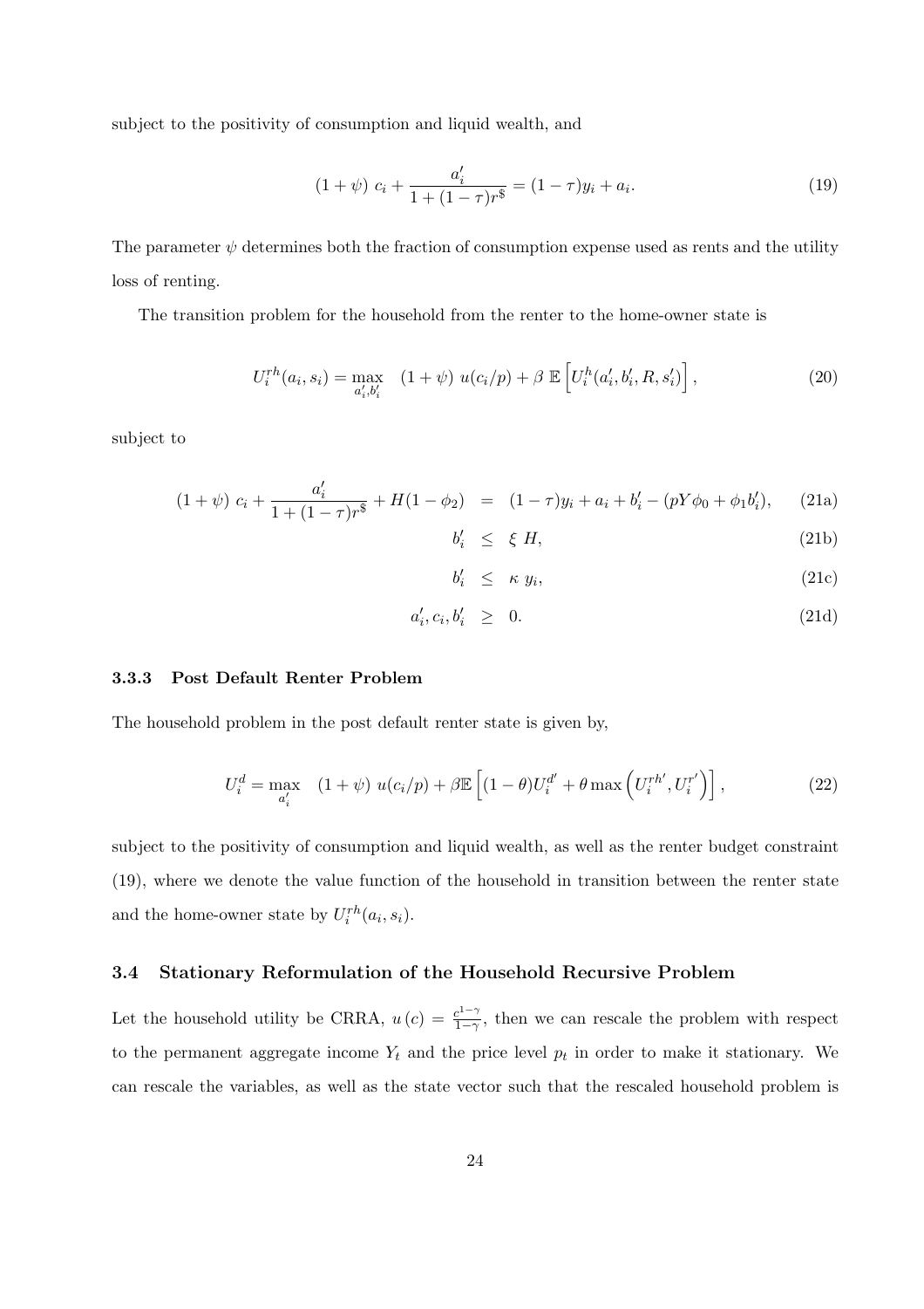subject to the positivity of consumption and liquid wealth, and

$$(1+\psi)\ c_i + \frac{a_i'}{1+(1-\tau)r^{\$}} = (1-\tau)y_i + a_i. \tag{19}$$

The parameter $\psi$ determines both the fraction of consumption expense used as rents and the utility loss of renting.

The transition problem for the household from the renter to the home-owner state is

$$U_i^{rh}(a_i, s_i) = \max_{a_i', b_i'} \quad (1+\psi)\ u(c_i/p) + \beta\ \mathbb{E}\left[U_i^h(a_i', b_i', R, s_i')\right], \tag{20}$$

subject to

$$(1+\psi)\ c_i + \frac{a_i'}{1+(1-\tau)r^{\$}} + H(1-\phi_2) \;=\; (1-\tau)y_i + a_i + b_i' - (pY\phi_0 + \phi_1 b_i'), \tag{21a}$$

$$b_i' \;\leq\; \xi\ H, \tag{21b}$$

$$b_i' \;\leq\; \kappa\ y_i, \tag{21c}$$

$$a_i', c_i, b_i' \;\geq\; 0. \tag{21d}$$

### 3.3.3 Post Default Renter Problem

The household problem in the post default renter state is given by,

$$U_i^d = \max_{a_i'} \quad (1+\psi)\ u(c_i/p) + \beta\mathbb{E}\left[(1-\theta)U_i^{d'} + \theta \max\left(U_i^{rh'}, U_i^{r'}\right)\right], \tag{22}$$

subject to the positivity of consumption and liquid wealth, as well as the renter budget constraint (19), where we denote the value function of the household in transition between the renter state and the home-owner state by $U_i^{rh}(a_i, s_i)$.

## 3.4 Stationary Reformulation of the Household Recursive Problem

Let the household utility be CRRA, $u(c) = \frac{c^{1-\gamma}}{1-\gamma}$, then we can rescale the problem with respect to the permanent aggregate income $Y_t$ and the price level $p_t$ in order to make it stationary. We can rescale the variables, as well as the state vector such that the rescaled household problem is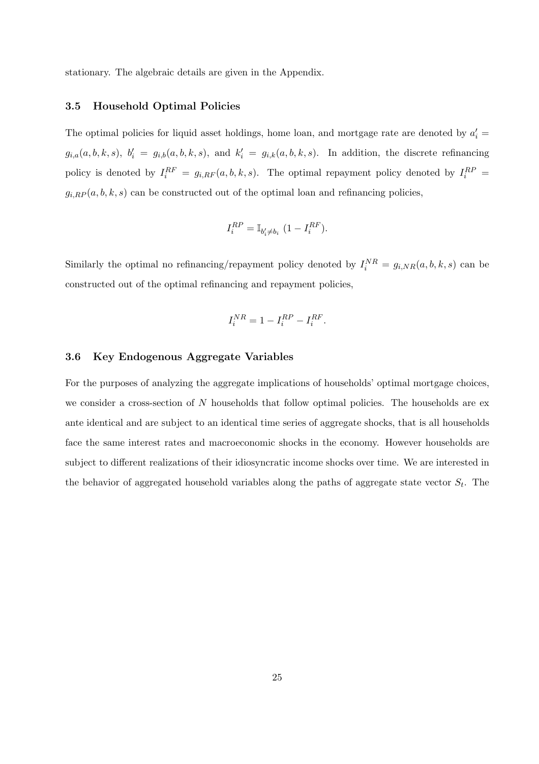stationary. The algebraic details are given in the Appendix.

### 3.5 Household Optimal Policies

The optimal policies for liquid asset holdings, home loan, and mortgage rate are denoted by $a_i' = g_{i,a}(a, b, k, s)$, $b_i' = g_{i,b}(a, b, k, s)$, and $k_i' = g_{i,k}(a, b, k, s)$. In addition, the discrete refinancing policy is denoted by $I_i^{RF} = g_{i,RF}(a, b, k, s)$. The optimal repayment policy denoted by $I_i^{RP} = g_{i,RP}(a, b, k, s)$ can be constructed out of the optimal loan and refinancing policies,

$$I_i^{RP} = \mathbb{I}_{b_i' \neq b_i} \; (1 - I_i^{RF}).$$

Similarly the optimal no refinancing/repayment policy denoted by $I_i^{NR} = g_{i,NR}(a, b, k, s)$ can be constructed out of the optimal refinancing and repayment policies,

$$I_i^{NR} = 1 - I_i^{RP} - I_i^{RF}.$$

### 3.6 Key Endogenous Aggregate Variables

For the purposes of analyzing the aggregate implications of households' optimal mortgage choices, we consider a cross-section of $N$ households that follow optimal policies. The households are ex ante identical and are subject to an identical time series of aggregate shocks, that is all households face the same interest rates and macroeconomic shocks in the economy. However households are subject to different realizations of their idiosyncratic income shocks over time. We are interested in the behavior of aggregated household variables along the paths of aggregate state vector $S_t$. The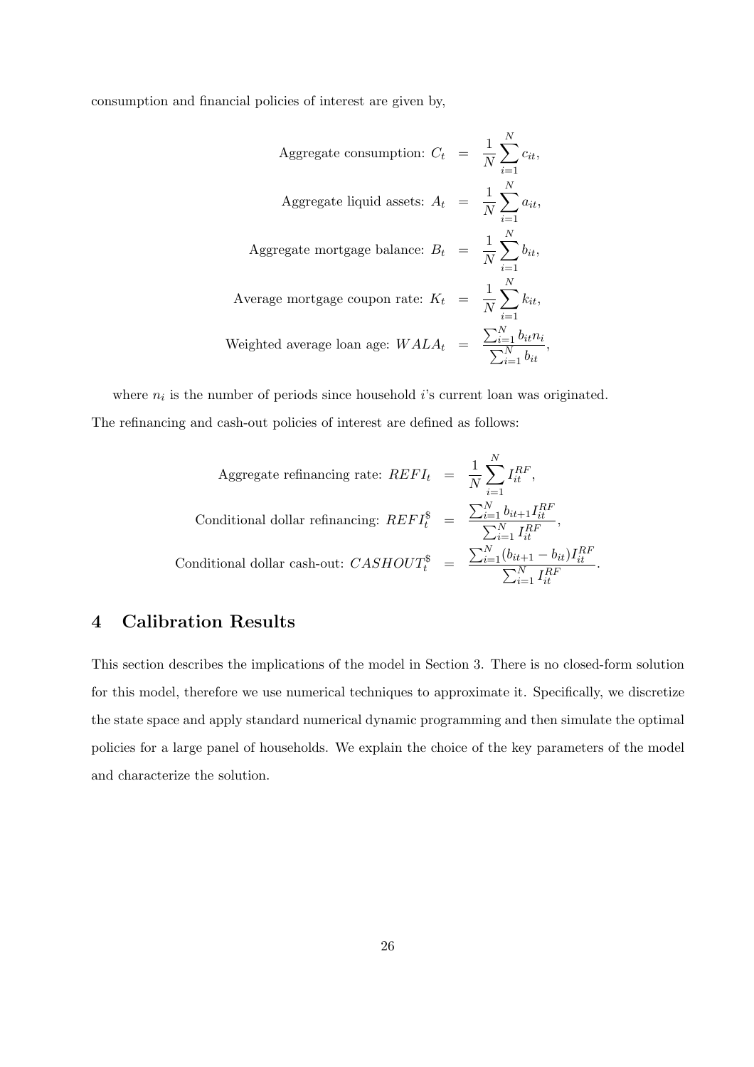consumption and financial policies of interest are given by,

$$
\begin{aligned}
\text{Aggregate consumption: } C_t &= \frac{1}{N}\sum_{i=1}^{N} c_{it}, \\
\text{Aggregate liquid assets: } A_t &= \frac{1}{N}\sum_{i=1}^{N} a_{it}, \\
\text{Aggregate mortgage balance: } B_t &= \frac{1}{N}\sum_{i=1}^{N} b_{it}, \\
\text{Average mortgage coupon rate: } K_t &= \frac{1}{N}\sum_{i=1}^{N} k_{it}, \\
\text{Weighted average loan age: } WALA_t &= \frac{\sum_{i=1}^{N} b_{it} n_i}{\sum_{i=1}^{N} b_{it}},
\end{aligned}
$$

where $n_i$ is the number of periods since household $i$'s current loan was originated.

The refinancing and cash-out policies of interest are defined as follows:

$$
\begin{aligned}
\text{Aggregate refinancing rate: } REFI_t &= \frac{1}{N}\sum_{i=1}^{N} I_{it}^{RF}, \\
\text{Conditional dollar refinancing: } REFI_t^{\$} &= \frac{\sum_{i=1}^{N} b_{it+1} I_{it}^{RF}}{\sum_{i=1}^{N} I_{it}^{RF}}, \\
\text{Conditional dollar cash-out: } CASHOUT_t^{\$} &= \frac{\sum_{i=1}^{N} (b_{it+1} - b_{it}) I_{it}^{RF}}{\sum_{i=1}^{N} I_{it}^{RF}}.
\end{aligned}
$$

## 4 Calibration Results

This section describes the implications of the model in Section 3. There is no closed-form solution for this model, therefore we use numerical techniques to approximate it. Specifically, we discretize the state space and apply standard numerical dynamic programming and then simulate the optimal policies for a large panel of households. We explain the choice of the key parameters of the model and characterize the solution.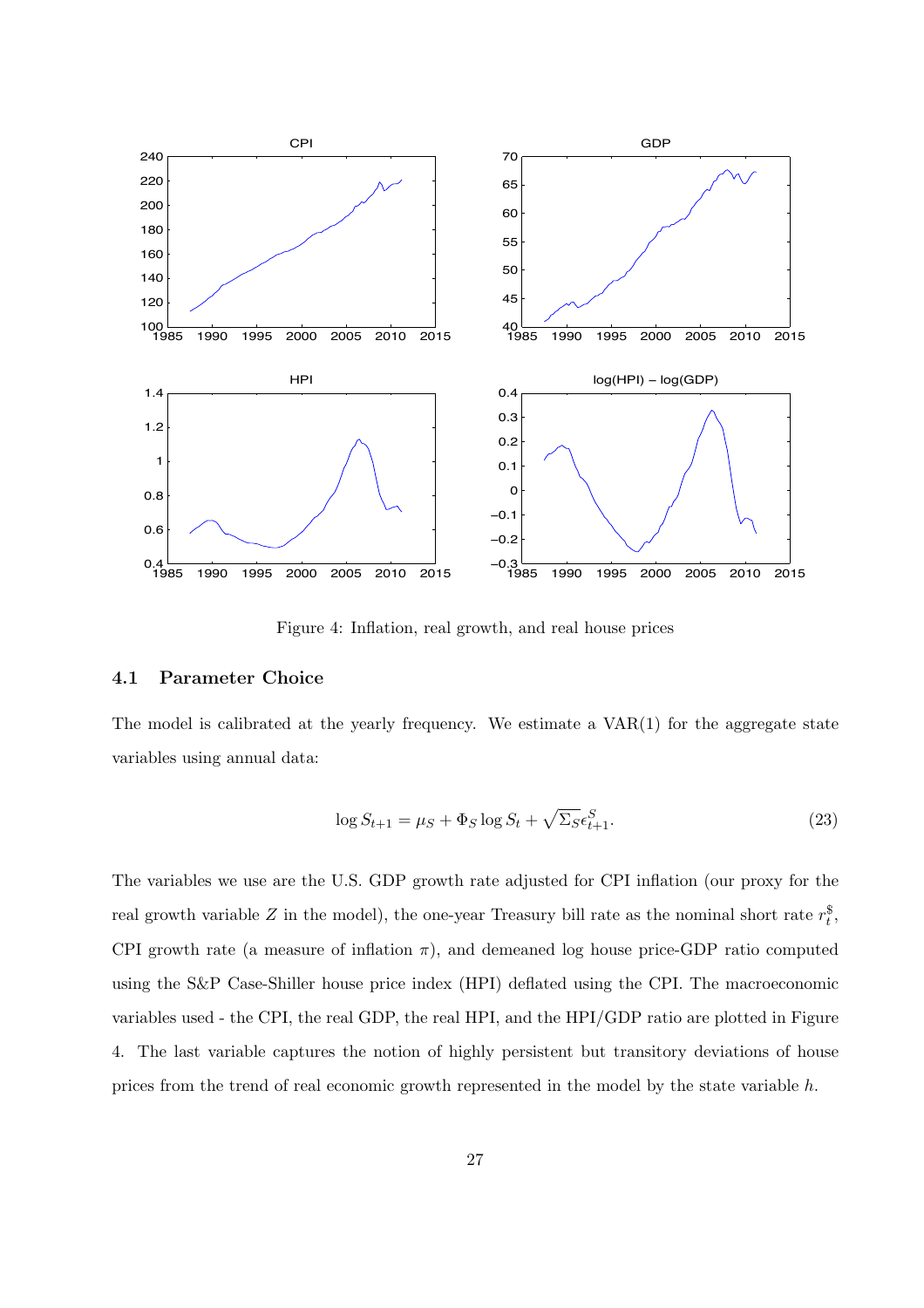Figure 4: Inflation, real growth, and real house prices

### 4.1 Parameter Choice

The model is calibrated at the yearly frequency. We estimate a VAR(1) for the aggregate state variables using annual data:

$$\log S_{t+1} = \mu_S + \Phi_S \log S_t + \sqrt{\Sigma_S}\epsilon_{t+1}^S. \tag{23}$$

The variables we use are the U.S. GDP growth rate adjusted for CPI inflation (our proxy for the real growth variable $Z$ in the model), the one-year Treasury bill rate as the nominal short rate $r_t^{\$}$, CPI growth rate (a measure of inflation $\pi$), and demeaned log house price-GDP ratio computed using the S&P Case-Shiller house price index (HPI) deflated using the CPI. The macroeconomic variables used - the CPI, the real GDP, the real HPI, and the HPI/GDP ratio are plotted in Figure 4. The last variable captures the notion of highly persistent but transitory deviations of house prices from the trend of real economic growth represented in the model by the state variable $h$.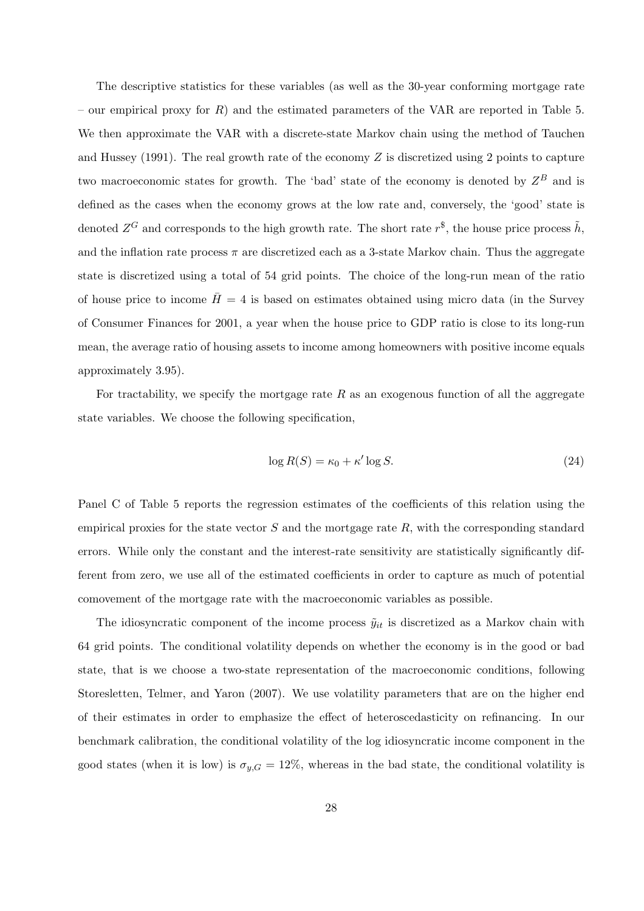The descriptive statistics for these variables (as well as the 30-year conforming mortgage rate – our empirical proxy for $R$) and the estimated parameters of the VAR are reported in Table 5. We then approximate the VAR with a discrete-state Markov chain using the method of Tauchen and Hussey (1991). The real growth rate of the economy $Z$ is discretized using 2 points to capture two macroeconomic states for growth. The 'bad' state of the economy is denoted by $Z^B$ and is defined as the cases when the economy grows at the low rate and, conversely, the 'good' state is denoted $Z^G$ and corresponds to the high growth rate. The short rate $r^{\$}$, the house price process $\tilde{h}$, and the inflation rate process $\pi$ are discretized each as a 3-state Markov chain. Thus the aggregate state is discretized using a total of 54 grid points. The choice of the long-run mean of the ratio of house price to income $\bar{H} = 4$ is based on estimates obtained using micro data (in the Survey of Consumer Finances for 2001, a year when the house price to GDP ratio is close to its long-run mean, the average ratio of housing assets to income among homeowners with positive income equals approximately 3.95).

For tractability, we specify the mortgage rate $R$ as an exogenous function of all the aggregate state variables. We choose the following specification,

$$\log R(S) = \kappa_0 + \kappa' \log S. \tag{24}$$

Panel C of Table 5 reports the regression estimates of the coefficients of this relation using the empirical proxies for the state vector $S$ and the mortgage rate $R$, with the corresponding standard errors. While only the constant and the interest-rate sensitivity are statistically significantly different from zero, we use all of the estimated coefficients in order to capture as much of potential comovement of the mortgage rate with the macroeconomic variables as possible.

The idiosyncratic component of the income process $\tilde{y}_{it}$ is discretized as a Markov chain with 64 grid points. The conditional volatility depends on whether the economy is in the good or bad state, that is we choose a two-state representation of the macroeconomic conditions, following Storesletten, Telmer, and Yaron (2007). We use volatility parameters that are on the higher end of their estimates in order to emphasize the effect of heteroscedasticity on refinancing. In our benchmark calibration, the conditional volatility of the log idiosyncratic income component in the good states (when it is low) is $\sigma_{y,G} = 12\%$, whereas in the bad state, the conditional volatility is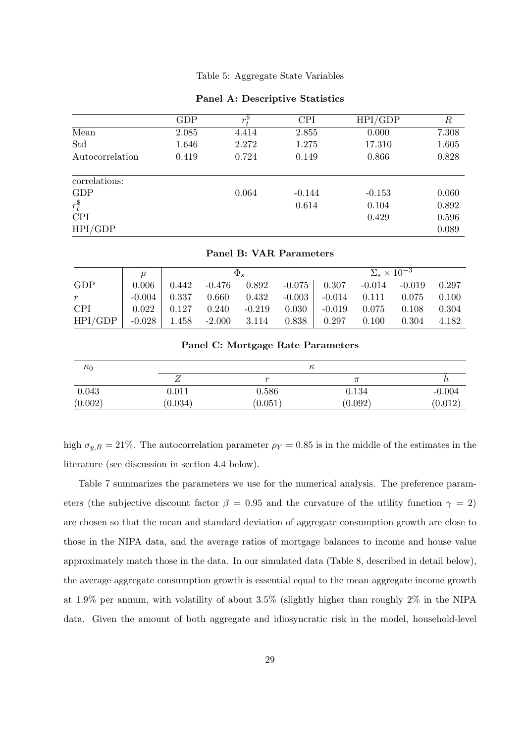Table 5: Aggregate State Variables

**Panel A: Descriptive Statistics**

| | GDP | $r_t^{\$}$ | CPI | HPI/GDP | $R$ |
|---|---|---|---|---|---|
| Mean | 2.085 | 4.414 | 2.855 | 0.000 | 7.308 |
| Std | 1.646 | 2.272 | 1.275 | 17.310 | 1.605 |
| Autocorrelation | 0.419 | 0.724 | 0.149 | 0.866 | 0.828 |
| correlations: | | | | | |
| GDP | | 0.064 | -0.144 | -0.153 | 0.060 |
| $r_t^{\$}$ | | | 0.614 | 0.104 | 0.892 |
| CPI | | | | 0.429 | 0.596 |
| HPI/GDP | | | | | 0.089 |

**Panel B: VAR Parameters**

| | $\mu$ | $\Phi_s$ | | | | $\Sigma_s \times 10^{-3}$ | | | |
|---|---|---|---|---|---|---|---|---|---|
| GDP | 0.006 | 0.442 | -0.476 | 0.892 | -0.075 | 0.307 | -0.014 | -0.019 | 0.297 |
| $r$ | -0.004 | 0.337 | 0.660 | 0.432 | -0.003 | -0.014 | 0.111 | 0.075 | 0.100 |
| CPI | 0.022 | 0.127 | 0.240 | -0.219 | 0.030 | -0.019 | 0.075 | 0.108 | 0.304 |
| HPI/GDP | -0.028 | 1.458 | -2.000 | 3.114 | 0.838 | 0.297 | 0.100 | 0.304 | 4.182 |

**Panel C: Mortgage Rate Parameters**

| $\kappa_0$ | $\kappa$ | | | |
|---|---|---|---|---|
| | $Z$ | $r$ | $\pi$ | $\tilde{h}$ |
| 0.043 | 0.011 | 0.586 | 0.134 | -0.004 |
| (0.002) | (0.034) | (0.051) | (0.092) | (0.012) |

high $\sigma_{y,B} = 21\%$. The autocorrelation parameter $\rho_Y = 0.85$ is in the middle of the estimates in the literature (see discussion in section 4.4 below).

Table 7 summarizes the parameters we use for the numerical analysis. The preference parameters (the subjective discount factor $\beta = 0.95$ and the curvature of the utility function $\gamma = 2$) are chosen so that the mean and standard deviation of aggregate consumption growth are close to those in the NIPA data, and the average ratios of mortgage balances to income and house value approximately match those in the data. In our simulated data (Table 8, described in detail below), the average aggregate consumption growth is essential equal to the mean aggregate income growth at 1.9% per annum, with volatility of about 3.5% (slightly higher than roughly 2% in the NIPA data. Given the amount of both aggregate and idiosyncratic risk in the model, household-level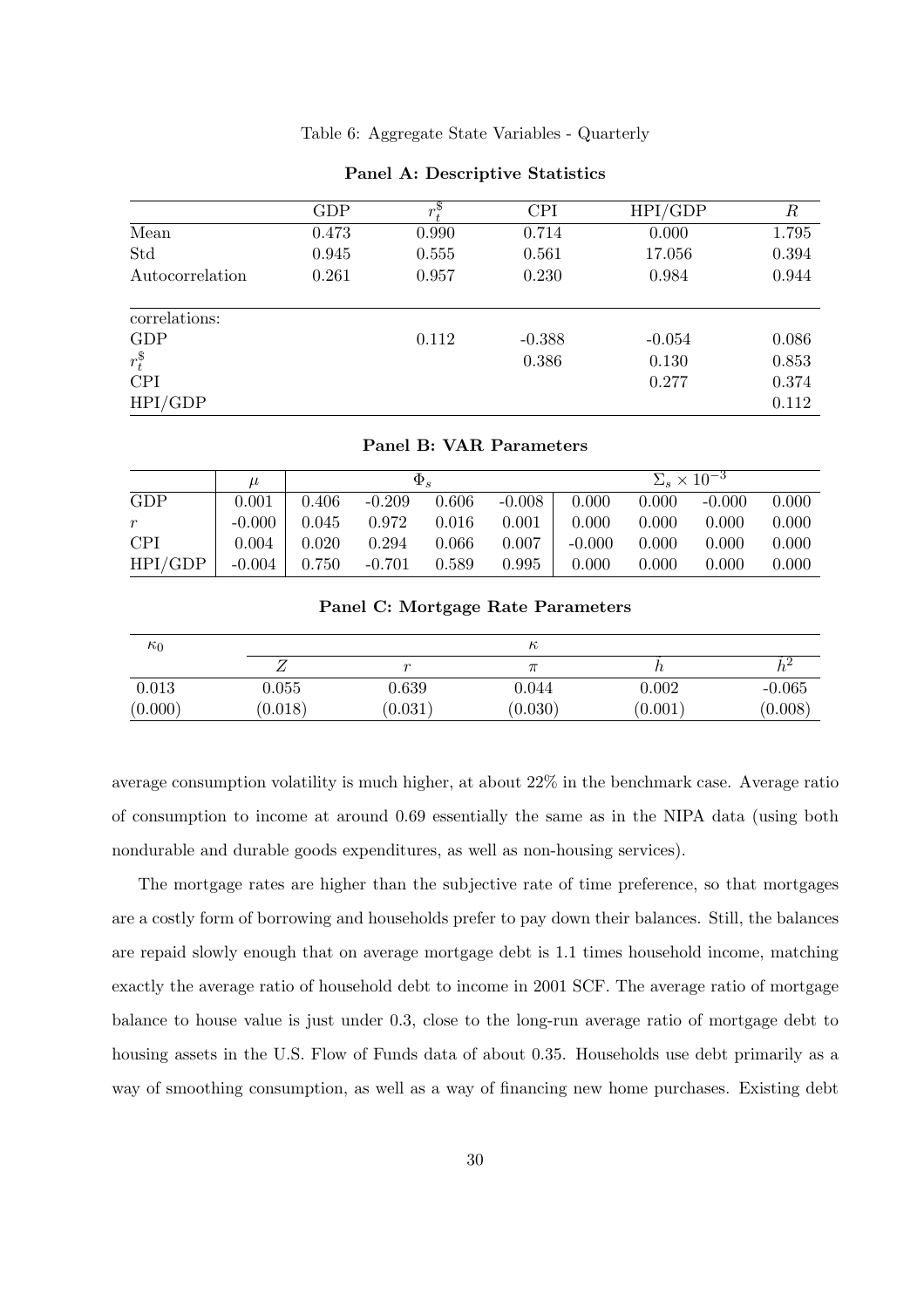Table 6: Aggregate State Variables - Quarterly

**Panel A: Descriptive Statistics**

| | GDP | $r_t^{\$}$ | CPI | HPI/GDP | $R$ |
|---|---|---|---|---|---|
| Mean | 0.473 | 0.990 | 0.714 | 0.000 | 1.795 |
| Std | 0.945 | 0.555 | 0.561 | 17.056 | 0.394 |
| Autocorrelation | 0.261 | 0.957 | 0.230 | 0.984 | 0.944 |
| correlations: | | | | | |
| GDP | | 0.112 | -0.388 | -0.054 | 0.086 |
| $r_t^{\$}$ | | | 0.386 | 0.130 | 0.853 |
| CPI | | | | 0.277 | 0.374 |
| HPI/GDP | | | | | 0.112 |

**Panel B: VAR Parameters**

| | $\mu$ | $\Phi_s$ | | | | $\Sigma_s \times 10^{-3}$ | | | |
|---|---|---|---|---|---|---|---|---|---|
| GDP | 0.001 | 0.406 | -0.209 | 0.606 | -0.008 | 0.000 | 0.000 | -0.000 | 0.000 |
| $r$ | -0.000 | 0.045 | 0.972 | 0.016 | 0.001 | 0.000 | 0.000 | 0.000 | 0.000 |
| CPI | 0.004 | 0.020 | 0.294 | 0.066 | 0.007 | -0.000 | 0.000 | 0.000 | 0.000 |
| HPI/GDP | -0.004 | 0.750 | -0.701 | 0.589 | 0.995 | 0.000 | 0.000 | 0.000 | 0.000 |

**Panel C: Mortgage Rate Parameters**

| $\kappa_0$ | $\kappa$ | | | | |
|---|---|---|---|---|---|
| | $Z$ | $r$ | $\pi$ | $\dot{h}$ | $\dot{h}^2$ |
| 0.013 | 0.055 | 0.639 | 0.044 | 0.002 | -0.065 |
| (0.000) | (0.018) | (0.031) | (0.030) | (0.001) | (0.008) |

average consumption volatility is much higher, at about 22% in the benchmark case. Average ratio of consumption to income at around 0.69 essentially the same as in the NIPA data (using both nondurable and durable goods expenditures, as well as non-housing services).

The mortgage rates are higher than the subjective rate of time preference, so that mortgages are a costly form of borrowing and households prefer to pay down their balances. Still, the balances are repaid slowly enough that on average mortgage debt is 1.1 times household income, matching exactly the average ratio of household debt to income in 2001 SCF. The average ratio of mortgage balance to house value is just under 0.3, close to the long-run average ratio of mortgage debt to housing assets in the U.S. Flow of Funds data of about 0.35. Households use debt primarily as a way of smoothing consumption, as well as a way of financing new home purchases. Existing debt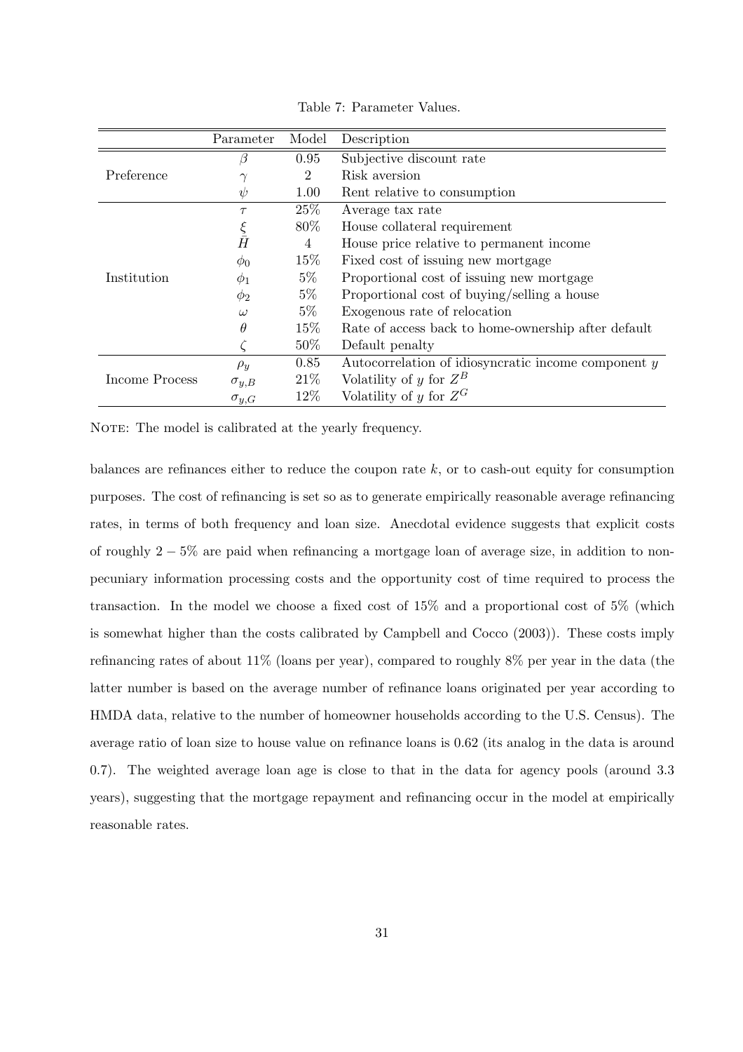Table 7: Parameter Values.

| | Parameter | Model | Description |
|---|---|---|---|
| Preference | $\beta$ | 0.95 | Subjective discount rate |
| | $\gamma$ | 2 | Risk aversion |
| | $\psi$ | 1.00 | Rent relative to consumption |
| Institution | $\tau$ | 25% | Average tax rate |
| | $\xi$ | 80% | House collateral requirement |
| | $\bar{H}$ | 4 | House price relative to permanent income |
| | $\phi_0$ | 15% | Fixed cost of issuing new mortgage |
| | $\phi_1$ | 5% | Proportional cost of issuing new mortgage |
| | $\phi_2$ | 5% | Proportional cost of buying/selling a house |
| | $\omega$ | 5% | Exogenous rate of relocation |
| | $\theta$ | 15% | Rate of access back to home-ownership after default |
| | $\zeta$ | 50% | Default penalty |
| Income Process | $\rho_y$ | 0.85 | Autocorrelation of idiosyncratic income component $y$ |
| | $\sigma_{y,B}$ | 21% | Volatility of $y$ for $Z^B$ |
| | $\sigma_{y,G}$ | 12% | Volatility of $y$ for $Z^G$ |

NOTE: The model is calibrated at the yearly frequency.

balances are refinances either to reduce the coupon rate $k$, or to cash-out equity for consumption purposes. The cost of refinancing is set so as to generate empirically reasonable average refinancing rates, in terms of both frequency and loan size. Anecdotal evidence suggests that explicit costs of roughly $2-5\%$ are paid when refinancing a mortgage loan of average size, in addition to non-pecuniary information processing costs and the opportunity cost of time required to process the transaction. In the model we choose a fixed cost of 15% and a proportional cost of 5% (which is somewhat higher than the costs calibrated by Campbell and Cocco (2003)). These costs imply refinancing rates of about 11% (loans per year), compared to roughly 8% per year in the data (the latter number is based on the average number of refinance loans originated per year according to HMDA data, relative to the number of homeowner households according to the U.S. Census). The average ratio of loan size to house value on refinance loans is 0.62 (its analog in the data is around 0.7). The weighted average loan age is close to that in the data for agency pools (around 3.3 years), suggesting that the mortgage repayment and refinancing occur in the model at empirically reasonable rates.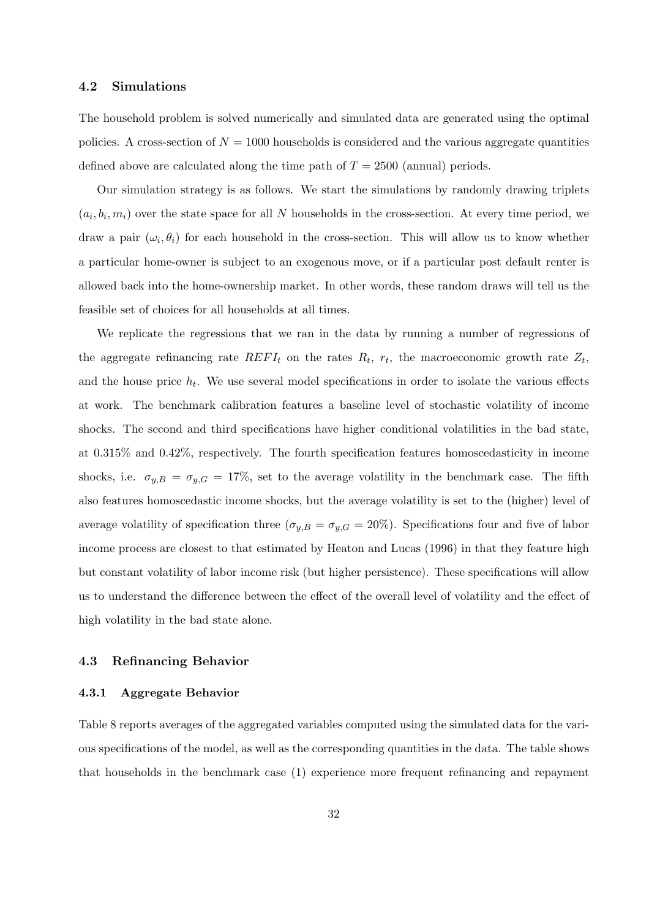### 4.2 Simulations

The household problem is solved numerically and simulated data are generated using the optimal policies. A cross-section of $N = 1000$ households is considered and the various aggregate quantities defined above are calculated along the time path of $T = 2500$ (annual) periods.

Our simulation strategy is as follows. We start the simulations by randomly drawing triplets $(a_i, b_i, m_i)$ over the state space for all $N$ households in the cross-section. At every time period, we draw a pair $(\omega_i, \theta_i)$ for each household in the cross-section. This will allow us to know whether a particular home-owner is subject to an exogenous move, or if a particular post default renter is allowed back into the home-ownership market. In other words, these random draws will tell us the feasible set of choices for all households at all times.

We replicate the regressions that we ran in the data by running a number of regressions of the aggregate refinancing rate $REFI_t$ on the rates $R_t$, $r_t$, the macroeconomic growth rate $Z_t$, and the house price $h_t$. We use several model specifications in order to isolate the various effects at work. The benchmark calibration features a baseline level of stochastic volatility of income shocks. The second and third specifications have higher conditional volatilities in the bad state, at 0.315% and 0.42%, respectively. The fourth specification features homoscedasticity in income shocks, i.e. $\sigma_{y,B} = \sigma_{y,G} = 17\%$, set to the average volatility in the benchmark case. The fifth also features homoscedastic income shocks, but the average volatility is set to the (higher) level of average volatility of specification three ($\sigma_{y,B} = \sigma_{y,G} = 20\%$). Specifications four and five of labor income process are closest to that estimated by Heaton and Lucas (1996) in that they feature high but constant volatility of labor income risk (but higher persistence). These specifications will allow us to understand the difference between the effect of the overall level of volatility and the effect of high volatility in the bad state alone.

### 4.3 Refinancing Behavior

#### 4.3.1 Aggregate Behavior

Table 8 reports averages of the aggregated variables computed using the simulated data for the various specifications of the model, as well as the corresponding quantities in the data. The table shows that households in the benchmark case (1) experience more frequent refinancing and repayment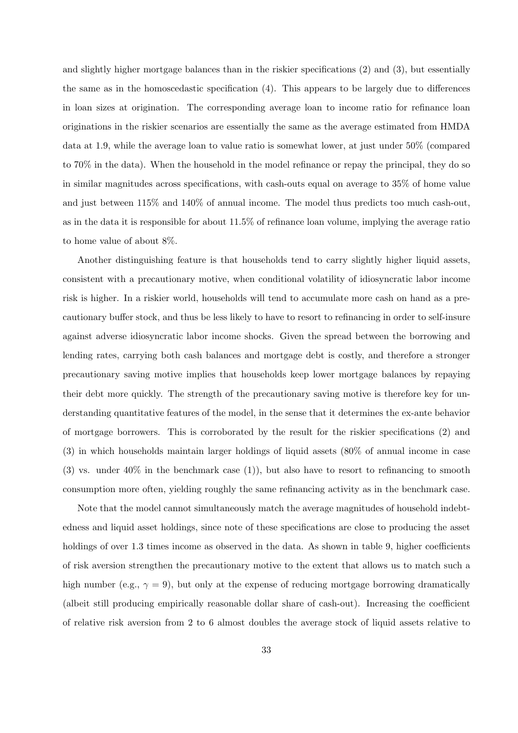and slightly higher mortgage balances than in the riskier specifications (2) and (3), but essentially the same as in the homoscedastic specification (4). This appears to be largely due to differences in loan sizes at origination. The corresponding average loan to income ratio for refinance loan originations in the riskier scenarios are essentially the same as the average estimated from HMDA data at 1.9, while the average loan to value ratio is somewhat lower, at just under 50% (compared to 70% in the data). When the household in the model refinance or repay the principal, they do so in similar magnitudes across specifications, with cash-outs equal on average to 35% of home value and just between 115% and 140% of annual income. The model thus predicts too much cash-out, as in the data it is responsible for about 11.5% of refinance loan volume, implying the average ratio to home value of about 8%.

Another distinguishing feature is that households tend to carry slightly higher liquid assets, consistent with a precautionary motive, when conditional volatility of idiosyncratic labor income risk is higher. In a riskier world, households will tend to accumulate more cash on hand as a precautionary buffer stock, and thus be less likely to have to resort to refinancing in order to self-insure against adverse idiosyncratic labor income shocks. Given the spread between the borrowing and lending rates, carrying both cash balances and mortgage debt is costly, and therefore a stronger precautionary saving motive implies that households keep lower mortgage balances by repaying their debt more quickly. The strength of the precautionary saving motive is therefore key for understanding quantitative features of the model, in the sense that it determines the ex-ante behavior of mortgage borrowers. This is corroborated by the result for the riskier specifications (2) and (3) in which households maintain larger holdings of liquid assets (80% of annual income in case (3) vs. under 40% in the benchmark case (1)), but also have to resort to refinancing to smooth consumption more often, yielding roughly the same refinancing activity as in the benchmark case.

Note that the model cannot simultaneously match the average magnitudes of household indebtedness and liquid asset holdings, since note of these specifications are close to producing the asset holdings of over 1.3 times income as observed in the data. As shown in table 9, higher coefficients of risk aversion strengthen the precautionary motive to the extent that allows us to match such a high number (e.g., $\gamma = 9$), but only at the expense of reducing mortgage borrowing dramatically (albeit still producing empirically reasonable dollar share of cash-out). Increasing the coefficient of relative risk aversion from 2 to 6 almost doubles the average stock of liquid assets relative to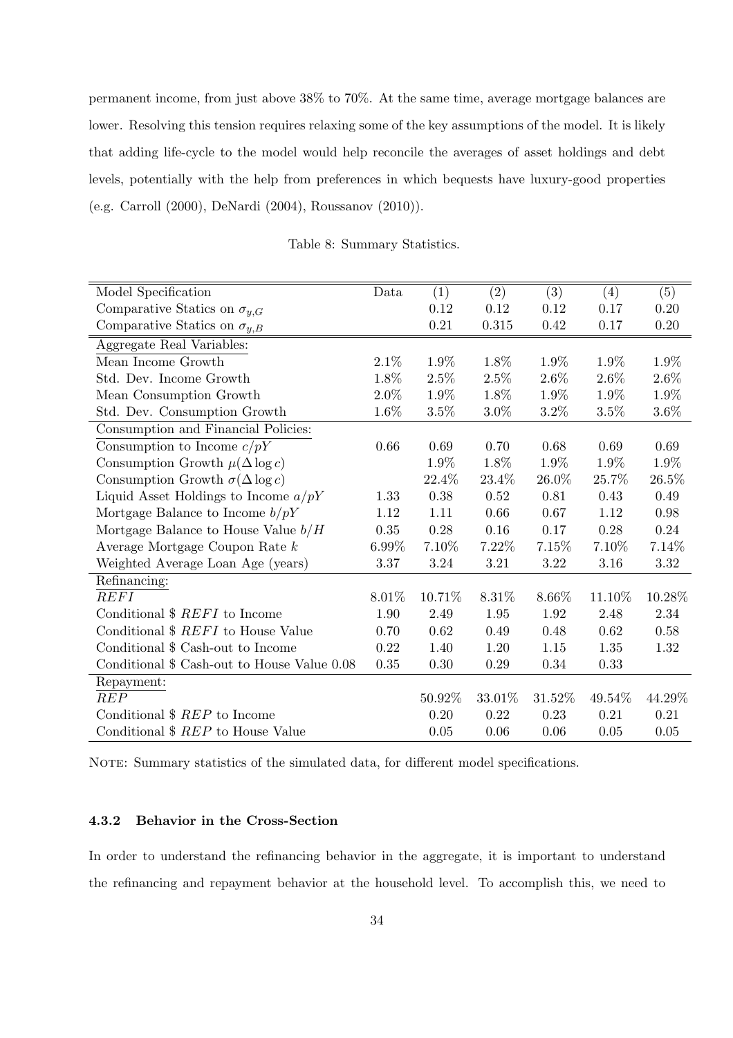permanent income, from just above 38% to 70%. At the same time, average mortgage balances are lower. Resolving this tension requires relaxing some of the key assumptions of the model. It is likely that adding life-cycle to the model would help reconcile the averages of asset holdings and debt levels, potentially with the help from preferences in which bequests have luxury-good properties (e.g. Carroll (2000), DeNardi (2004), Roussanov (2010)).

Table 8: Summary Statistics.

| Model Specification | Data | (1) | (2) | (3) | (4) | (5) |
|---|---|---|---|---|---|---|
| Comparative Statics on $\sigma_{y,G}$ | | 0.12 | 0.12 | 0.12 | 0.17 | 0.20 |
| Comparative Statics on $\sigma_{y,B}$ | | 0.21 | 0.315 | 0.42 | 0.17 | 0.20 |
| Aggregate Real Variables: | | | | | | |
| Mean Income Growth | 2.1% | 1.9% | 1.8% | 1.9% | 1.9% | 1.9% |
| Std. Dev. Income Growth | 1.8% | 2.5% | 2.5% | 2.6% | 2.6% | 2.6% |
| Mean Consumption Growth | 2.0% | 1.9% | 1.8% | 1.9% | 1.9% | 1.9% |
| Std. Dev. Consumption Growth | 1.6% | 3.5% | 3.0% | 3.2% | 3.5% | 3.6% |
| Consumption and Financial Policies: | | | | | | |
| Consumption to Income $c/pY$ | 0.66 | 0.69 | 0.70 | 0.68 | 0.69 | 0.69 |
| Consumption Growth $\mu(\Delta \log c)$ | | 1.9% | 1.8% | 1.9% | 1.9% | 1.9% |
| Consumption Growth $\sigma(\Delta \log c)$ | | 22.4% | 23.4% | 26.0% | 25.7% | 26.5% |
| Liquid Asset Holdings to Income $a/pY$ | 1.33 | 0.38 | 0.52 | 0.81 | 0.43 | 0.49 |
| Mortgage Balance to Income $b/pY$ | 1.12 | 1.11 | 0.66 | 0.67 | 1.12 | 0.98 |
| Mortgage Balance to House Value $b/H$ | 0.35 | 0.28 | 0.16 | 0.17 | 0.28 | 0.24 |
| Average Mortgage Coupon Rate $k$ | 6.99% | 7.10% | 7.22% | 7.15% | 7.10% | 7.14% |
| Weighted Average Loan Age (years) | 3.37 | 3.24 | 3.21 | 3.22 | 3.16 | 3.32 |
| Refinancing: | | | | | | |
| $REFI$ | 8.01% | 10.71% | 8.31% | 8.66% | 11.10% | 10.28% |
| Conditional \$ $REFI$ to Income | 1.90 | 2.49 | 1.95 | 1.92 | 2.48 | 2.34 |
| Conditional \$ $REFI$ to House Value | 0.70 | 0.62 | 0.49 | 0.48 | 0.62 | 0.58 |
| Conditional \$ Cash-out to Income | 0.22 | 1.40 | 1.20 | 1.15 | 1.35 | 1.32 |
| Conditional \$ Cash-out to House Value 0.08 | 0.35 | 0.30 | 0.29 | 0.34 | 0.33 | |
| Repayment: | | | | | | |
| $REP$ | | 50.92% | 33.01% | 31.52% | 49.54% | 44.29% |
| Conditional \$ $REP$ to Income | | 0.20 | 0.22 | 0.23 | 0.21 | 0.21 |
| Conditional \$ $REP$ to House Value | | 0.05 | 0.06 | 0.06 | 0.05 | 0.05 |

Note: Summary statistics of the simulated data, for different model specifications.

#### 4.3.2 Behavior in the Cross-Section

In order to understand the refinancing behavior in the aggregate, it is important to understand the refinancing and repayment behavior at the household level. To accomplish this, we need to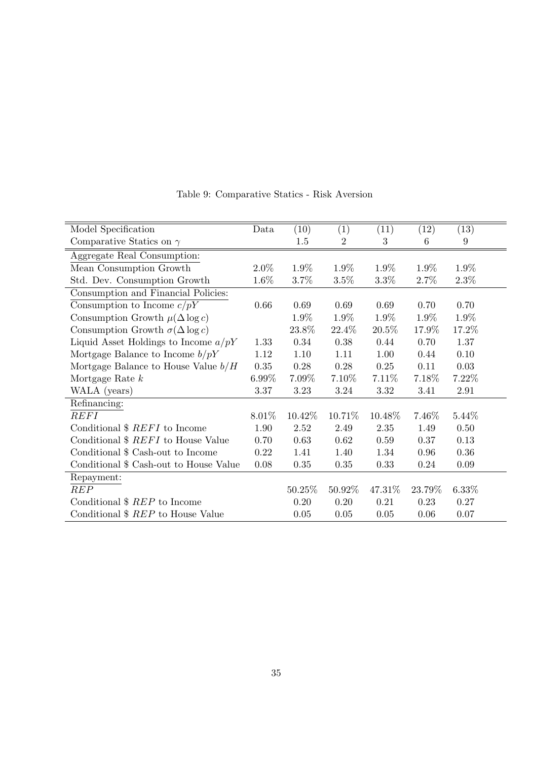Table 9: Comparative Statics - Risk Aversion

| Model Specification | Data | (10) | (1) | (11) | (12) | (13) |
|---|---|---|---|---|---|---|
| Comparative Statics on $\gamma$ | | 1.5 | 2 | 3 | 6 | 9 |
| Aggregate Real Consumption: | | | | | | |
| Mean Consumption Growth | 2.0% | 1.9% | 1.9% | 1.9% | 1.9% | 1.9% |
| Std. Dev. Consumption Growth | 1.6% | 3.7% | 3.5% | 3.3% | 2.7% | 2.3% |
| Consumption and Financial Policies: | | | | | | |
| Consumption to Income $c/pY$ | 0.66 | 0.69 | 0.69 | 0.69 | 0.70 | 0.70 |
| Consumption Growth $\mu(\Delta \log c)$ | | 1.9% | 1.9% | 1.9% | 1.9% | 1.9% |
| Consumption Growth $\sigma(\Delta \log c)$ | | 23.8% | 22.4% | 20.5% | 17.9% | 17.2% |
| Liquid Asset Holdings to Income $a/pY$ | 1.33 | 0.34 | 0.38 | 0.44 | 0.70 | 1.37 |
| Mortgage Balance to Income $b/pY$ | 1.12 | 1.10 | 1.11 | 1.00 | 0.44 | 0.10 |
| Mortgage Balance to House Value $b/H$ | 0.35 | 0.28 | 0.28 | 0.25 | 0.11 | 0.03 |
| Mortgage Rate $k$ | 6.99% | 7.09% | 7.10% | 7.11% | 7.18% | 7.22% |
| WALA (years) | 3.37 | 3.23 | 3.24 | 3.32 | 3.41 | 2.91 |
| Refinancing: | | | | | | |
| $\overline{REFI}$ | 8.01% | 10.42% | 10.71% | 10.48% | 7.46% | 5.44% |
| Conditional \$ $REFI$ to Income | 1.90 | 2.52 | 2.49 | 2.35 | 1.49 | 0.50 |
| Conditional \$ $REFI$ to House Value | 0.70 | 0.63 | 0.62 | 0.59 | 0.37 | 0.13 |
| Conditional \$ Cash-out to Income | 0.22 | 1.41 | 1.40 | 1.34 | 0.96 | 0.36 |
| Conditional \$ Cash-out to House Value | 0.08 | 0.35 | 0.35 | 0.33 | 0.24 | 0.09 |
| Repayment: | | | | | | |
| $\overline{REP}$ | | 50.25% | 50.92% | 47.31% | 23.79% | 6.33% |
| Conditional \$ $REP$ to Income | | 0.20 | 0.20 | 0.21 | 0.23 | 0.27 |
| Conditional \$ $REP$ to House Value | | 0.05 | 0.05 | 0.05 | 0.06 | 0.07 |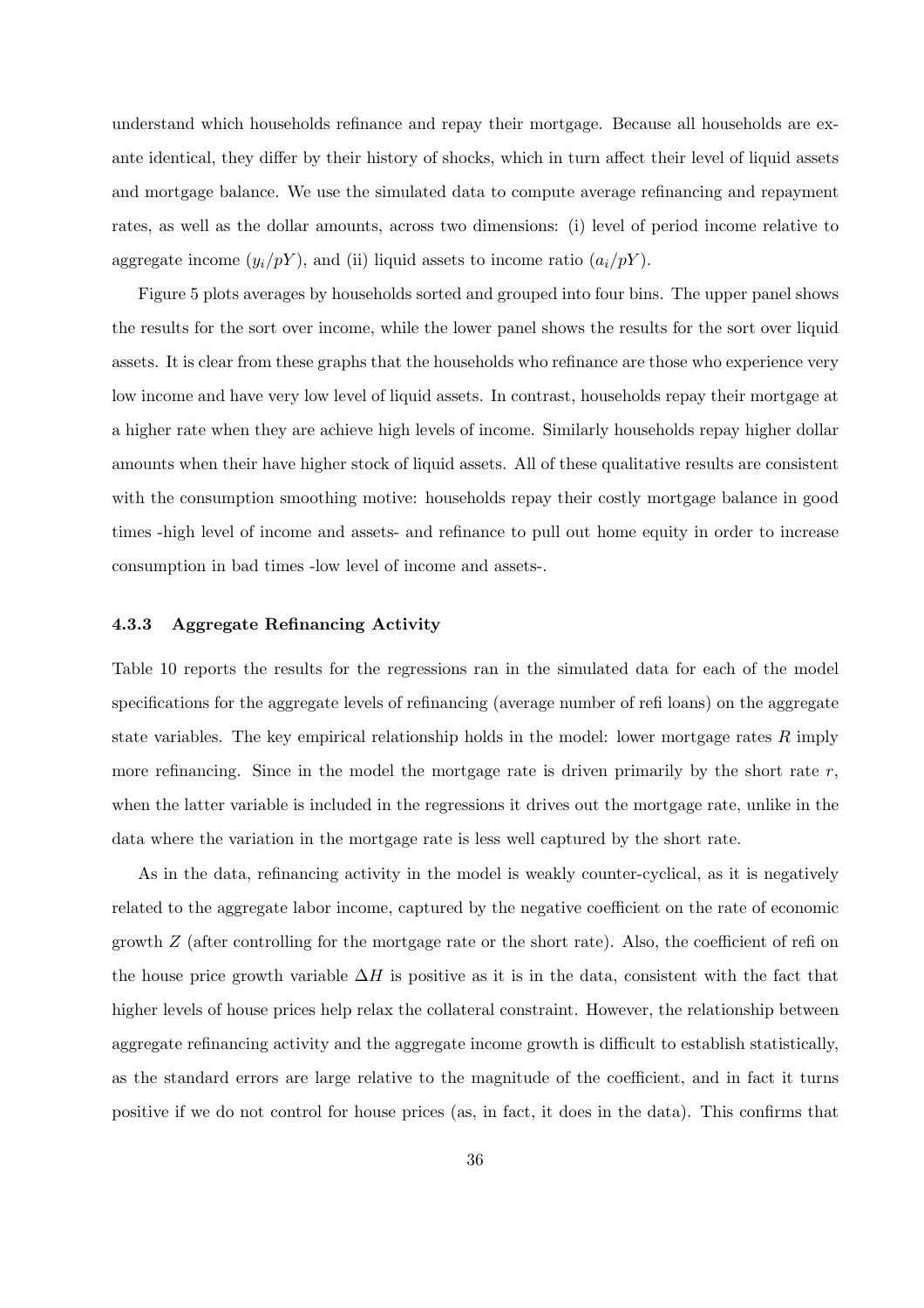understand which households refinance and repay their mortgage. Because all households are ex-ante identical, they differ by their history of shocks, which in turn affect their level of liquid assets and mortgage balance. We use the simulated data to compute average refinancing and repayment rates, as well as the dollar amounts, across two dimensions: (i) level of period income relative to aggregate income ($y_i/pY$), and (ii) liquid assets to income ratio ($a_i/pY$).

Figure 5 plots averages by households sorted and grouped into four bins. The upper panel shows the results for the sort over income, while the lower panel shows the results for the sort over liquid assets. It is clear from these graphs that the households who refinance are those who experience very low income and have very low level of liquid assets. In contrast, households repay their mortgage at a higher rate when they are achieve high levels of income. Similarly households repay higher dollar amounts when their have higher stock of liquid assets. All of these qualitative results are consistent with the consumption smoothing motive: households repay their costly mortgage balance in good times -high level of income and assets- and refinance to pull out home equity in order to increase consumption in bad times -low level of income and assets-.

### 4.3.3 Aggregate Refinancing Activity

Table 10 reports the results for the regressions ran in the simulated data for each of the model specifications for the aggregate levels of refinancing (average number of refi loans) on the aggregate state variables. The key empirical relationship holds in the model: lower mortgage rates $R$ imply more refinancing. Since in the model the mortgage rate is driven primarily by the short rate $r$, when the latter variable is included in the regressions it drives out the mortgage rate, unlike in the data where the variation in the mortgage rate is less well captured by the short rate.

As in the data, refinancing activity in the model is weakly counter-cyclical, as it is negatively related to the aggregate labor income, captured by the negative coefficient on the rate of economic growth $Z$ (after controlling for the mortgage rate or the short rate). Also, the coefficient of refi on the house price growth variable $\Delta H$ is positive as it is in the data, consistent with the fact that higher levels of house prices help relax the collateral constraint. However, the relationship between aggregate refinancing activity and the aggregate income growth is difficult to establish statistically, as the standard errors are large relative to the magnitude of the coefficient, and in fact it turns positive if we do not control for house prices (as, in fact, it does in the data). This confirms that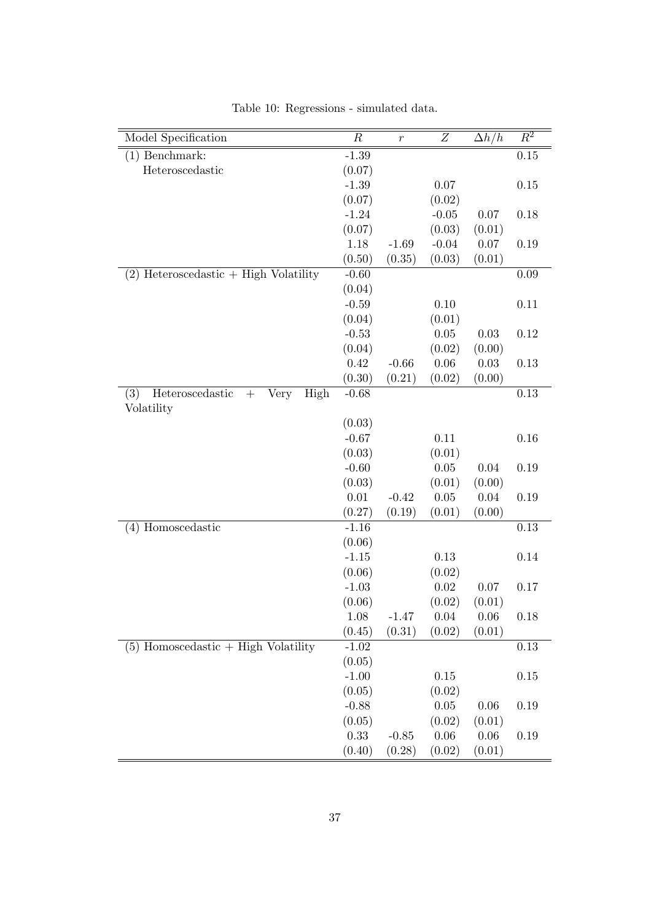Table 10: Regressions - simulated data.

| Model Specification | $R$ | $r$ | $Z$ | $\Delta h/h$ | $R^2$ |
|---|---|---|---|---|---|
| (1) Benchmark: Heteroscedastic | -1.39 | | | | 0.15 |
| | (0.07) | | | | |
| | -1.39 | | 0.07 | | 0.15 |
| | (0.07) | | (0.02) | | |
| | -1.24 | | -0.05 | 0.07 | 0.18 |
| | (0.07) | | (0.03) | (0.01) | |
| | 1.18 | -1.69 | -0.04 | 0.07 | 0.19 |
| | (0.50) | (0.35) | (0.03) | (0.01) | |
| (2) Heteroscedastic + High Volatility | -0.60 | | | | 0.09 |
| | (0.04) | | | | |
| | -0.59 | | 0.10 | | 0.11 |
| | (0.04) | | (0.01) | | |
| | -0.53 | | 0.05 | 0.03 | 0.12 |
| | (0.04) | | (0.02) | (0.00) | |
| | 0.42 | -0.66 | 0.06 | 0.03 | 0.13 |
| | (0.30) | (0.21) | (0.02) | (0.00) | |
| (3) Heteroscedastic + Very High Volatility | -0.68 | | | | 0.13 |
| | (0.03) | | | | |
| | -0.67 | | 0.11 | | 0.16 |
| | (0.03) | | (0.01) | | |
| | -0.60 | | 0.05 | 0.04 | 0.19 |
| | (0.03) | | (0.01) | (0.00) | |
| | 0.01 | -0.42 | 0.05 | 0.04 | 0.19 |
| | (0.27) | (0.19) | (0.01) | (0.00) | |
| (4) Homoscedastic | -1.16 | | | | 0.13 |
| | (0.06) | | | | |
| | -1.15 | | 0.13 | | 0.14 |
| | (0.06) | | (0.02) | | |
| | -1.03 | | 0.02 | 0.07 | 0.17 |
| | (0.06) | | (0.02) | (0.01) | |
| | 1.08 | -1.47 | 0.04 | 0.06 | 0.18 |
| | (0.45) | (0.31) | (0.02) | (0.01) | |
| (5) Homoscedastic + High Volatility | -1.02 | | | | 0.13 |
| | (0.05) | | | | |
| | -1.00 | | 0.15 | | 0.15 |
| | (0.05) | | (0.02) | | |
| | -0.88 | | 0.05 | 0.06 | 0.19 |
| | (0.05) | | (0.02) | (0.01) | |
| | 0.33 | -0.85 | 0.06 | 0.06 | 0.19 |
| | (0.40) | (0.28) | (0.02) | (0.01) | |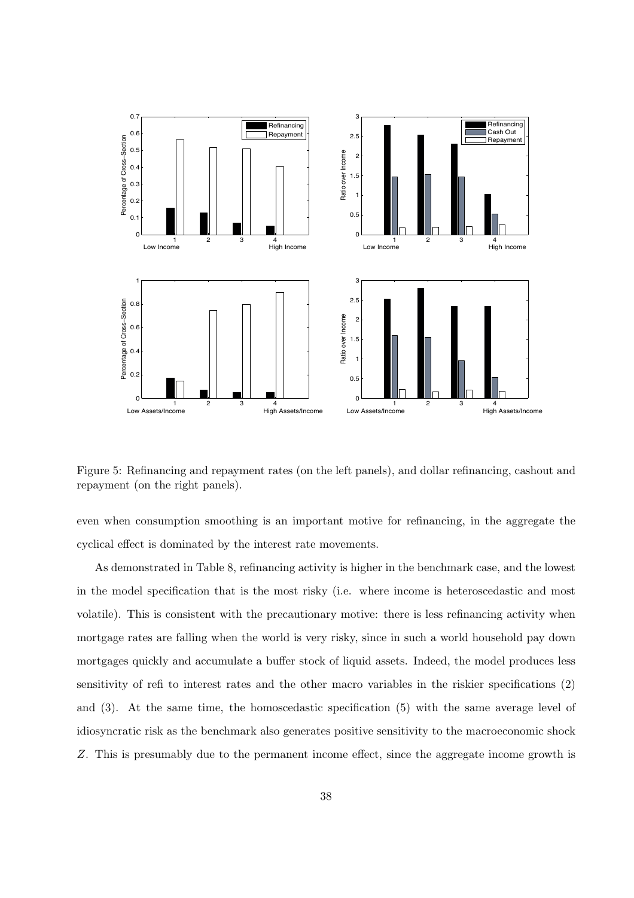Figure 5: Refinancing and repayment rates (on the left panels), and dollar refinancing, cashout and repayment (on the right panels).

even when consumption smoothing is an important motive for refinancing, in the aggregate the cyclical effect is dominated by the interest rate movements.

As demonstrated in Table 8, refinancing activity is higher in the benchmark case, and the lowest in the model specification that is the most risky (i.e. where income is heteroscedastic and most volatile). This is consistent with the precautionary motive: there is less refinancing activity when mortgage rates are falling when the world is very risky, since in such a world household pay down mortgages quickly and accumulate a buffer stock of liquid assets. Indeed, the model produces less sensitivity of refi to interest rates and the other macro variables in the riskier specifications (2) and (3). At the same time, the homoscedastic specification (5) with the same average level of idiosyncratic risk as the benchmark also generates positive sensitivity to the macroeconomic shock $Z$. This is presumably due to the permanent income effect, since the aggregate income growth is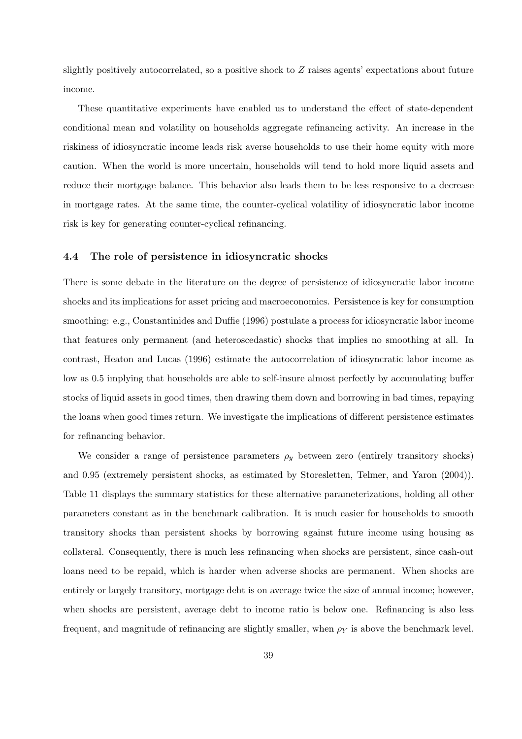slightly positively autocorrelated, so a positive shock to $Z$ raises agents' expectations about future income.

These quantitative experiments have enabled us to understand the effect of state-dependent conditional mean and volatility on households aggregate refinancing activity. An increase in the riskiness of idiosyncratic income leads risk averse households to use their home equity with more caution. When the world is more uncertain, households will tend to hold more liquid assets and reduce their mortgage balance. This behavior also leads them to be less responsive to a decrease in mortgage rates. At the same time, the counter-cyclical volatility of idiosyncratic labor income risk is key for generating counter-cyclical refinancing.

### 4.4 The role of persistence in idiosyncratic shocks

There is some debate in the literature on the degree of persistence of idiosyncratic labor income shocks and its implications for asset pricing and macroeconomics. Persistence is key for consumption smoothing: e.g., Constantinides and Duffie (1996) postulate a process for idiosyncratic labor income that features only permanent (and heteroscedastic) shocks that implies no smoothing at all. In contrast, Heaton and Lucas (1996) estimate the autocorrelation of idiosyncratic labor income as low as 0.5 implying that households are able to self-insure almost perfectly by accumulating buffer stocks of liquid assets in good times, then drawing them down and borrowing in bad times, repaying the loans when good times return. We investigate the implications of different persistence estimates for refinancing behavior.

We consider a range of persistence parameters $\rho_y$ between zero (entirely transitory shocks) and 0.95 (extremely persistent shocks, as estimated by Storesletten, Telmer, and Yaron (2004)). Table 11 displays the summary statistics for these alternative parameterizations, holding all other parameters constant as in the benchmark calibration. It is much easier for households to smooth transitory shocks than persistent shocks by borrowing against future income using housing as collateral. Consequently, there is much less refinancing when shocks are persistent, since cash-out loans need to be repaid, which is harder when adverse shocks are permanent. When shocks are entirely or largely transitory, mortgage debt is on average twice the size of annual income; however, when shocks are persistent, average debt to income ratio is below one. Refinancing is also less frequent, and magnitude of refinancing are slightly smaller, when $\rho_Y$ is above the benchmark level.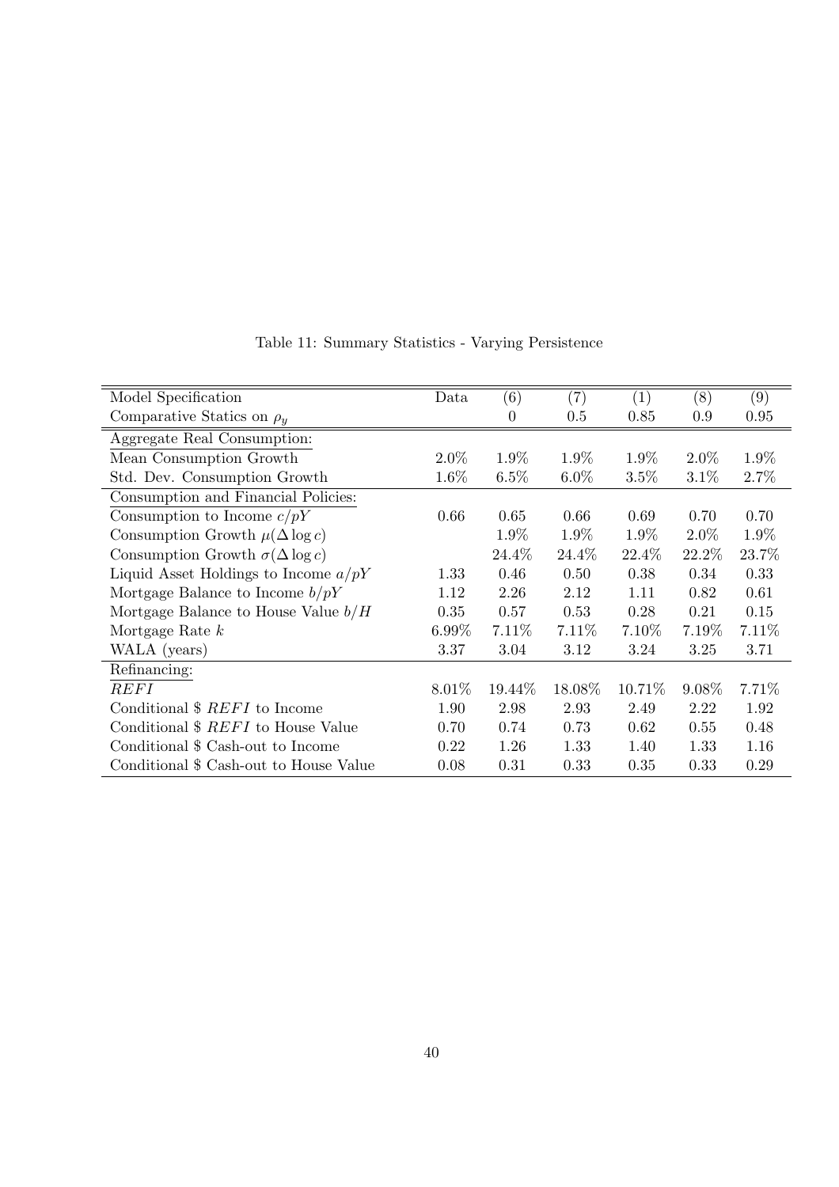Table 11: Summary Statistics - Varying Persistence

| Model Specification | Data | (6) | (7) | (1) | (8) | (9) |
|---|---|---|---|---|---|---|
| Comparative Statics on $\rho_y$ | | 0 | 0.5 | 0.85 | 0.9 | 0.95 |
| Aggregate Real Consumption: | | | | | | |
| Mean Consumption Growth | 2.0% | 1.9% | 1.9% | 1.9% | 2.0% | 1.9% |
| Std. Dev. Consumption Growth | 1.6% | 6.5% | 6.0% | 3.5% | 3.1% | 2.7% |
| Consumption and Financial Policies: | | | | | | |
| Consumption to Income $c/pY$ | 0.66 | 0.65 | 0.66 | 0.69 | 0.70 | 0.70 |
| Consumption Growth $\mu(\Delta \log c)$ | | 1.9% | 1.9% | 1.9% | 2.0% | 1.9% |
| Consumption Growth $\sigma(\Delta \log c)$ | | 24.4% | 24.4% | 22.4% | 22.2% | 23.7% |
| Liquid Asset Holdings to Income $a/pY$ | 1.33 | 0.46 | 0.50 | 0.38 | 0.34 | 0.33 |
| Mortgage Balance to Income $b/pY$ | 1.12 | 2.26 | 2.12 | 1.11 | 0.82 | 0.61 |
| Mortgage Balance to House Value $b/H$ | 0.35 | 0.57 | 0.53 | 0.28 | 0.21 | 0.15 |
| Mortgage Rate $k$ | 6.99% | 7.11% | 7.11% | 7.10% | 7.19% | 7.11% |
| WALA (years) | 3.37 | 3.04 | 3.12 | 3.24 | 3.25 | 3.71 |
| Refinancing: | | | | | | |
| $REFI$ | 8.01% | 19.44% | 18.08% | 10.71% | 9.08% | 7.71% |
| Conditional \$ $REFI$ to Income | 1.90 | 2.98 | 2.93 | 2.49 | 2.22 | 1.92 |
| Conditional \$ $REFI$ to House Value | 0.70 | 0.74 | 0.73 | 0.62 | 0.55 | 0.48 |
| Conditional \$ Cash-out to Income | 0.22 | 1.26 | 1.33 | 1.40 | 1.33 | 1.16 |
| Conditional \$ Cash-out to House Value | 0.08 | 0.31 | 0.33 | 0.35 | 0.33 | 0.29 |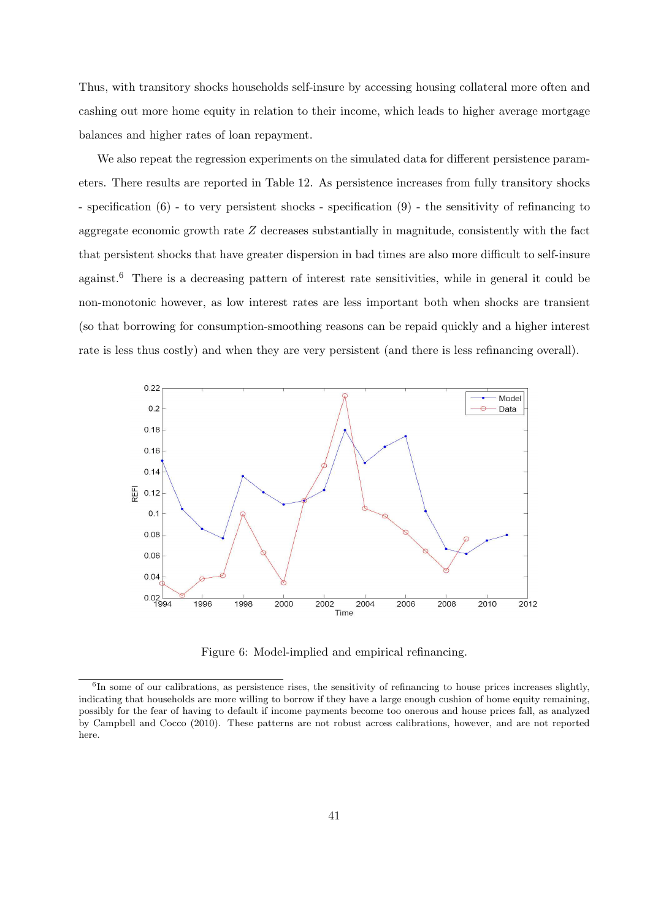Thus, with transitory shocks households self-insure by accessing housing collateral more often and cashing out more home equity in relation to their income, which leads to higher average mortgage balances and higher rates of loan repayment.

We also repeat the regression experiments on the simulated data for different persistence parameters. There results are reported in Table 12. As persistence increases from fully transitory shocks - specification (6) - to very persistent shocks - specification (9) - the sensitivity of refinancing to aggregate economic growth rate $Z$ decreases substantially in magnitude, consistently with the fact that persistent shocks that have greater dispersion in bad times are also more difficult to self-insure against.[6] There is a decreasing pattern of interest rate sensitivities, while in general it could be non-monotonic however, as low interest rates are less important both when shocks are transient (so that borrowing for consumption-smoothing reasons can be repaid quickly and a higher interest rate is less thus costly) and when they are very persistent (and there is less refinancing overall).

Figure 6: Model-implied and empirical refinancing.

[6] In some of our calibrations, as persistence rises, the sensitivity of refinancing to house prices increases slightly, indicating that households are more willing to borrow if they have a large enough cushion of home equity remaining, possibly for the fear of having to default if income payments become too onerous and house prices fall, as analyzed by Campbell and Cocco (2010). These patterns are not robust across calibrations, however, and are not reported here.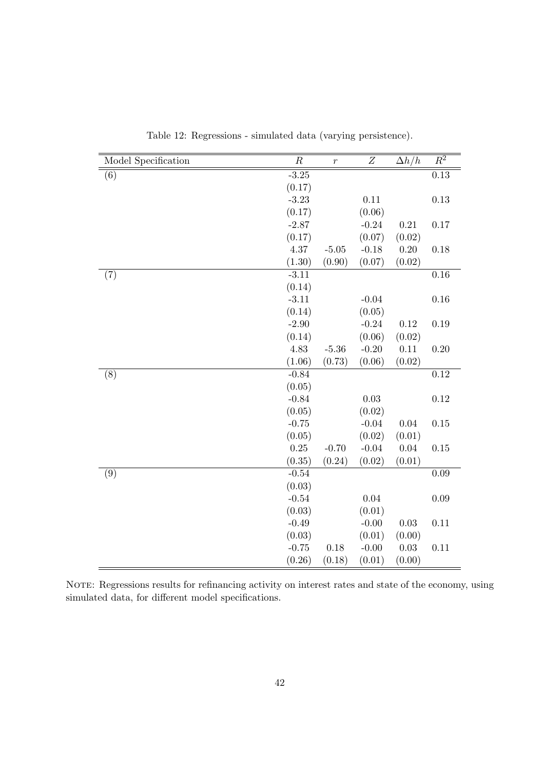Table 12: Regressions - simulated data (varying persistence).

| Model Specification | $R$ | $r$ | $Z$ | $\Delta h/h$ | $R^2$ |
|---|---|---|---|---|---|
| (6) | -3.25 | | | | 0.13 |
| | (0.17) | | | | |
| | -3.23 | | 0.11 | | 0.13 |
| | (0.17) | | (0.06) | | |
| | -2.87 | | -0.24 | 0.21 | 0.17 |
| | (0.17) | | (0.07) | (0.02) | |
| | 4.37 | -5.05 | -0.18 | 0.20 | 0.18 |
| | (1.30) | (0.90) | (0.07) | (0.02) | |
| (7) | -3.11 | | | | 0.16 |
| | (0.14) | | | | |
| | -3.11 | | -0.04 | | 0.16 |
| | (0.14) | | (0.05) | | |
| | -2.90 | | -0.24 | 0.12 | 0.19 |
| | (0.14) | | (0.06) | (0.02) | |
| | 4.83 | -5.36 | -0.20 | 0.11 | 0.20 |
| | (1.06) | (0.73) | (0.06) | (0.02) | |
| (8) | -0.84 | | | | 0.12 |
| | (0.05) | | | | |
| | -0.84 | | 0.03 | | 0.12 |
| | (0.05) | | (0.02) | | |
| | -0.75 | | -0.04 | 0.04 | 0.15 |
| | (0.05) | | (0.02) | (0.01) | |
| | 0.25 | -0.70 | -0.04 | 0.04 | 0.15 |
| | (0.35) | (0.24) | (0.02) | (0.01) | |
| (9) | -0.54 | | | | 0.09 |
| | (0.03) | | | | |
| | -0.54 | | 0.04 | | 0.09 |
| | (0.03) | | (0.01) | | |
| | -0.49 | | -0.00 | 0.03 | 0.11 |
| | (0.03) | | (0.01) | (0.00) | |
| | -0.75 | 0.18 | -0.00 | 0.03 | 0.11 |
| | (0.26) | (0.18) | (0.01) | (0.00) | |

NOTE: Regressions results for refinancing activity on interest rates and state of the economy, using simulated data, for different model specifications.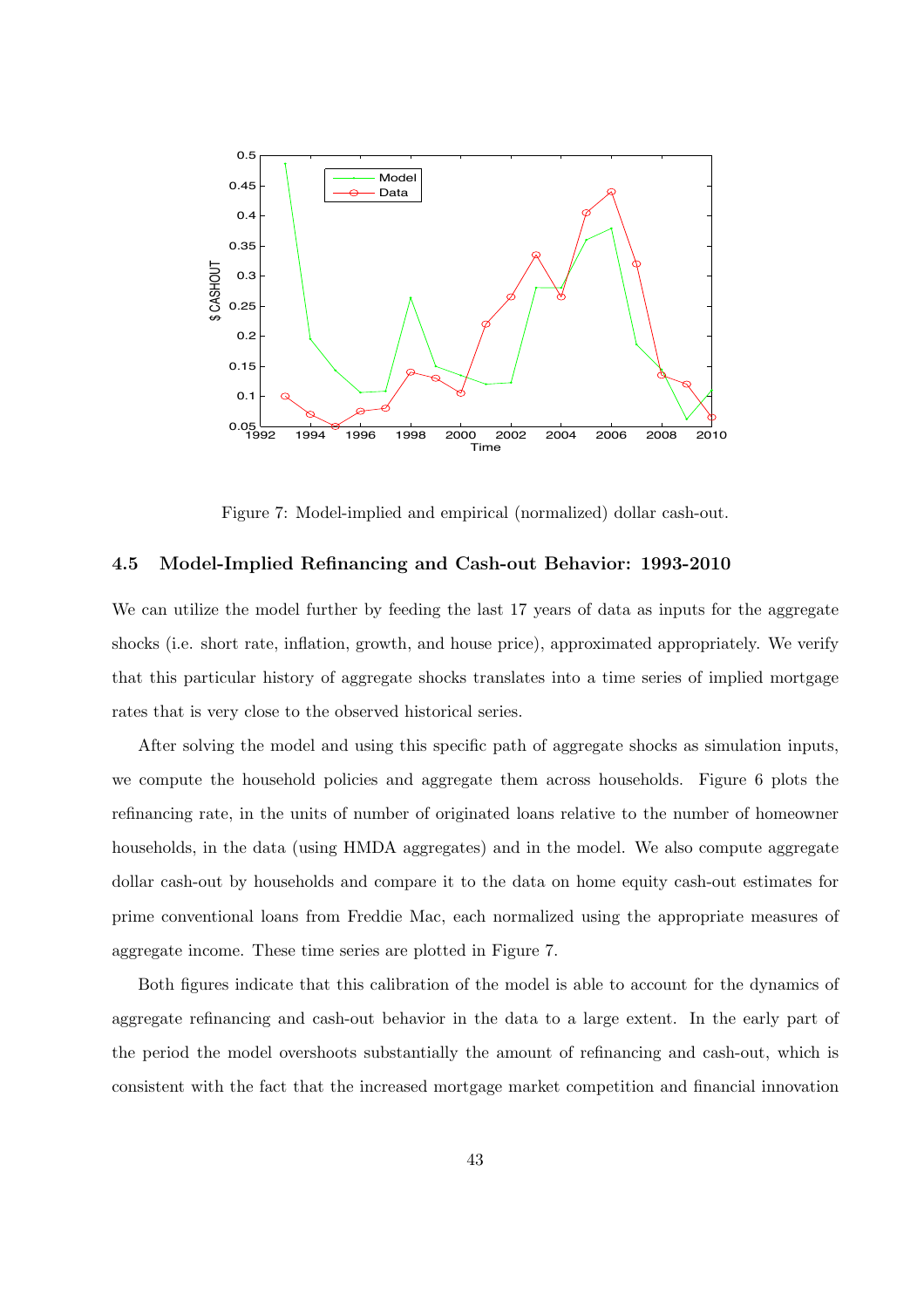Figure 7: Model-implied and empirical (normalized) dollar cash-out.

### 4.5 Model-Implied Refinancing and Cash-out Behavior: 1993-2010

We can utilize the model further by feeding the last 17 years of data as inputs for the aggregate shocks (i.e. short rate, inflation, growth, and house price), approximated appropriately. We verify that this particular history of aggregate shocks translates into a time series of implied mortgage rates that is very close to the observed historical series.

After solving the model and using this specific path of aggregate shocks as simulation inputs, we compute the household policies and aggregate them across households. Figure 6 plots the refinancing rate, in the units of number of originated loans relative to the number of homeowner households, in the data (using HMDA aggregates) and in the model. We also compute aggregate dollar cash-out by households and compare it to the data on home equity cash-out estimates for prime conventional loans from Freddie Mac, each normalized using the appropriate measures of aggregate income. These time series are plotted in Figure 7.

Both figures indicate that this calibration of the model is able to account for the dynamics of aggregate refinancing and cash-out behavior in the data to a large extent. In the early part of the period the model overshoots substantially the amount of refinancing and cash-out, which is consistent with the fact that the increased mortgage market competition and financial innovation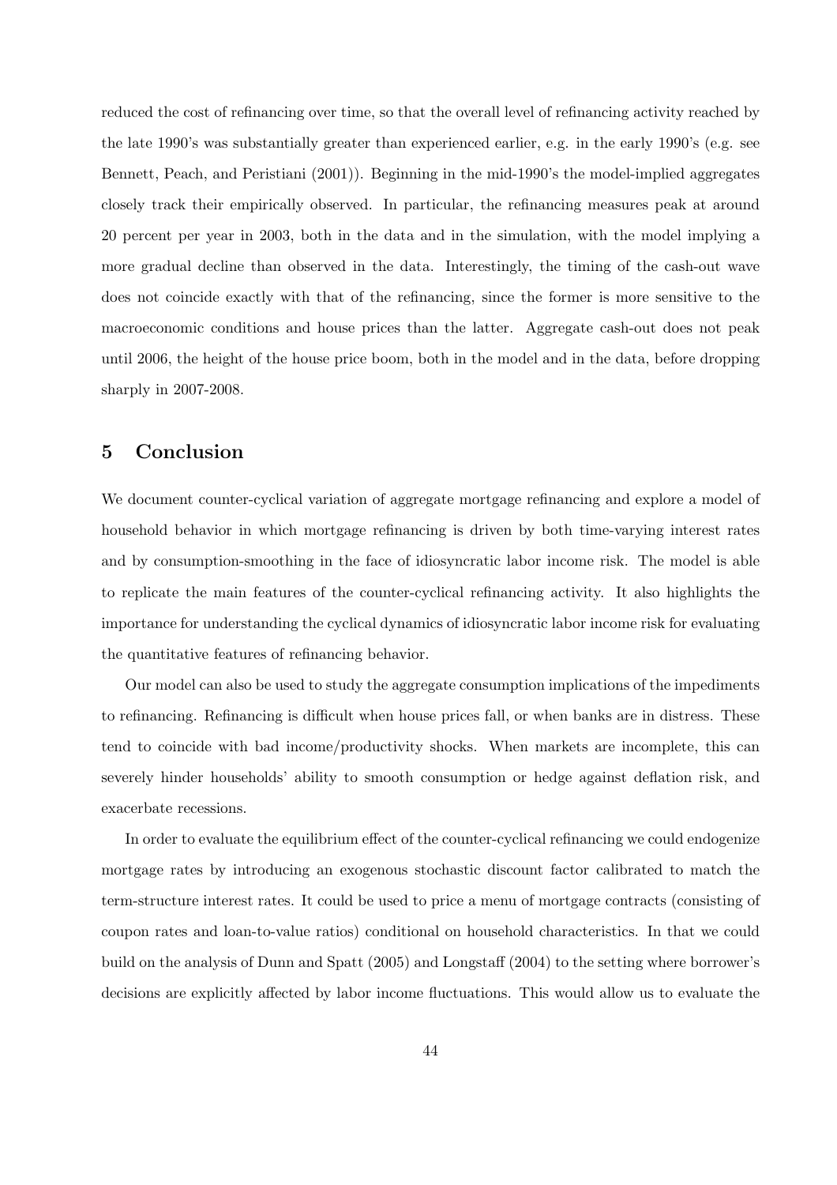reduced the cost of refinancing over time, so that the overall level of refinancing activity reached by the late 1990's was substantially greater than experienced earlier, e.g. in the early 1990's (e.g. see Bennett, Peach, and Peristiani (2001)). Beginning in the mid-1990's the model-implied aggregates closely track their empirically observed. In particular, the refinancing measures peak at around 20 percent per year in 2003, both in the data and in the simulation, with the model implying a more gradual decline than observed in the data. Interestingly, the timing of the cash-out wave does not coincide exactly with that of the refinancing, since the former is more sensitive to the macroeconomic conditions and house prices than the latter. Aggregate cash-out does not peak until 2006, the height of the house price boom, both in the model and in the data, before dropping sharply in 2007-2008.

## 5 Conclusion

We document counter-cyclical variation of aggregate mortgage refinancing and explore a model of household behavior in which mortgage refinancing is driven by both time-varying interest rates and by consumption-smoothing in the face of idiosyncratic labor income risk. The model is able to replicate the main features of the counter-cyclical refinancing activity. It also highlights the importance for understanding the cyclical dynamics of idiosyncratic labor income risk for evaluating the quantitative features of refinancing behavior.

Our model can also be used to study the aggregate consumption implications of the impediments to refinancing. Refinancing is difficult when house prices fall, or when banks are in distress. These tend to coincide with bad income/productivity shocks. When markets are incomplete, this can severely hinder households' ability to smooth consumption or hedge against deflation risk, and exacerbate recessions.

In order to evaluate the equilibrium effect of the counter-cyclical refinancing we could endogenize mortgage rates by introducing an exogenous stochastic discount factor calibrated to match the term-structure interest rates. It could be used to price a menu of mortgage contracts (consisting of coupon rates and loan-to-value ratios) conditional on household characteristics. In that we could build on the analysis of Dunn and Spatt (2005) and Longstaff (2004) to the setting where borrower's decisions are explicitly affected by labor income fluctuations. This would allow us to evaluate the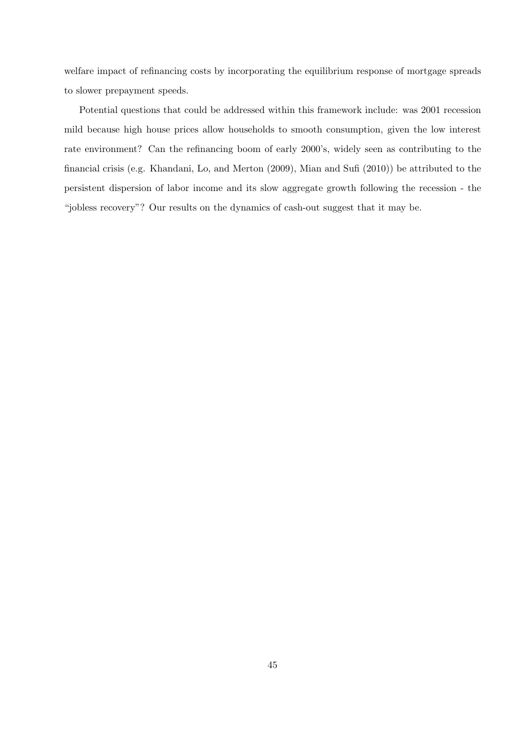welfare impact of refinancing costs by incorporating the equilibrium response of mortgage spreads to slower prepayment speeds.

Potential questions that could be addressed within this framework include: was 2001 recession mild because high house prices allow households to smooth consumption, given the low interest rate environment? Can the refinancing boom of early 2000's, widely seen as contributing to the financial crisis (e.g. Khandani, Lo, and Merton (2009), Mian and Sufi (2010)) be attributed to the persistent dispersion of labor income and its slow aggregate growth following the recession - the "jobless recovery"? Our results on the dynamics of cash-out suggest that it may be.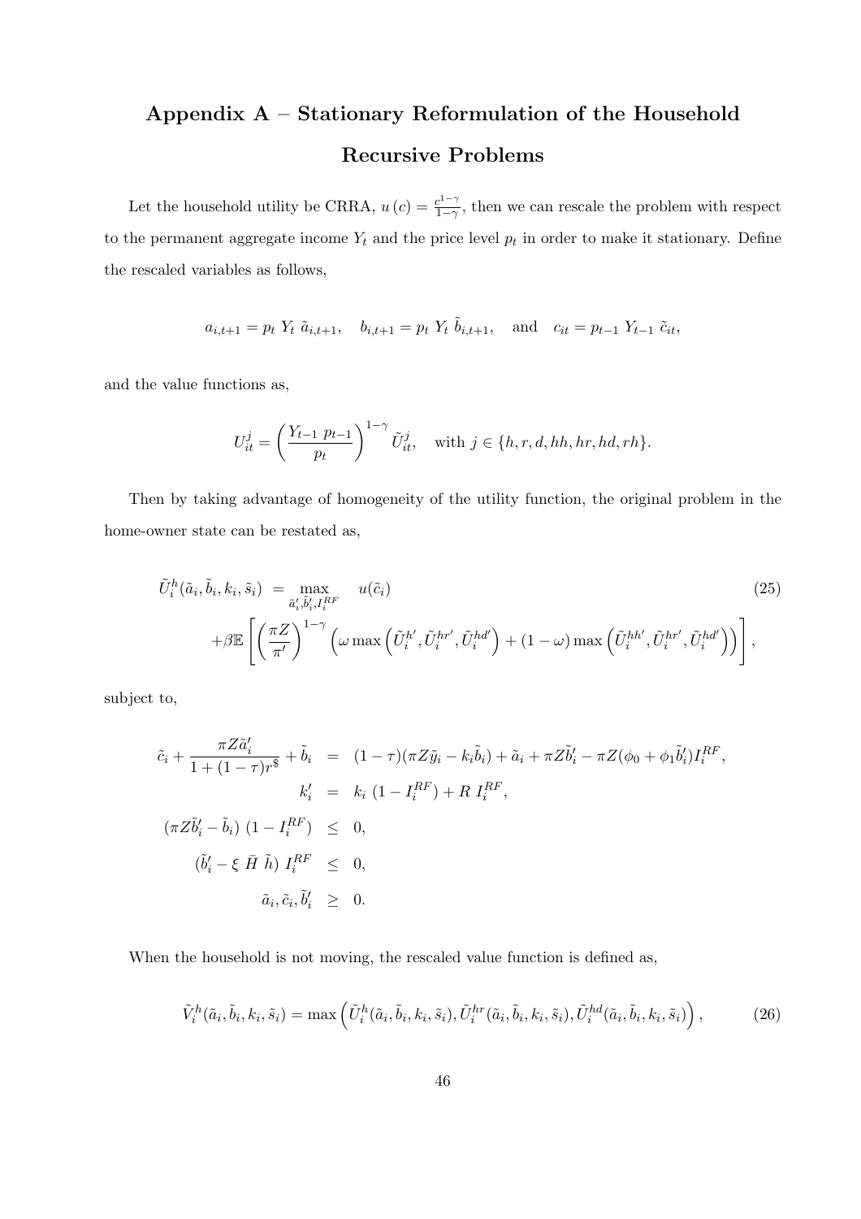# Appendix A – Stationary Reformulation of the Household Recursive Problems

Let the household utility be CRRA, $u(c) = \frac{c^{1-\gamma}}{1-\gamma}$, then we can rescale the problem with respect to the permanent aggregate income $Y_t$ and the price level $p_t$ in order to make it stationary. Define the rescaled variables as follows,

$$a_{i,t+1} = p_t \; Y_t \; \tilde{a}_{i,t+1}, \quad b_{i,t+1} = p_t \; Y_t \; \tilde{b}_{i,t+1}, \quad \text{and} \quad c_{it} = p_{t-1} \; Y_{t-1} \; \tilde{c}_{it},$$

and the value functions as,

$$U^j_{it} = \left( \frac{Y_{t-1} \; p_{t-1}}{p_t} \right)^{1-\gamma} \tilde{U}^j_{it}, \quad \text{with } j \in \{h, r, d, hh, hr, hd, rh\}.$$

Then by taking advantage of homogeneity of the utility function, the original problem in the home-owner state can be restated as,

$$\begin{aligned} \tilde{U}^h_i(\tilde{a}_i, \tilde{b}_i, k_i, \tilde{s}_i) \; = \; & \max_{\tilde{a}'_i, \tilde{b}'_i, I^{RF}_i} \quad u(\tilde{c}_i) \\ & + \beta \mathbb{E} \left[ \left( \frac{\pi Z}{\pi'} \right)^{1-\gamma} \left( \omega \max \left( \tilde{U}^{h'}_i, \tilde{U}^{hr'}_i, \tilde{U}^{hd'}_i \right) + (1-\omega) \max \left( \tilde{U}^{hh'}_i, \tilde{U}^{hr'}_i, \tilde{U}^{hd'}_i \right) \right) \right], \end{aligned} \tag{25}$$

subject to,

$$\begin{aligned} \tilde{c}_i + \frac{\pi Z \tilde{a}'_i}{1 + (1-\tau) r^{\$}} + \tilde{b}_i \; &= \; (1-\tau)(\pi Z \tilde{y}_i - k_i \tilde{b}_i) + \tilde{a}_i + \pi Z \tilde{b}'_i - \pi Z (\phi_0 + \phi_1 \tilde{b}'_i) I^{RF}_i, \\ k'_i \; &= \; k_i \; (1 - I^{RF}_i) + R \; I^{RF}_i, \\ (\pi Z \tilde{b}'_i - \tilde{b}_i) \; (1 - I^{RF}_i) \; &\leq \; 0, \\ (\tilde{b}'_i - \xi \; \bar{H} \; \tilde{h}) \; I^{RF}_i \; &\leq \; 0, \\ \tilde{a}_i, \tilde{c}_i, \tilde{b}'_i \; &\geq \; 0. \end{aligned}$$

When the household is not moving, the rescaled value function is defined as,

$$\tilde{V}^h_i(\tilde{a}_i, \tilde{b}_i, k_i, \tilde{s}_i) = \max \left( \tilde{U}^h_i(\tilde{a}_i, \tilde{b}_i, k_i, \tilde{s}_i), \tilde{U}^{hr}_i(\tilde{a}_i, \tilde{b}_i, k_i, \tilde{s}_i), \tilde{U}^{hd}_i(\tilde{a}_i, \tilde{b}_i, k_i, \tilde{s}_i) \right), \tag{26}$$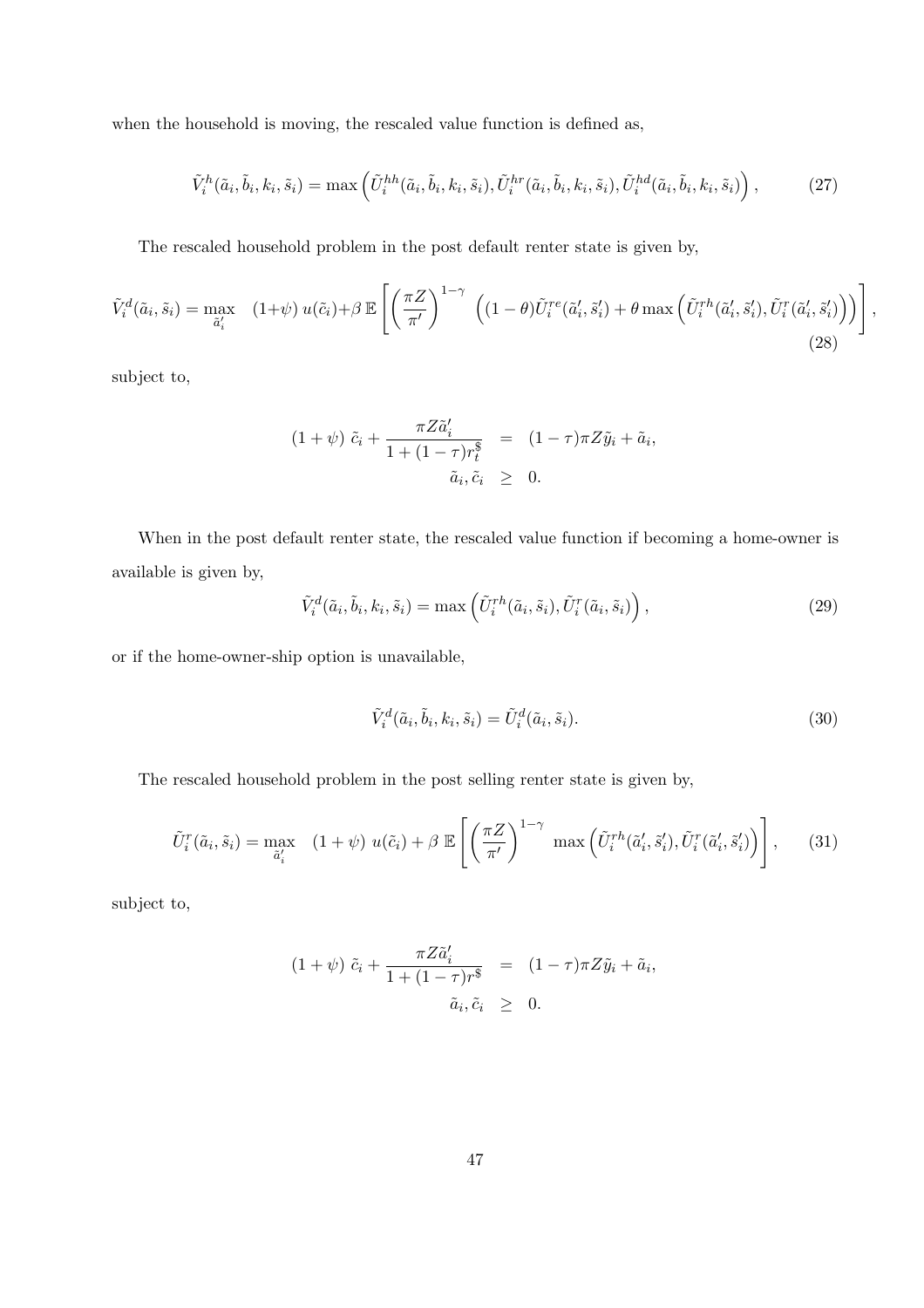when the household is moving, the rescaled value function is defined as,

$$\tilde{V}_i^h(\tilde{a}_i, \tilde{b}_i, k_i, \tilde{s}_i) = \max\left(\tilde{U}_i^{hh}(\tilde{a}_i, \tilde{b}_i, k_i, \tilde{s}_i), \tilde{U}_i^{hr}(\tilde{a}_i, \tilde{b}_i, k_i, \tilde{s}_i), \tilde{U}_i^{hd}(\tilde{a}_i, \tilde{b}_i, k_i, \tilde{s}_i)\right), \tag{27}$$

The rescaled household problem in the post default renter state is given by,

$$\tilde{V}_i^d(\tilde{a}_i, \tilde{s}_i) = \max_{\tilde{a}_i'} \quad (1+\psi)\, u(\tilde{c}_i) + \beta\, \mathbb{E}\left[\left(\frac{\pi Z}{\pi'}\right)^{1-\gamma} \left((1-\theta)\tilde{U}_i^{re}(\tilde{a}_i', \tilde{s}_i') + \theta \max\left(\tilde{U}_i^{rh}(\tilde{a}_i', \tilde{s}_i'), \tilde{U}_i^{r}(\tilde{a}_i', \tilde{s}_i')\right)\right)\right], \tag{28}$$

subject to,

$$\begin{aligned}
(1+\psi)\ \tilde{c}_i + \frac{\pi Z \tilde{a}_i'}{1+(1-\tau)r_t^{\$}} &= (1-\tau)\pi Z \tilde{y}_i + \tilde{a}_i, \\
\tilde{a}_i, \tilde{c}_i &\geq 0.
\end{aligned}$$

When in the post default renter state, the rescaled value function if becoming a home-owner is available is given by,

$$\tilde{V}_i^d(\tilde{a}_i, \tilde{b}_i, k_i, \tilde{s}_i) = \max\left(\tilde{U}_i^{rh}(\tilde{a}_i, \tilde{s}_i), \tilde{U}_i^{r}(\tilde{a}_i, \tilde{s}_i)\right), \tag{29}$$

or if the home-owner-ship option is unavailable,

$$\tilde{V}_i^d(\tilde{a}_i, \tilde{b}_i, k_i, \tilde{s}_i) = \tilde{U}_i^d(\tilde{a}_i, \tilde{s}_i). \tag{30}$$

The rescaled household problem in the post selling renter state is given by,

$$\tilde{U}_i^r(\tilde{a}_i, \tilde{s}_i) = \max_{\tilde{a}_i'} \quad (1+\psi)\ u(\tilde{c}_i) + \beta\ \mathbb{E}\left[\left(\frac{\pi Z}{\pi'}\right)^{1-\gamma} \ \max\left(\tilde{U}_i^{rh}(\tilde{a}_i', \tilde{s}_i'), \tilde{U}_i^{r}(\tilde{a}_i', \tilde{s}_i')\right)\right], \tag{31}$$

subject to,

$$\begin{aligned}
(1+\psi)\ \tilde{c}_i + \frac{\pi Z \tilde{a}_i'}{1+(1-\tau)r^{\$}} &= (1-\tau)\pi Z \tilde{y}_i + \tilde{a}_i, \\
\tilde{a}_i, \tilde{c}_i &\geq 0.
\end{aligned}$$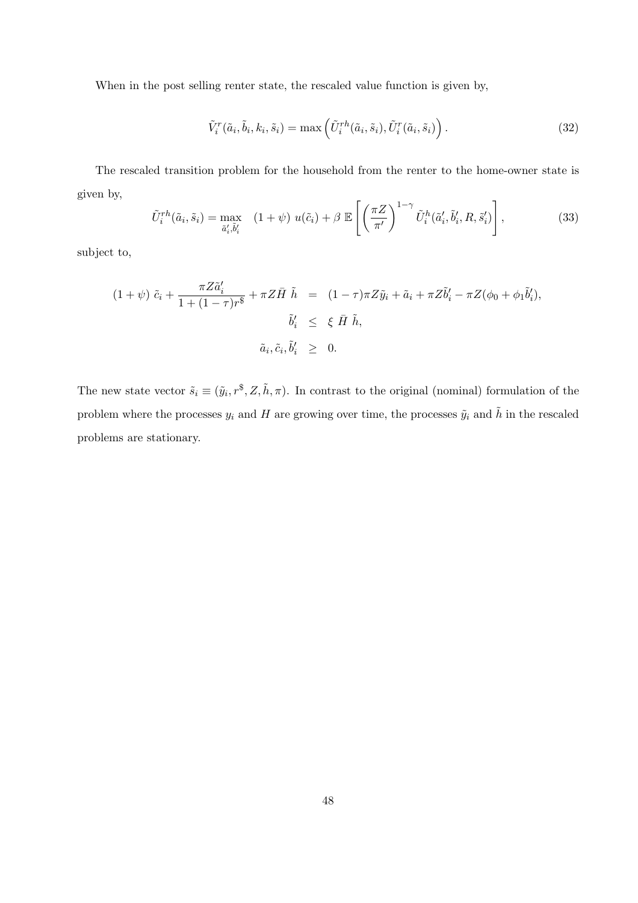When in the post selling renter state, the rescaled value function is given by,

$$\tilde{V}_i^r(\tilde{a}_i, \tilde{b}_i, k_i, \tilde{s}_i) = \max\left(\tilde{U}_i^{rh}(\tilde{a}_i, \tilde{s}_i), \tilde{U}_i^r(\tilde{a}_i, \tilde{s}_i)\right). \tag{32}$$

The rescaled transition problem for the household from the renter to the home-owner state is given by,

$$\tilde{U}_i^{rh}(\tilde{a}_i, \tilde{s}_i) = \max_{\tilde{a}_i', \tilde{b}_i'} \quad (1+\psi)\ u(\tilde{c}_i) + \beta\ \mathbb{E}\left[\left(\frac{\pi Z}{\pi'}\right)^{1-\gamma} \tilde{U}_i^h(\tilde{a}_i', \tilde{b}_i', R, \tilde{s}_i')\right], \tag{33}$$

subject to,

$$\begin{aligned}
(1+\psi)\ \tilde{c}_i + \frac{\pi Z \tilde{a}_i'}{1+(1-\tau)r^{\$}} + \pi Z \bar{H}\ \tilde{h} &= (1-\tau)\pi Z \tilde{y}_i + \tilde{a}_i + \pi Z \tilde{b}_i' - \pi Z(\phi_0 + \phi_1 \tilde{b}_i'), \\
\tilde{b}_i' &\leq \xi\ \bar{H}\ \tilde{h}, \\
\tilde{a}_i, \tilde{c}_i, \tilde{b}_i' &\geq 0.
\end{aligned}$$

The new state vector $\tilde{s}_i \equiv (\tilde{y}_i, r^{\$}, Z, \tilde{h}, \pi)$. In contrast to the original (nominal) formulation of the problem where the processes $y_i$ and $H$ are growing over time, the processes $\tilde{y}_i$ and $\tilde{h}$ in the rescaled problems are stationary.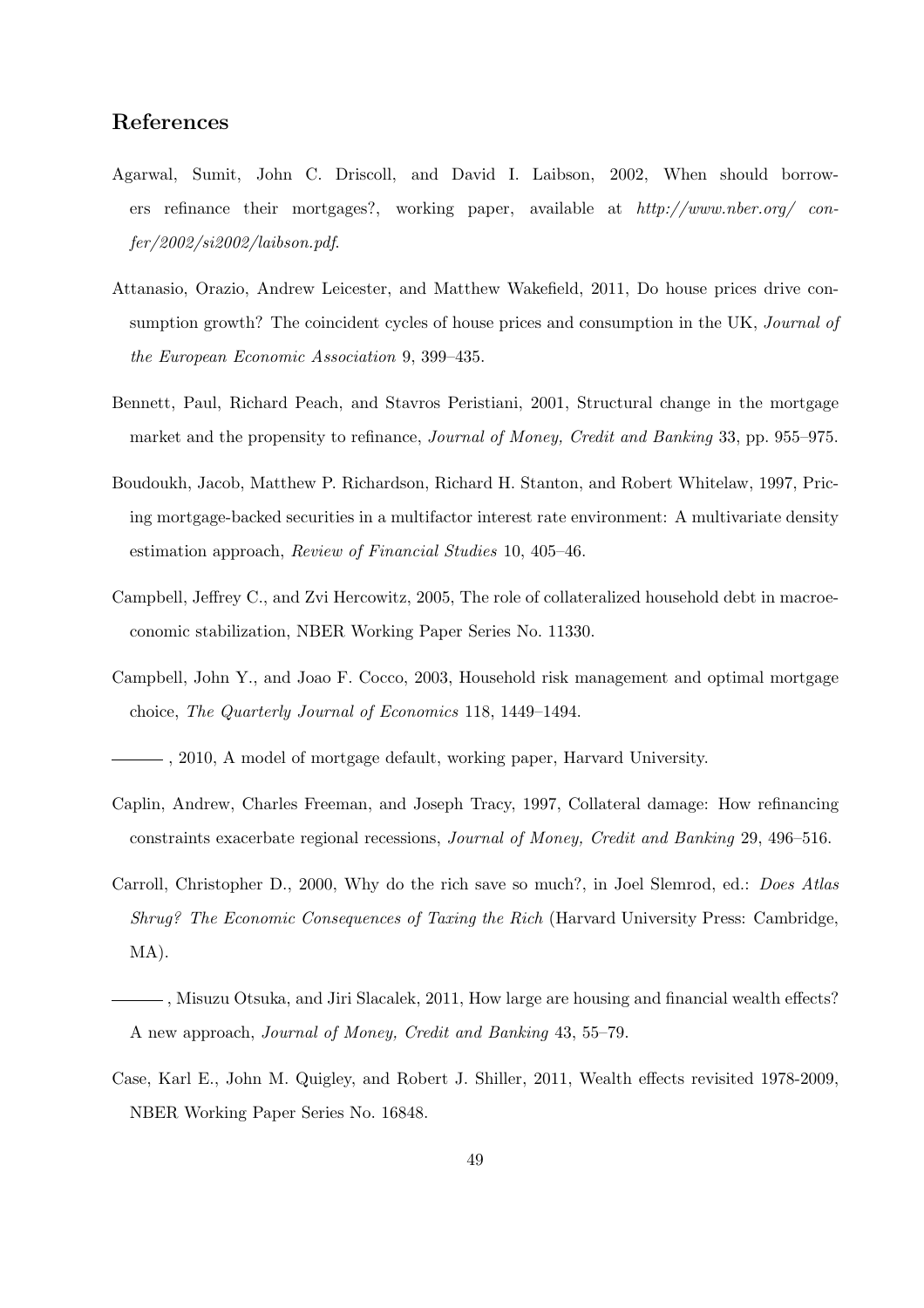## References

Agarwal, Sumit, John C. Driscoll, and David I. Laibson, 2002, When should borrowers refinance their mortgages?, working paper, available at *http://www.nber.org/ confer/2002/si2002/laibson.pdf*.

Attanasio, Orazio, Andrew Leicester, and Matthew Wakefield, 2011, Do house prices drive consumption growth? The coincident cycles of house prices and consumption in the UK, *Journal of the European Economic Association* 9, 399–435.

Bennett, Paul, Richard Peach, and Stavros Peristiani, 2001, Structural change in the mortgage market and the propensity to refinance, *Journal of Money, Credit and Banking* 33, pp. 955–975.

Boudoukh, Jacob, Matthew P. Richardson, Richard H. Stanton, and Robert Whitelaw, 1997, Pricing mortgage-backed securities in a multifactor interest rate environment: A multivariate density estimation approach, *Review of Financial Studies* 10, 405–46.

Campbell, Jeffrey C., and Zvi Hercowitz, 2005, The role of collateralized household debt in macroeconomic stabilization, NBER Working Paper Series No. 11330.

Campbell, John Y., and Joao F. Cocco, 2003, Household risk management and optimal mortgage choice, *The Quarterly Journal of Economics* 118, 1449–1494.

———, 2010, A model of mortgage default, working paper, Harvard University.

Caplin, Andrew, Charles Freeman, and Joseph Tracy, 1997, Collateral damage: How refinancing constraints exacerbate regional recessions, *Journal of Money, Credit and Banking* 29, 496–516.

Carroll, Christopher D., 2000, Why do the rich save so much?, in Joel Slemrod, ed.: *Does Atlas Shrug? The Economic Consequences of Taxing the Rich* (Harvard University Press: Cambridge, MA).

———, Misuzu Otsuka, and Jiri Slacalek, 2011, How large are housing and financial wealth effects? A new approach, *Journal of Money, Credit and Banking* 43, 55–79.

Case, Karl E., John M. Quigley, and Robert J. Shiller, 2011, Wealth effects revisited 1978-2009, NBER Working Paper Series No. 16848.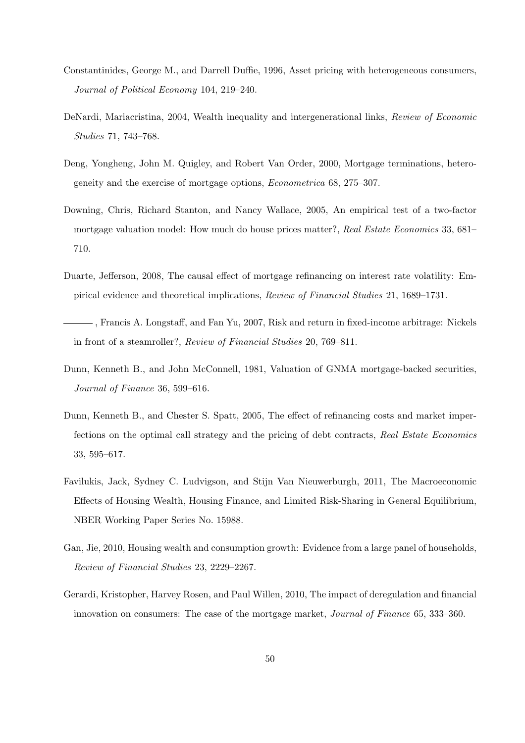Constantinides, George M., and Darrell Duffie, 1996, Asset pricing with heterogeneous consumers, *Journal of Political Economy* 104, 219–240.

DeNardi, Mariacristina, 2004, Wealth inequality and intergenerational links, *Review of Economic Studies* 71, 743–768.

Deng, Yongheng, John M. Quigley, and Robert Van Order, 2000, Mortgage terminations, heterogeneity and the exercise of mortgage options, *Econometrica* 68, 275–307.

Downing, Chris, Richard Stanton, and Nancy Wallace, 2005, An empirical test of a two-factor mortgage valuation model: How much do house prices matter?, *Real Estate Economics* 33, 681–710.

Duarte, Jefferson, 2008, The causal effect of mortgage refinancing on interest rate volatility: Empirical evidence and theoretical implications, *Review of Financial Studies* 21, 1689–1731.

———, Francis A. Longstaff, and Fan Yu, 2007, Risk and return in fixed-income arbitrage: Nickels in front of a steamroller?, *Review of Financial Studies* 20, 769–811.

Dunn, Kenneth B., and John McConnell, 1981, Valuation of GNMA mortgage-backed securities, *Journal of Finance* 36, 599–616.

Dunn, Kenneth B., and Chester S. Spatt, 2005, The effect of refinancing costs and market imperfections on the optimal call strategy and the pricing of debt contracts, *Real Estate Economics* 33, 595–617.

Favilukis, Jack, Sydney C. Ludvigson, and Stijn Van Nieuwerburgh, 2011, The Macroeconomic Effects of Housing Wealth, Housing Finance, and Limited Risk-Sharing in General Equilibrium, NBER Working Paper Series No. 15988.

Gan, Jie, 2010, Housing wealth and consumption growth: Evidence from a large panel of households, *Review of Financial Studies* 23, 2229–2267.

Gerardi, Kristopher, Harvey Rosen, and Paul Willen, 2010, The impact of deregulation and financial innovation on consumers: The case of the mortgage market, *Journal of Finance* 65, 333–360.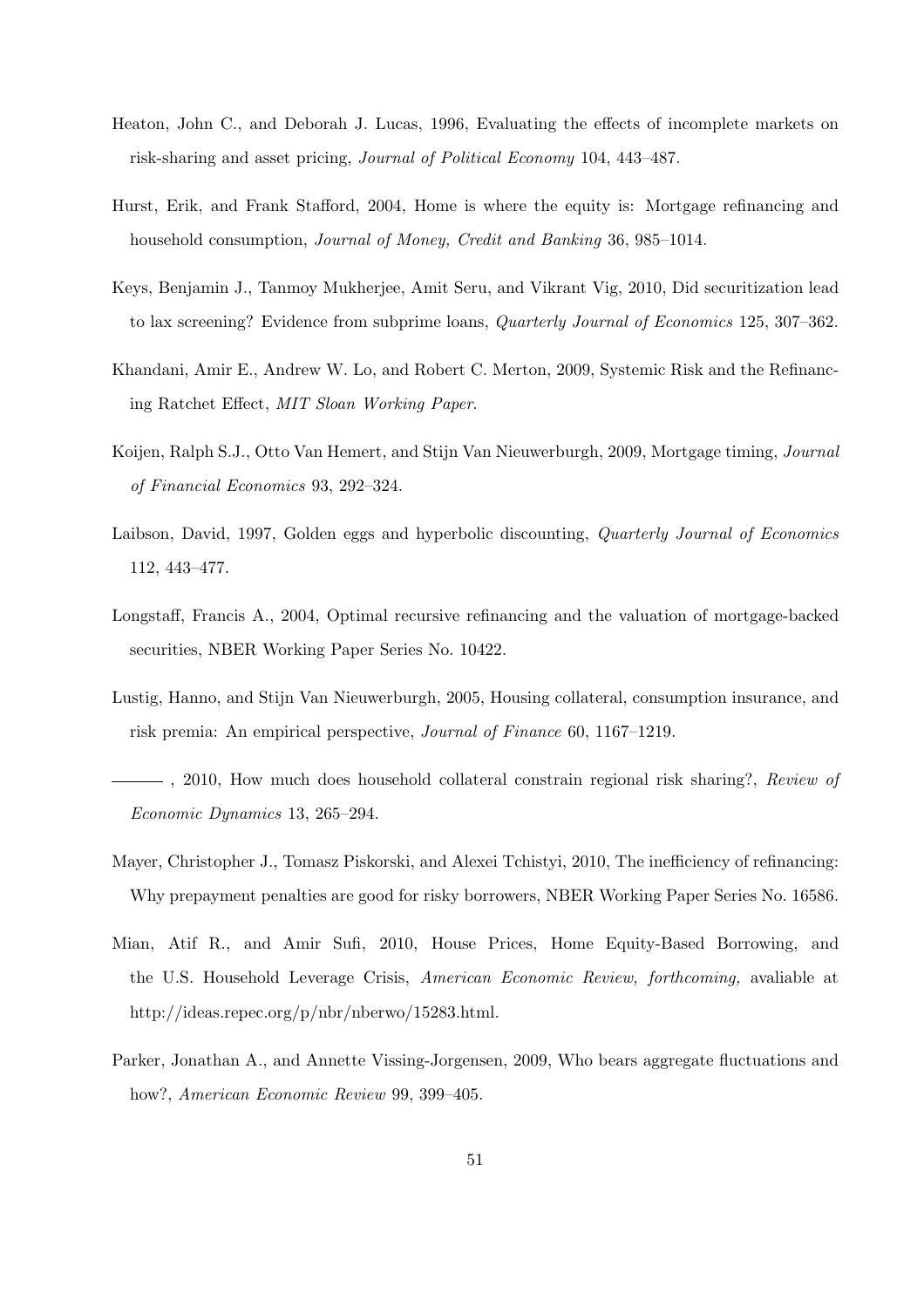Heaton, John C., and Deborah J. Lucas, 1996, Evaluating the effects of incomplete markets on risk-sharing and asset pricing, *Journal of Political Economy* 104, 443–487.

Hurst, Erik, and Frank Stafford, 2004, Home is where the equity is: Mortgage refinancing and household consumption, *Journal of Money, Credit and Banking* 36, 985–1014.

Keys, Benjamin J., Tanmoy Mukherjee, Amit Seru, and Vikrant Vig, 2010, Did securitization lead to lax screening? Evidence from subprime loans, *Quarterly Journal of Economics* 125, 307–362.

Khandani, Amir E., Andrew W. Lo, and Robert C. Merton, 2009, Systemic Risk and the Refinancing Ratchet Effect, *MIT Sloan Working Paper*.

Koijen, Ralph S.J., Otto Van Hemert, and Stijn Van Nieuwerburgh, 2009, Mortgage timing, *Journal of Financial Economics* 93, 292–324.

Laibson, David, 1997, Golden eggs and hyperbolic discounting, *Quarterly Journal of Economics* 112, 443–477.

Longstaff, Francis A., 2004, Optimal recursive refinancing and the valuation of mortgage-backed securities, NBER Working Paper Series No. 10422.

Lustig, Hanno, and Stijn Van Nieuwerburgh, 2005, Housing collateral, consumption insurance, and risk premia: An empirical perspective, *Journal of Finance* 60, 1167–1219.

———, 2010, How much does household collateral constrain regional risk sharing?, *Review of Economic Dynamics* 13, 265–294.

Mayer, Christopher J., Tomasz Piskorski, and Alexei Tchistyi, 2010, The inefficiency of refinancing: Why prepayment penalties are good for risky borrowers, NBER Working Paper Series No. 16586.

Mian, Atif R., and Amir Sufi, 2010, House Prices, Home Equity-Based Borrowing, and the U.S. Household Leverage Crisis, *American Economic Review, forthcoming,* avaliable at http://ideas.repec.org/p/nbr/nberwo/15283.html.

Parker, Jonathan A., and Annette Vissing-Jorgensen, 2009, Who bears aggregate fluctuations and how?, *American Economic Review* 99, 399–405.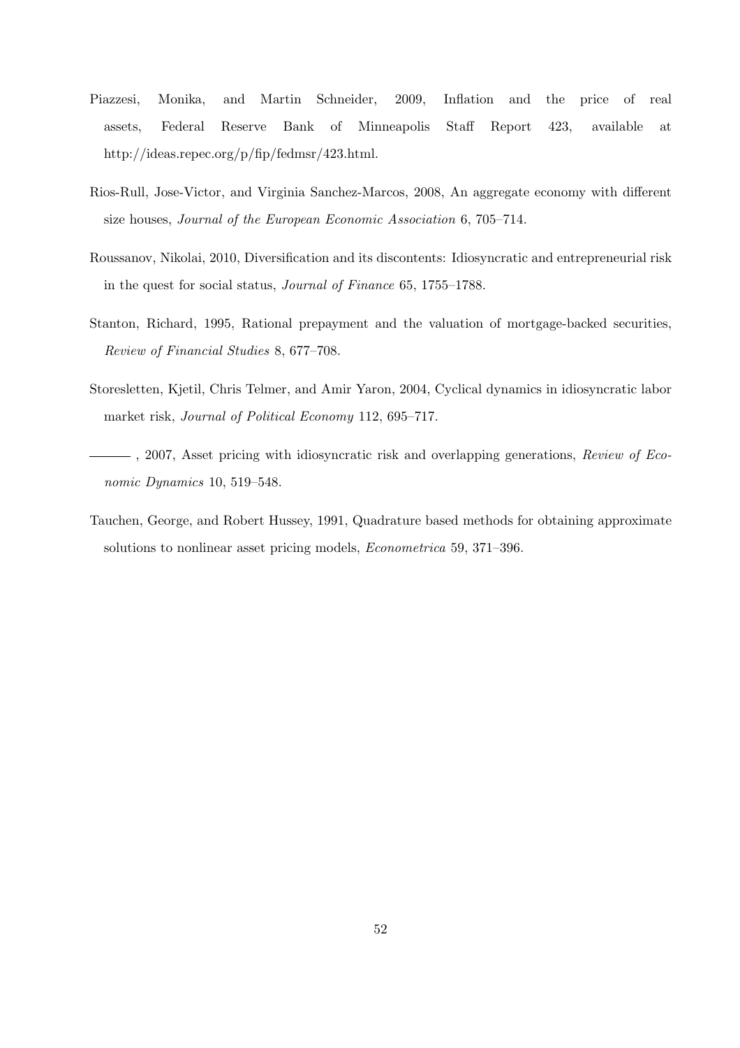Piazzesi, Monika, and Martin Schneider, 2009, Inflation and the price of real assets, Federal Reserve Bank of Minneapolis Staff Report 423, available at http://ideas.repec.org/p/fip/fedmsr/423.html.

Rios-Rull, Jose-Victor, and Virginia Sanchez-Marcos, 2008, An aggregate economy with different size houses, *Journal of the European Economic Association* 6, 705–714.

Roussanov, Nikolai, 2010, Diversification and its discontents: Idiosyncratic and entrepreneurial risk in the quest for social status, *Journal of Finance* 65, 1755–1788.

Stanton, Richard, 1995, Rational prepayment and the valuation of mortgage-backed securities, *Review of Financial Studies* 8, 677–708.

Storesletten, Kjetil, Chris Telmer, and Amir Yaron, 2004, Cyclical dynamics in idiosyncratic labor market risk, *Journal of Political Economy* 112, 695–717.

———, 2007, Asset pricing with idiosyncratic risk and overlapping generations, *Review of Economic Dynamics* 10, 519–548.

Tauchen, George, and Robert Hussey, 1991, Quadrature based methods for obtaining approximate solutions to nonlinear asset pricing models, *Econometrica* 59, 371–396.